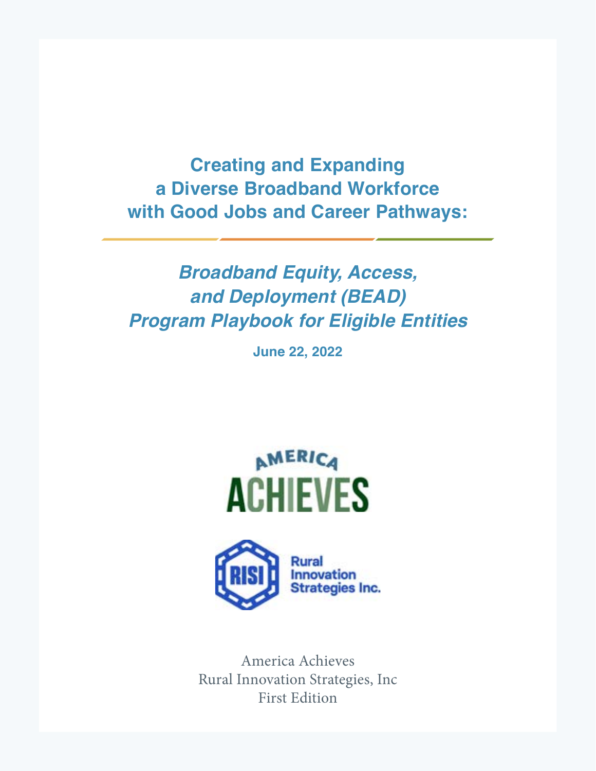# Creating and Expanding a Diverse Broadband Workforce with Good Jobs and Career Pathways:

## *Broadband Equity, Access, and Deployment (BEAD) Program Playbook for Eligible Entities*

**June 22, 2022**

America Achieves
Rural Innovation Strategies, Inc
First Edition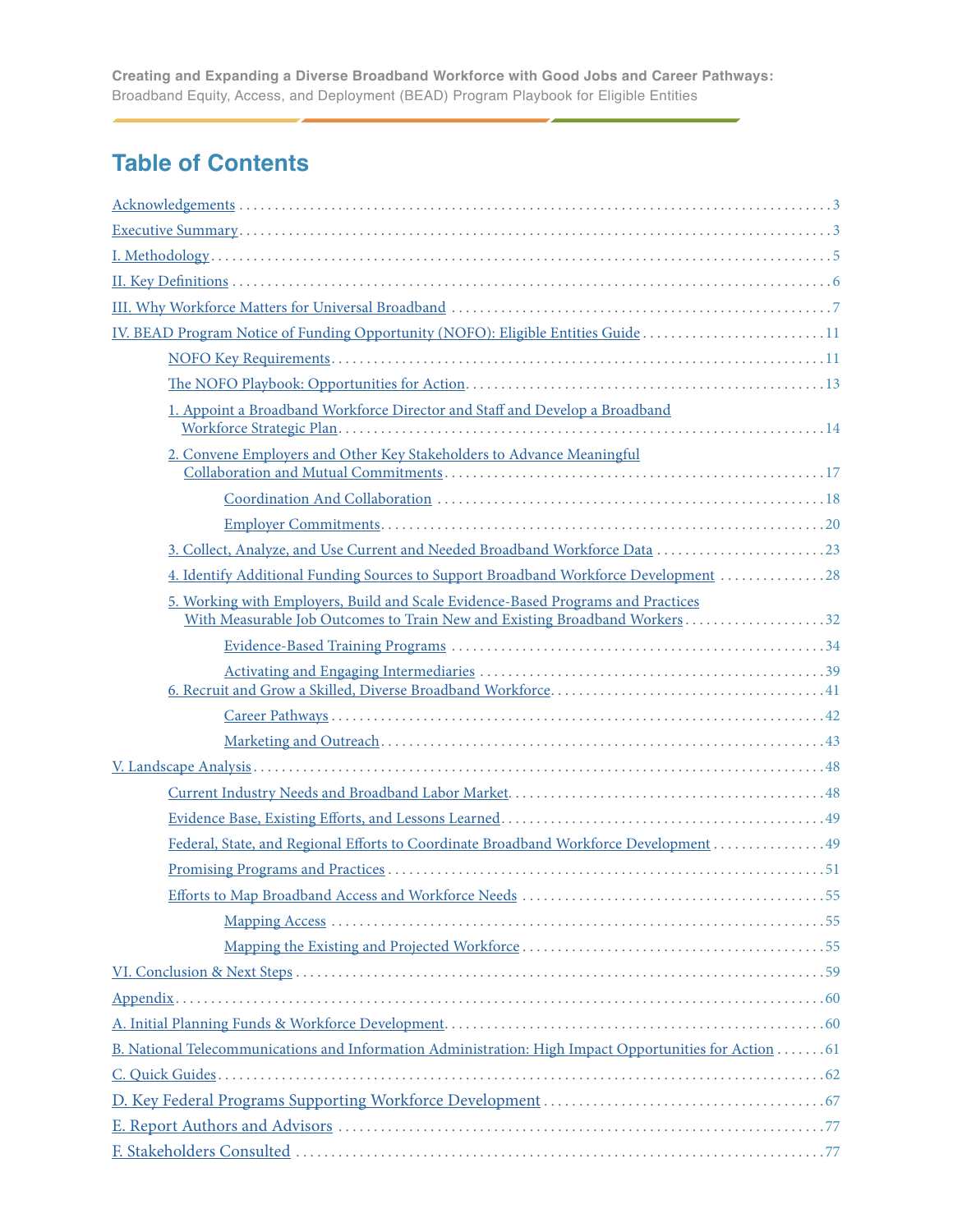# Table of Contents

- Acknowledgements ... 3
- Executive Summary ... 3
- I. Methodology ... 5
- II. Key Definitions ... 6
- III. Why Workforce Matters for Universal Broadband ... 7
- IV. BEAD Program Notice of Funding Opportunity (NOFO): Eligible Entities Guide ... 11
  - NOFO Key Requirements ... 11
  - The NOFO Playbook: Opportunities for Action ... 13
  - 1. Appoint a Broadband Workforce Director and Staff and Develop a Broadband Workforce Strategic Plan ... 14
  - 2. Convene Employers and Other Key Stakeholders to Advance Meaningful Collaboration and Mutual Commitments ... 17
    - Coordination And Collaboration ... 18
    - Employer Commitments ... 20
  - 3. Collect, Analyze, and Use Current and Needed Broadband Workforce Data ... 23
  - 4. Identify Additional Funding Sources to Support Broadband Workforce Development ... 28
  - 5. Working with Employers, Build and Scale Evidence-Based Programs and Practices With Measurable Job Outcomes to Train New and Existing Broadband Workers ... 32
    - Evidence-Based Training Programs ... 34
    - Activating and Engaging Intermediaries ... 39
  - 6. Recruit and Grow a Skilled, Diverse Broadband Workforce ... 41
    - Career Pathways ... 42
    - Marketing and Outreach ... 43
- V. Landscape Analysis ... 48
  - Current Industry Needs and Broadband Labor Market ... 48
  - Evidence Base, Existing Efforts, and Lessons Learned ... 49
  - Federal, State, and Regional Efforts to Coordinate Broadband Workforce Development ... 49
  - Promising Programs and Practices ... 51
  - Efforts to Map Broadband Access and Workforce Needs ... 55
    - Mapping Access ... 55
    - Mapping the Existing and Projected Workforce ... 55
- VI. Conclusion & Next Steps ... 59
- Appendix ... 60
- A. Initial Planning Funds & Workforce Development ... 60
- B. National Telecommunications and Information Administration: High Impact Opportunities for Action ... 61
- C. Quick Guides ... 62
- D. Key Federal Programs Supporting Workforce Development ... 67
- E. Report Authors and Advisors ... 77
- F. Stakeholders Consulted ... 77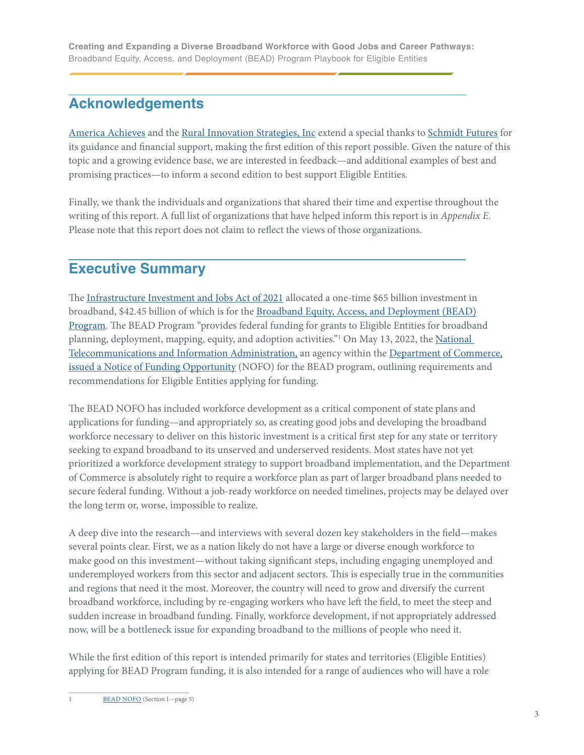## Acknowledgements

America Achieves and the Rural Innovation Strategies, Inc extend a special thanks to Schmidt Futures for its guidance and financial support, making the first edition of this report possible. Given the nature of this topic and a growing evidence base, we are interested in feedback—and additional examples of best and promising practices—to inform a second edition to best support Eligible Entities.

Finally, we thank the individuals and organizations that shared their time and expertise throughout the writing of this report. A full list of organizations that have helped inform this report is in *Appendix E*. Please note that this report does not claim to reflect the views of those organizations.

## Executive Summary

The Infrastructure Investment and Jobs Act of 2021 allocated a one-time $65 billion investment in broadband, $42.45 billion of which is for the Broadband Equity, Access, and Deployment (BEAD) Program. The BEAD Program "provides federal funding for grants to Eligible Entities for broadband planning, deployment, mapping, equity, and adoption activities."[1] On May 13, 2022, the National Telecommunications and Information Administration, an agency within the Department of Commerce, issued a Notice of Funding Opportunity (NOFO) for the BEAD program, outlining requirements and recommendations for Eligible Entities applying for funding.

The BEAD NOFO has included workforce development as a critical component of state plans and applications for funding—and appropriately so, as creating good jobs and developing the broadband workforce necessary to deliver on this historic investment is a critical first step for any state or territory seeking to expand broadband to its unserved and underserved residents. Most states have not yet prioritized a workforce development strategy to support broadband implementation, and the Department of Commerce is absolutely right to require a workforce plan as part of larger broadband plans needed to secure federal funding. Without a job-ready workforce on needed timelines, projects may be delayed over the long term or, worse, impossible to realize.

A deep dive into the research—and interviews with several dozen key stakeholders in the field—makes several points clear. First, we as a nation likely do not have a large or diverse enough workforce to make good on this investment—without taking significant steps, including engaging unemployed and underemployed workers from this sector and adjacent sectors. This is especially true in the communities and regions that need it the most. Moreover, the country will need to grow and diversify the current broadband workforce, including by re-engaging workers who have left the field, to meet the steep and sudden increase in broadband funding. Finally, workforce development, if not appropriately addressed now, will be a bottleneck issue for expanding broadband to the millions of people who need it.

While the first edition of this report is intended primarily for states and territories (Eligible Entities) applying for BEAD Program funding, it is also intended for a range of audiences who will have a role

---

1 BEAD NOFO (Section I—page 5)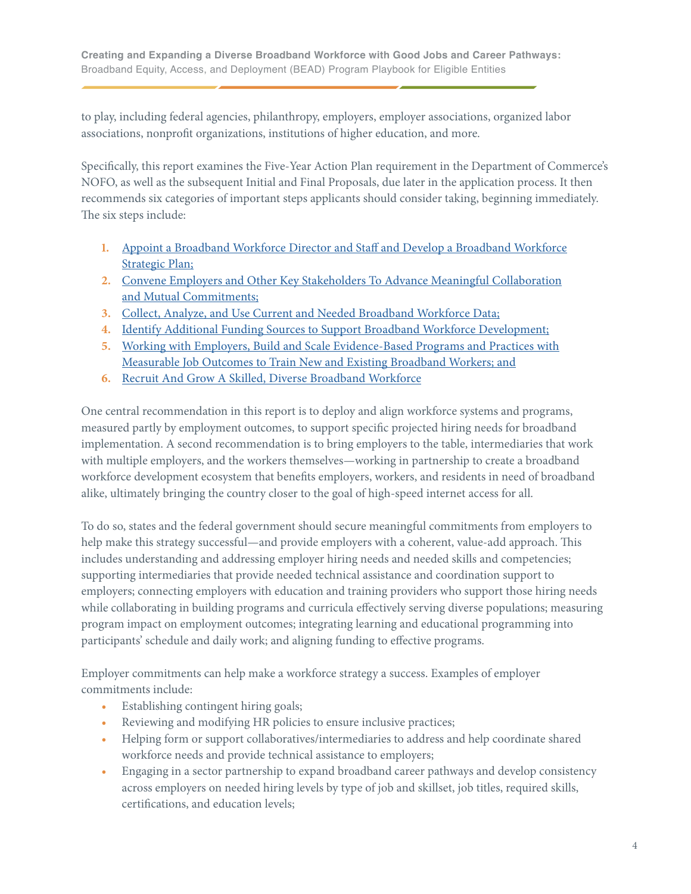to play, including federal agencies, philanthropy, employers, employer associations, organized labor associations, nonprofit organizations, institutions of higher education, and more.

Specifically, this report examines the Five-Year Action Plan requirement in the Department of Commerce's NOFO, as well as the subsequent Initial and Final Proposals, due later in the application process. It then recommends six categories of important steps applicants should consider taking, beginning immediately. The six steps include:

1. Appoint a Broadband Workforce Director and Staff and Develop a Broadband Workforce Strategic Plan;
2. Convene Employers and Other Key Stakeholders To Advance Meaningful Collaboration and Mutual Commitments;
3. Collect, Analyze, and Use Current and Needed Broadband Workforce Data;
4. Identify Additional Funding Sources to Support Broadband Workforce Development;
5. Working with Employers, Build and Scale Evidence-Based Programs and Practices with Measurable Job Outcomes to Train New and Existing Broadband Workers; and
6. Recruit And Grow A Skilled, Diverse Broadband Workforce

One central recommendation in this report is to deploy and align workforce systems and programs, measured partly by employment outcomes, to support specific projected hiring needs for broadband implementation. A second recommendation is to bring employers to the table, intermediaries that work with multiple employers, and the workers themselves—working in partnership to create a broadband workforce development ecosystem that benefits employers, workers, and residents in need of broadband alike, ultimately bringing the country closer to the goal of high-speed internet access for all.

To do so, states and the federal government should secure meaningful commitments from employers to help make this strategy successful—and provide employers with a coherent, value-add approach. This includes understanding and addressing employer hiring needs and needed skills and competencies; supporting intermediaries that provide needed technical assistance and coordination support to employers; connecting employers with education and training providers who support those hiring needs while collaborating in building programs and curricula effectively serving diverse populations; measuring program impact on employment outcomes; integrating learning and educational programming into participants' schedule and daily work; and aligning funding to effective programs.

Employer commitments can help make a workforce strategy a success. Examples of employer commitments include:

- Establishing contingent hiring goals;
- Reviewing and modifying HR policies to ensure inclusive practices;
- Helping form or support collaboratives/intermediaries to address and help coordinate shared workforce needs and provide technical assistance to employers;
- Engaging in a sector partnership to expand broadband career pathways and develop consistency across employers on needed hiring levels by type of job and skillset, job titles, required skills, certifications, and education levels;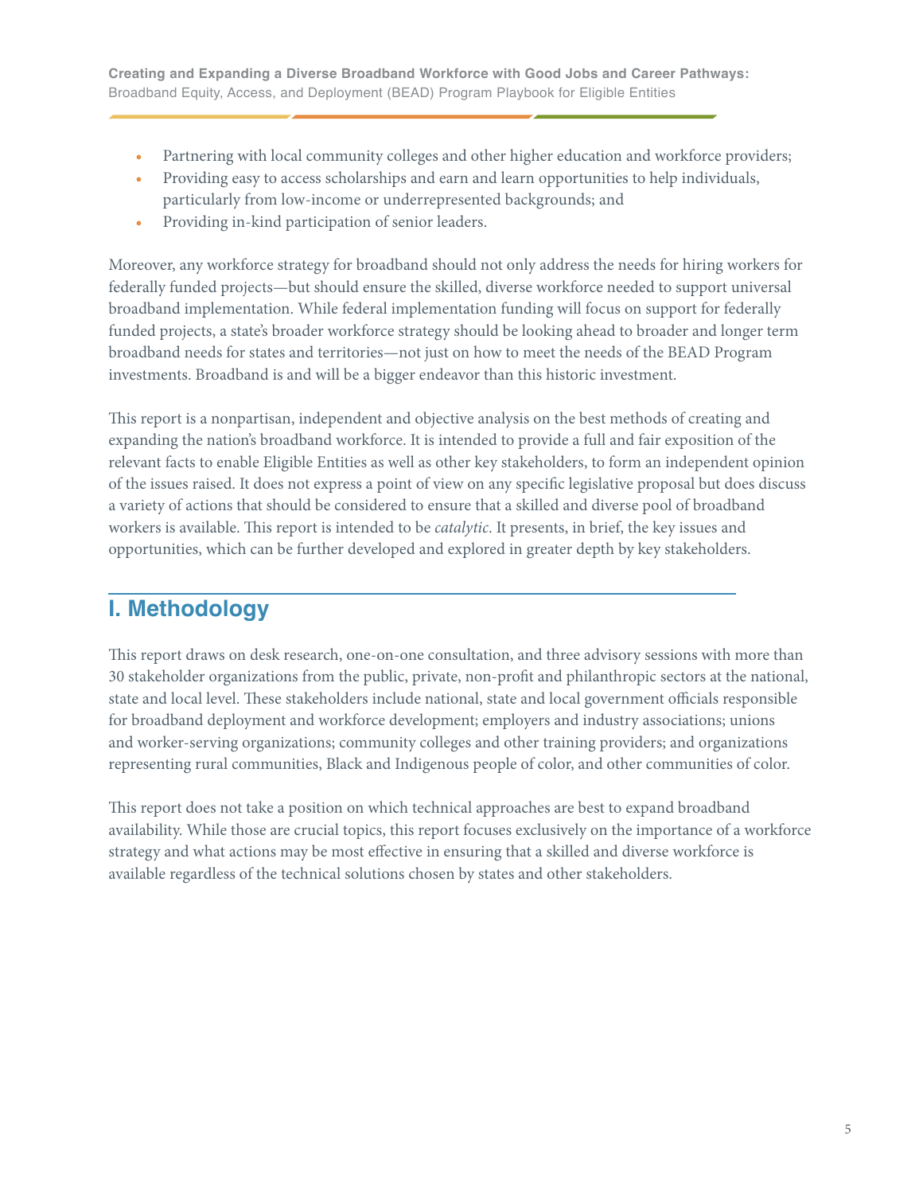- Partnering with local community colleges and other higher education and workforce providers;
- Providing easy to access scholarships and earn and learn opportunities to help individuals, particularly from low-income or underrepresented backgrounds; and
- Providing in-kind participation of senior leaders.

Moreover, any workforce strategy for broadband should not only address the needs for hiring workers for federally funded projects—but should ensure the skilled, diverse workforce needed to support universal broadband implementation. While federal implementation funding will focus on support for federally funded projects, a state's broader workforce strategy should be looking ahead to broader and longer term broadband needs for states and territories—not just on how to meet the needs of the BEAD Program investments. Broadband is and will be a bigger endeavor than this historic investment.

This report is a nonpartisan, independent and objective analysis on the best methods of creating and expanding the nation's broadband workforce. It is intended to provide a full and fair exposition of the relevant facts to enable Eligible Entities as well as other key stakeholders, to form an independent opinion of the issues raised. It does not express a point of view on any specific legislative proposal but does discuss a variety of actions that should be considered to ensure that a skilled and diverse pool of broadband workers is available. This report is intended to be *catalytic*. It presents, in brief, the key issues and opportunities, which can be further developed and explored in greater depth by key stakeholders.

## I. Methodology

This report draws on desk research, one-on-one consultation, and three advisory sessions with more than 30 stakeholder organizations from the public, private, non-profit and philanthropic sectors at the national, state and local level. These stakeholders include national, state and local government officials responsible for broadband deployment and workforce development; employers and industry associations; unions and worker-serving organizations; community colleges and other training providers; and organizations representing rural communities, Black and Indigenous people of color, and other communities of color.

This report does not take a position on which technical approaches are best to expand broadband availability. While those are crucial topics, this report focuses exclusively on the importance of a workforce strategy and what actions may be most effective in ensuring that a skilled and diverse workforce is available regardless of the technical solutions chosen by states and other stakeholders.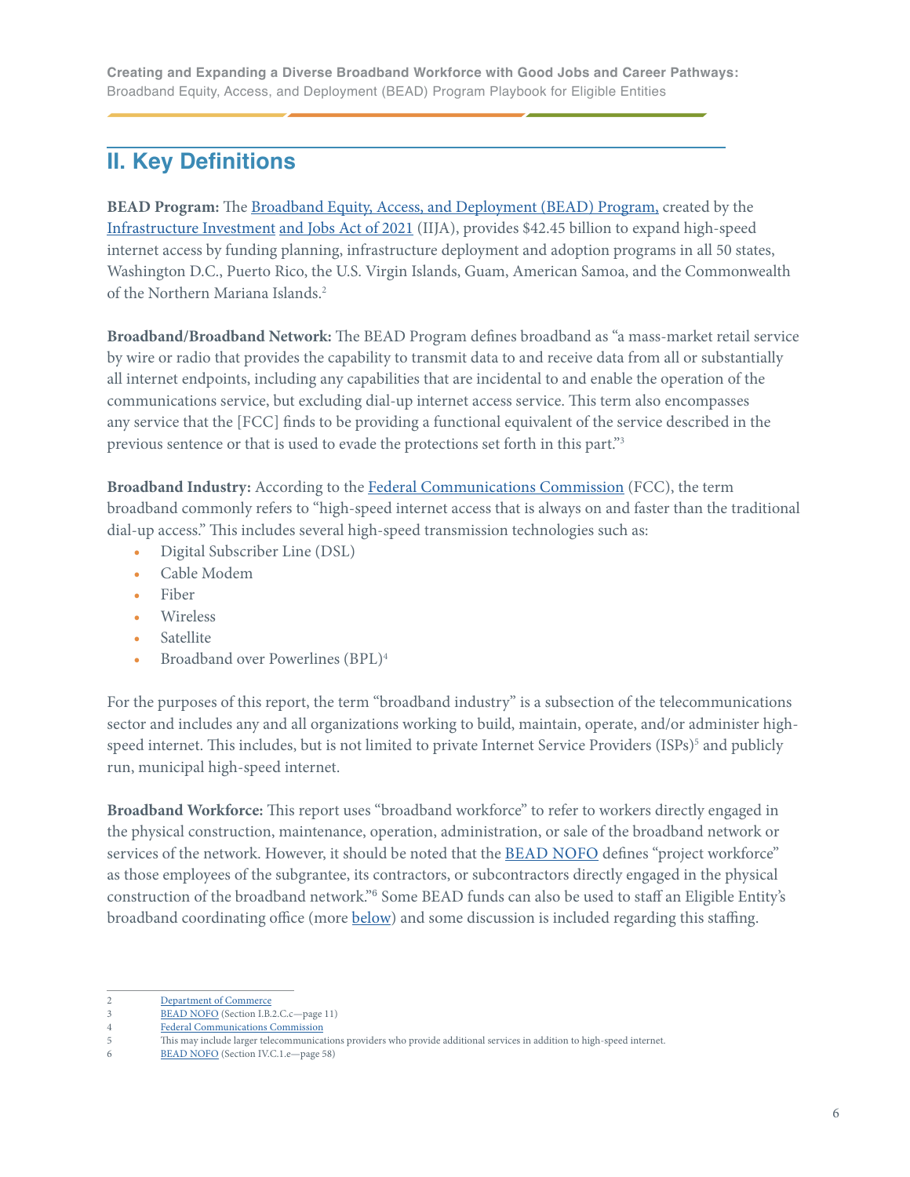## II. Key Definitions

**BEAD Program:** The Broadband Equity, Access, and Deployment (BEAD) Program, created by the Infrastructure Investment and Jobs Act of 2021 (IIJA), provides $42.45 billion to expand high-speed internet access by funding planning, infrastructure deployment and adoption programs in all 50 states, Washington D.C., Puerto Rico, the U.S. Virgin Islands, Guam, American Samoa, and the Commonwealth of the Northern Mariana Islands.[2]

**Broadband/Broadband Network:** The BEAD Program defines broadband as "a mass-market retail service by wire or radio that provides the capability to transmit data to and receive data from all or substantially all internet endpoints, including any capabilities that are incidental to and enable the operation of the communications service, but excluding dial-up internet access service. This term also encompasses any service that the [FCC] finds to be providing a functional equivalent of the service described in the previous sentence or that is used to evade the protections set forth in this part."[3]

**Broadband Industry:** According to the Federal Communications Commission (FCC), the term broadband commonly refers to "high-speed internet access that is always on and faster than the traditional dial-up access." This includes several high-speed transmission technologies such as:

- Digital Subscriber Line (DSL)
- Cable Modem
- Fiber
- Wireless
- Satellite
- Broadband over Powerlines (BPL)[4]

For the purposes of this report, the term "broadband industry" is a subsection of the telecommunications sector and includes any and all organizations working to build, maintain, operate, and/or administer high-speed internet. This includes, but is not limited to private Internet Service Providers (ISPs)[5] and publicly run, municipal high-speed internet.

**Broadband Workforce:** This report uses "broadband workforce" to refer to workers directly engaged in the physical construction, maintenance, operation, administration, or sale of the broadband network or services of the network. However, it should be noted that the BEAD NOFO defines "project workforce" as those employees of the subgrantee, its contractors, or subcontractors directly engaged in the physical construction of the broadband network."[6] Some BEAD funds can also be used to staff an Eligible Entity's broadband coordinating office (more below) and some discussion is included regarding this staffing.

---

2 Department of Commerce
3 BEAD NOFO (Section I.B.2.C.c—page 11)
4 Federal Communications Commission
5 This may include larger telecommunications providers who provide additional services in addition to high-speed internet.
6 BEAD NOFO (Section IV.C.1.e—page 58)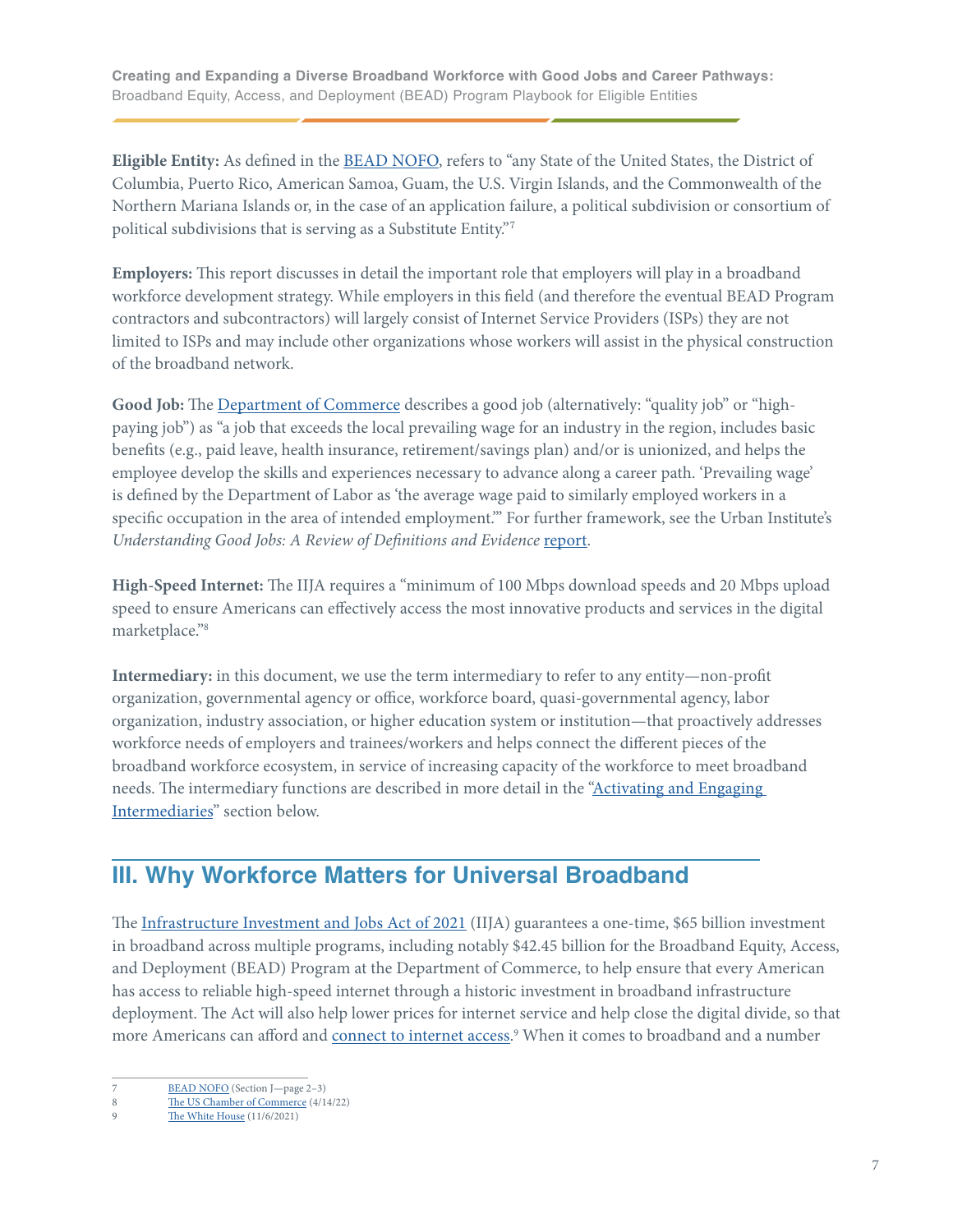**Eligible Entity:** As defined in the BEAD NOFO, refers to "any State of the United States, the District of Columbia, Puerto Rico, American Samoa, Guam, the U.S. Virgin Islands, and the Commonwealth of the Northern Mariana Islands or, in the case of an application failure, a political subdivision or consortium of political subdivisions that is serving as a Substitute Entity."[7]

**Employers:** This report discusses in detail the important role that employers will play in a broadband workforce development strategy. While employers in this field (and therefore the eventual BEAD Program contractors and subcontractors) will largely consist of Internet Service Providers (ISPs) they are not limited to ISPs and may include other organizations whose workers will assist in the physical construction of the broadband network.

**Good Job:** The Department of Commerce describes a good job (alternatively: "quality job" or "high-paying job") as "a job that exceeds the local prevailing wage for an industry in the region, includes basic benefits (e.g., paid leave, health insurance, retirement/savings plan) and/or is unionized, and helps the employee develop the skills and experiences necessary to advance along a career path. 'Prevailing wage' is defined by the Department of Labor as 'the average wage paid to similarly employed workers in a specific occupation in the area of intended employment.'" For further framework, see the Urban Institute's *Understanding Good Jobs: A Review of Definitions and Evidence* report.

**High-Speed Internet:** The IIJA requires a "minimum of 100 Mbps download speeds and 20 Mbps upload speed to ensure Americans can effectively access the most innovative products and services in the digital marketplace."[8]

**Intermediary:** in this document, we use the term intermediary to refer to any entity—non-profit organization, governmental agency or office, workforce board, quasi-governmental agency, labor organization, industry association, or higher education system or institution—that proactively addresses workforce needs of employers and trainees/workers and helps connect the different pieces of the broadband workforce ecosystem, in service of increasing capacity of the workforce to meet broadband needs. The intermediary functions are described in more detail in the "Activating and Engaging Intermediaries" section below.

## III. Why Workforce Matters for Universal Broadband

The Infrastructure Investment and Jobs Act of 2021 (IIJA) guarantees a one-time, $65 billion investment in broadband across multiple programs, including notably $42.45 billion for the Broadband Equity, Access, and Deployment (BEAD) Program at the Department of Commerce, to help ensure that every American has access to reliable high-speed internet through a historic investment in broadband infrastructure deployment. The Act will also help lower prices for internet service and help close the digital divide, so that more Americans can afford and connect to internet access.[9] When it comes to broadband and a number

---

7 BEAD NOFO (Section J—page 2–3)

8 The US Chamber of Commerce (4/14/22)

9 The White House (11/6/2021)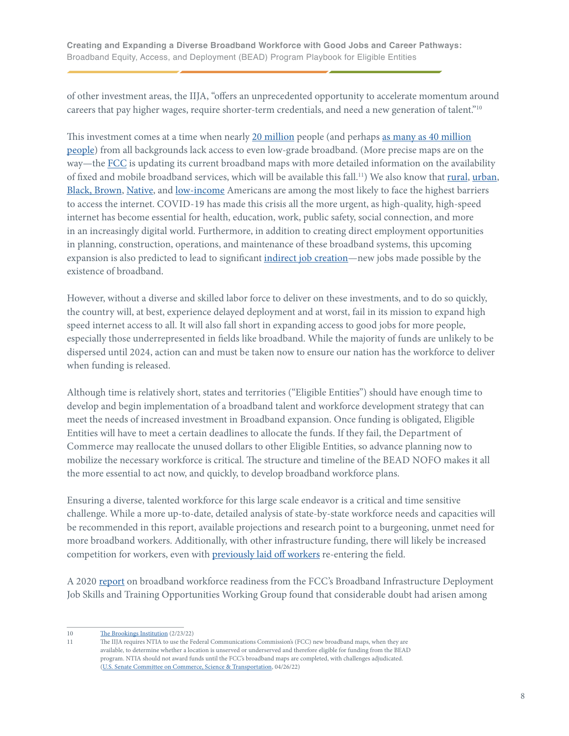of other investment areas, the IIJA, "offers an unprecedented opportunity to accelerate momentum around careers that pay higher wages, require shorter-term credentials, and need a new generation of talent."[10]

This investment comes at a time when nearly 20 million people (and perhaps as many as 40 million people) from all backgrounds lack access to even low-grade broadband. (More precise maps are on the way—the FCC is updating its current broadband maps with more detailed information on the availability of fixed and mobile broadband services, which will be available this fall.[11]) We also know that rural, urban, Black, Brown, Native, and low-income Americans are among the most likely to face the highest barriers to access the internet. COVID-19 has made this crisis all the more urgent, as high-quality, high-speed internet has become essential for health, education, work, public safety, social connection, and more in an increasingly digital world. Furthermore, in addition to creating direct employment opportunities in planning, construction, operations, and maintenance of these broadband systems, this upcoming expansion is also predicted to lead to significant indirect job creation—new jobs made possible by the existence of broadband.

However, without a diverse and skilled labor force to deliver on these investments, and to do so quickly, the country will, at best, experience delayed deployment and at worst, fail in its mission to expand high speed internet access to all. It will also fall short in expanding access to good jobs for more people, especially those underrepresented in fields like broadband. While the majority of funds are unlikely to be dispersed until 2024, action can and must be taken now to ensure our nation has the workforce to deliver when funding is released.

Although time is relatively short, states and territories ("Eligible Entities") should have enough time to develop and begin implementation of a broadband talent and workforce development strategy that can meet the needs of increased investment in Broadband expansion. Once funding is obligated, Eligible Entities will have to meet a certain deadlines to allocate the funds. If they fail, the Department of Commerce may reallocate the unused dollars to other Eligible Entities, so advance planning now to mobilize the necessary workforce is critical. The structure and timeline of the BEAD NOFO makes it all the more essential to act now, and quickly, to develop broadband workforce plans.

Ensuring a diverse, talented workforce for this large scale endeavor is a critical and time sensitive challenge. While a more up-to-date, detailed analysis of state-by-state workforce needs and capacities will be recommended in this report, available projections and research point to a burgeoning, unmet need for more broadband workers. Additionally, with other infrastructure funding, there will likely be increased competition for workers, even with previously laid off workers re-entering the field.

A 2020 report on broadband workforce readiness from the FCC's Broadband Infrastructure Deployment Job Skills and Training Opportunities Working Group found that considerable doubt had arisen among

---

10 The Brookings Institution (2/23/22)

11 The IIJA requires NTIA to use the Federal Communications Commission's (FCC) new broadband maps, when they are available, to determine whether a location is unserved or underserved and therefore eligible for funding from the BEAD program. NTIA should not award funds until the FCC's broadband maps are completed, with challenges adjudicated. (U.S. Senate Committee on Commerce, Science & Transportation, 04/26/22)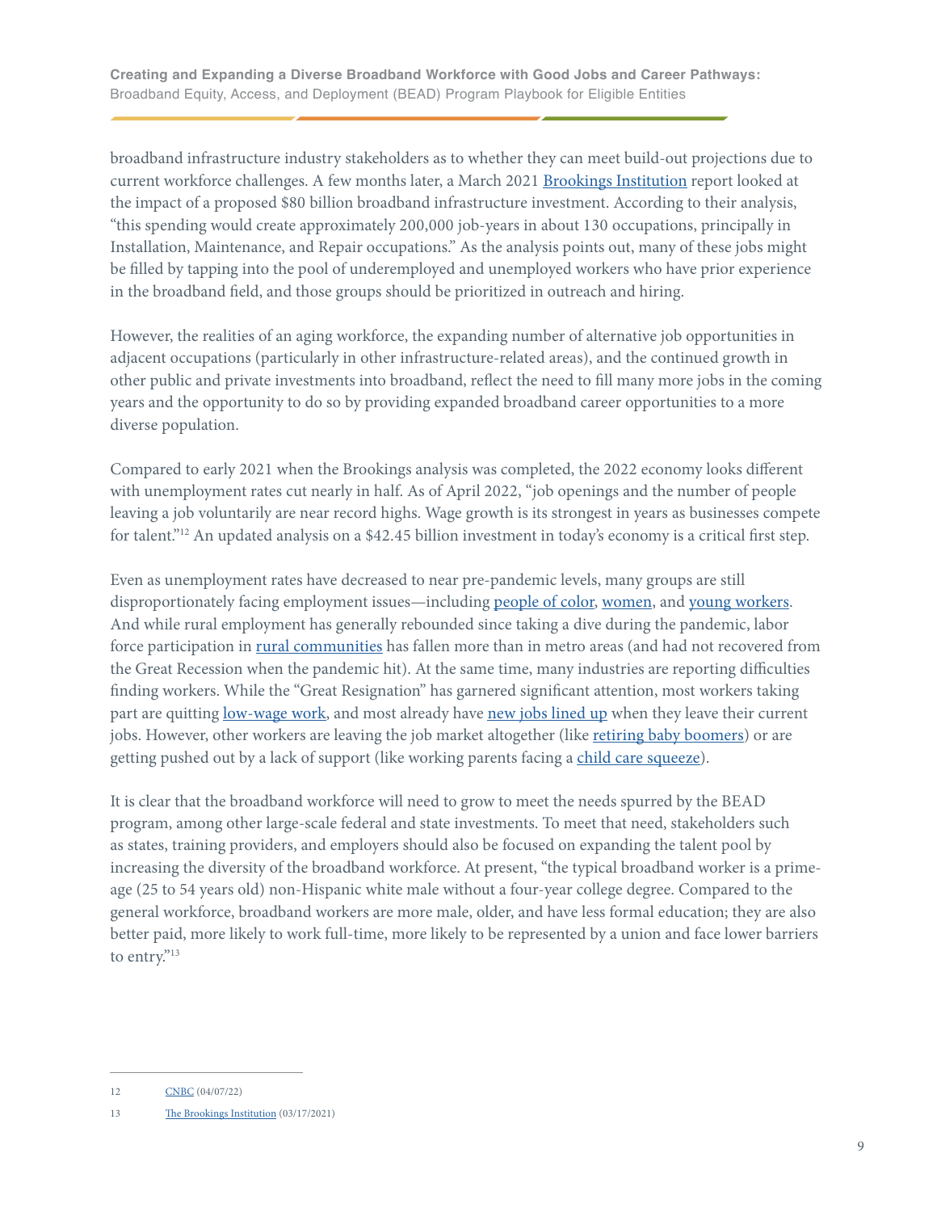broadband infrastructure industry stakeholders as to whether they can meet build-out projections due to current workforce challenges. A few months later, a March 2021 Brookings Institution report looked at the impact of a proposed $80 billion broadband infrastructure investment. According to their analysis, "this spending would create approximately 200,000 job-years in about 130 occupations, principally in Installation, Maintenance, and Repair occupations." As the analysis points out, many of these jobs might be filled by tapping into the pool of underemployed and unemployed workers who have prior experience in the broadband field, and those groups should be prioritized in outreach and hiring.

However, the realities of an aging workforce, the expanding number of alternative job opportunities in adjacent occupations (particularly in other infrastructure-related areas), and the continued growth in other public and private investments into broadband, reflect the need to fill many more jobs in the coming years and the opportunity to do so by providing expanded broadband career opportunities to a more diverse population.

Compared to early 2021 when the Brookings analysis was completed, the 2022 economy looks different with unemployment rates cut nearly in half. As of April 2022, "job openings and the number of people leaving a job voluntarily are near record highs. Wage growth is its strongest in years as businesses compete for talent."[12] An updated analysis on a $42.45 billion investment in today's economy is a critical first step.

Even as unemployment rates have decreased to near pre-pandemic levels, many groups are still disproportionately facing employment issues—including people of color, women, and young workers. And while rural employment has generally rebounded since taking a dive during the pandemic, labor force participation in rural communities has fallen more than in metro areas (and had not recovered from the Great Recession when the pandemic hit). At the same time, many industries are reporting difficulties finding workers. While the "Great Resignation" has garnered significant attention, most workers taking part are quitting low-wage work, and most already have new jobs lined up when they leave their current jobs. However, other workers are leaving the job market altogether (like retiring baby boomers) or are getting pushed out by a lack of support (like working parents facing a child care squeeze).

It is clear that the broadband workforce will need to grow to meet the needs spurred by the BEAD program, among other large-scale federal and state investments. To meet that need, stakeholders such as states, training providers, and employers should also be focused on expanding the talent pool by increasing the diversity of the broadband workforce. At present, "the typical broadband worker is a prime-age (25 to 54 years old) non-Hispanic white male without a four-year college degree. Compared to the general workforce, broadband workers are more male, older, and have less formal education; they are also better paid, more likely to work full-time, more likely to be represented by a union and face lower barriers to entry."[13]

---

12 CNBC (04/07/22)

13 The Brookings Institution (03/17/2021)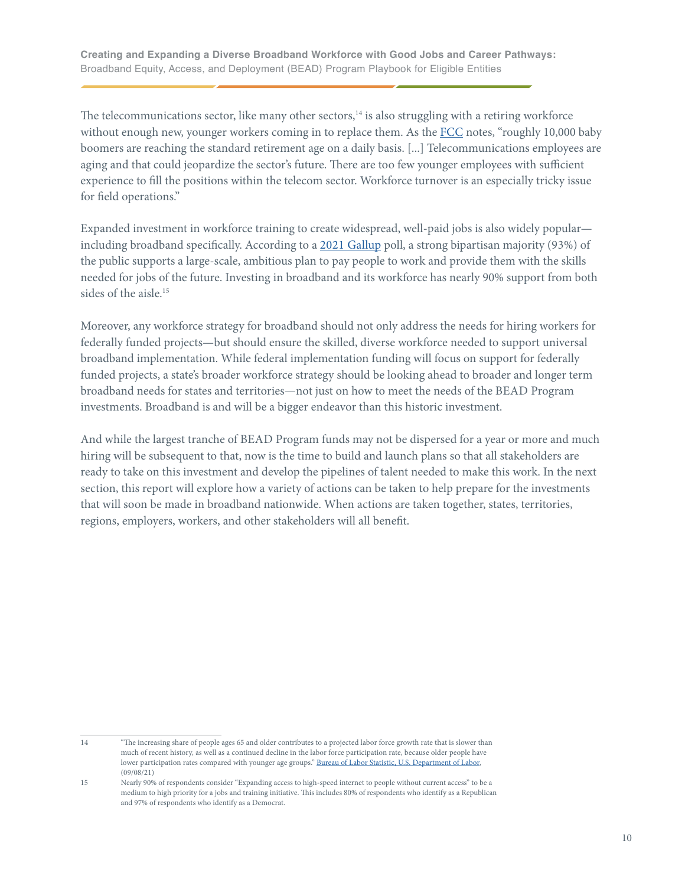The telecommunications sector, like many other sectors,[14] is also struggling with a retiring workforce without enough new, younger workers coming in to replace them. As the FCC notes, "roughly 10,000 baby boomers are reaching the standard retirement age on a daily basis. [...] Telecommunications employees are aging and that could jeopardize the sector's future. There are too few younger employees with sufficient experience to fill the positions within the telecom sector. Workforce turnover is an especially tricky issue for field operations."

Expanded investment in workforce training to create widespread, well-paid jobs is also widely popular—including broadband specifically. According to a 2021 Gallup poll, a strong bipartisan majority (93%) of the public supports a large-scale, ambitious plan to pay people to work and provide them with the skills needed for jobs of the future. Investing in broadband and its workforce has nearly 90% support from both sides of the aisle.[15]

Moreover, any workforce strategy for broadband should not only address the needs for hiring workers for federally funded projects—but should ensure the skilled, diverse workforce needed to support universal broadband implementation. While federal implementation funding will focus on support for federally funded projects, a state's broader workforce strategy should be looking ahead to broader and longer term broadband needs for states and territories—not just on how to meet the needs of the BEAD Program investments. Broadband is and will be a bigger endeavor than this historic investment.

And while the largest tranche of BEAD Program funds may not be dispersed for a year or more and much hiring will be subsequent to that, now is the time to build and launch plans so that all stakeholders are ready to take on this investment and develop the pipelines of talent needed to make this work. In the next section, this report will explore how a variety of actions can be taken to help prepare for the investments that will soon be made in broadband nationwide. When actions are taken together, states, territories, regions, employers, workers, and other stakeholders will all benefit.

---

14 "The increasing share of people ages 65 and older contributes to a projected labor force growth rate that is slower than much of recent history, as well as a continued decline in the labor force participation rate, because older people have lower participation rates compared with younger age groups." Bureau of Labor Statistic, U.S. Department of Labor, (09/08/21)

15 Nearly 90% of respondents consider "Expanding access to high-speed internet to people without current access" to be a medium to high priority for a jobs and training initiative. This includes 80% of respondents who identify as a Republican and 97% of respondents who identify as a Democrat.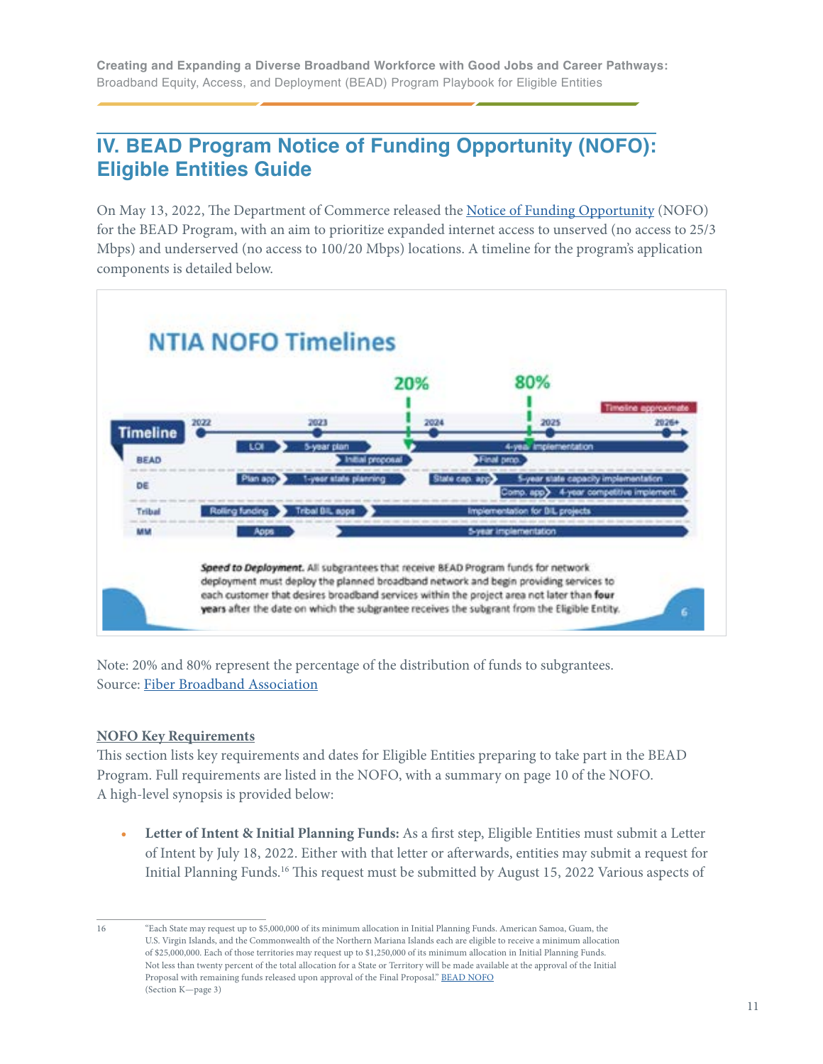## IV. BEAD Program Notice of Funding Opportunity (NOFO): Eligible Entities Guide

On May 13, 2022, The Department of Commerce released the [Notice of Funding Opportunity](#) (NOFO) for the BEAD Program, with an aim to prioritize expanded internet access to unserved (no access to 25/3 Mbps) and underserved (no access to 100/20 Mbps) locations. A timeline for the program's application components is detailed below.

Note: 20% and 80% represent the percentage of the distribution of funds to subgrantees.
Source: [Fiber Broadband Association](#)

**NOFO Key Requirements**

This section lists key requirements and dates for Eligible Entities preparing to take part in the BEAD Program. Full requirements are listed in the NOFO, with a summary on page 10 of the NOFO. A high-level synopsis is provided below:

- **Letter of Intent & Initial Planning Funds:** As a first step, Eligible Entities must submit a Letter of Intent by July 18, 2022. Either with that letter or afterwards, entities may submit a request for Initial Planning Funds.[16] This request must be submitted by August 15, 2022 Various aspects of

---

16 "Each State may request up to $5,000,000 of its minimum allocation in Initial Planning Funds. American Samoa, Guam, the U.S. Virgin Islands, and the Commonwealth of the Northern Mariana Islands each are eligible to receive a minimum allocation of $25,000,000. Each of those territories may request up to $1,250,000 of its minimum allocation in Initial Planning Funds. Not less than twenty percent of the total allocation for a State or Territory will be made available at the approval of the Initial Proposal with remaining funds released upon approval of the Final Proposal." [BEAD NOFO](#) (Section K—page 3)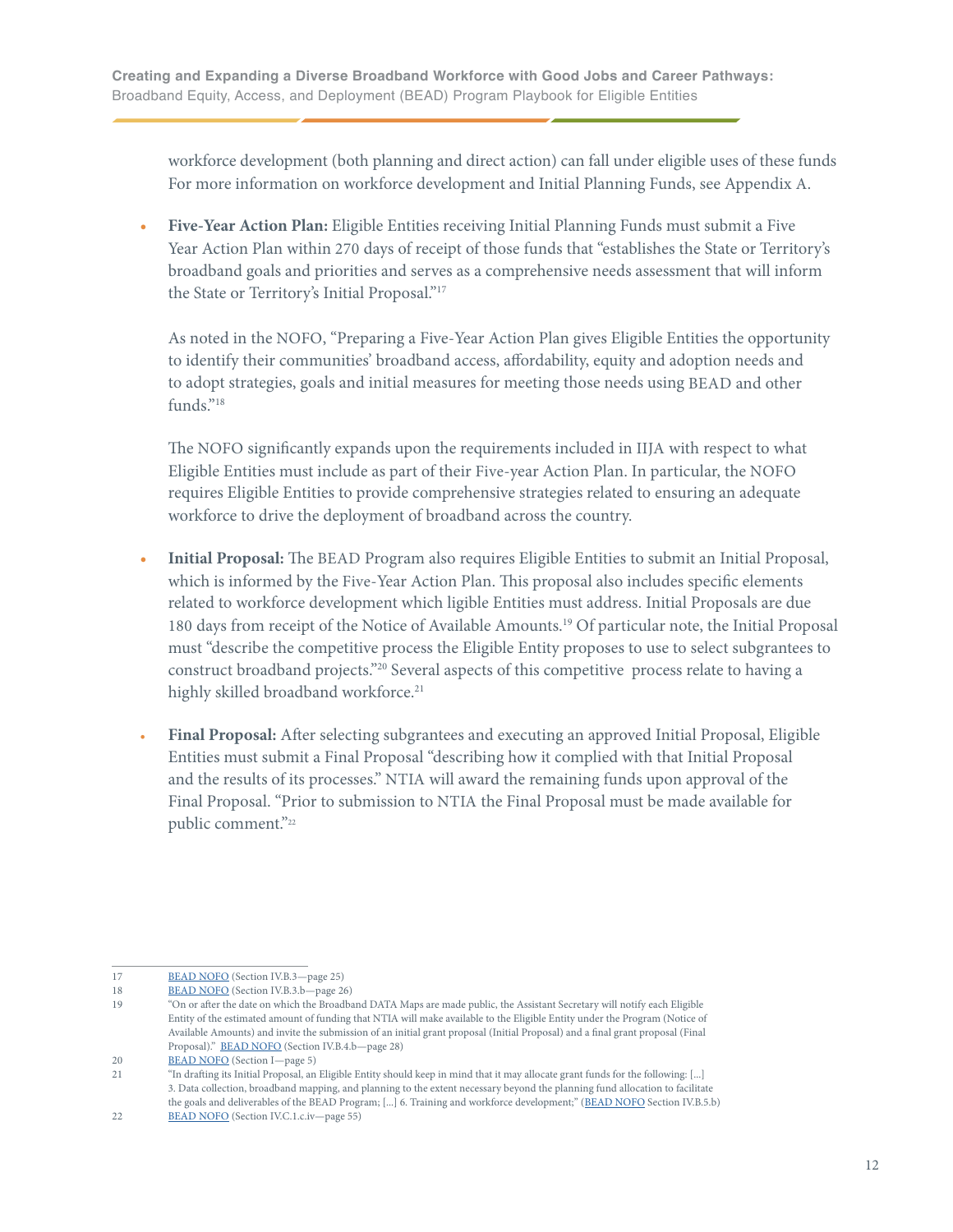workforce development (both planning and direct action) can fall under eligible uses of these funds For more information on workforce development and Initial Planning Funds, see Appendix A.

- **Five-Year Action Plan:** Eligible Entities receiving Initial Planning Funds must submit a Five Year Action Plan within 270 days of receipt of those funds that "establishes the State or Territory's broadband goals and priorities and serves as a comprehensive needs assessment that will inform the State or Territory's Initial Proposal."[17]

  As noted in the NOFO, "Preparing a Five-Year Action Plan gives Eligible Entities the opportunity to identify their communities' broadband access, affordability, equity and adoption needs and to adopt strategies, goals and initial measures for meeting those needs using BEAD and other funds."[18]

  The NOFO significantly expands upon the requirements included in IIJA with respect to what Eligible Entities must include as part of their Five-year Action Plan. In particular, the NOFO requires Eligible Entities to provide comprehensive strategies related to ensuring an adequate workforce to drive the deployment of broadband across the country.

- **Initial Proposal:** The BEAD Program also requires Eligible Entities to submit an Initial Proposal, which is informed by the Five-Year Action Plan. This proposal also includes specific elements related to workforce development which ligible Entities must address. Initial Proposals are due 180 days from receipt of the Notice of Available Amounts.[19] Of particular note, the Initial Proposal must "describe the competitive process the Eligible Entity proposes to use to select subgrantees to construct broadband projects."[20] Several aspects of this competitive process relate to having a highly skilled broadband workforce.[21]

- **Final Proposal:** After selecting subgrantees and executing an approved Initial Proposal, Eligible Entities must submit a Final Proposal "describing how it complied with that Initial Proposal and the results of its processes." NTIA will award the remaining funds upon approval of the Final Proposal. "Prior to submission to NTIA the Final Proposal must be made available for public comment."[22]

---

17 BEAD NOFO (Section IV.B.3—page 25)

18 BEAD NOFO (Section IV.B.3.b—page 26)

19 "On or after the date on which the Broadband DATA Maps are made public, the Assistant Secretary will notify each Eligible Entity of the estimated amount of funding that NTIA will make available to the Eligible Entity under the Program (Notice of Available Amounts) and invite the submission of an initial grant proposal (Initial Proposal) and a final grant proposal (Final Proposal)." BEAD NOFO (Section IV.B.4.b—page 28)

20 BEAD NOFO (Section I—page 5)

21 "In drafting its Initial Proposal, an Eligible Entity should keep in mind that it may allocate grant funds for the following: [...] 3. Data collection, broadband mapping, and planning to the extent necessary beyond the planning fund allocation to facilitate the goals and deliverables of the BEAD Program; [...] 6. Training and workforce development;" (BEAD NOFO Section IV.B.5.b)

22 BEAD NOFO (Section IV.C.1.c.iv—page 55)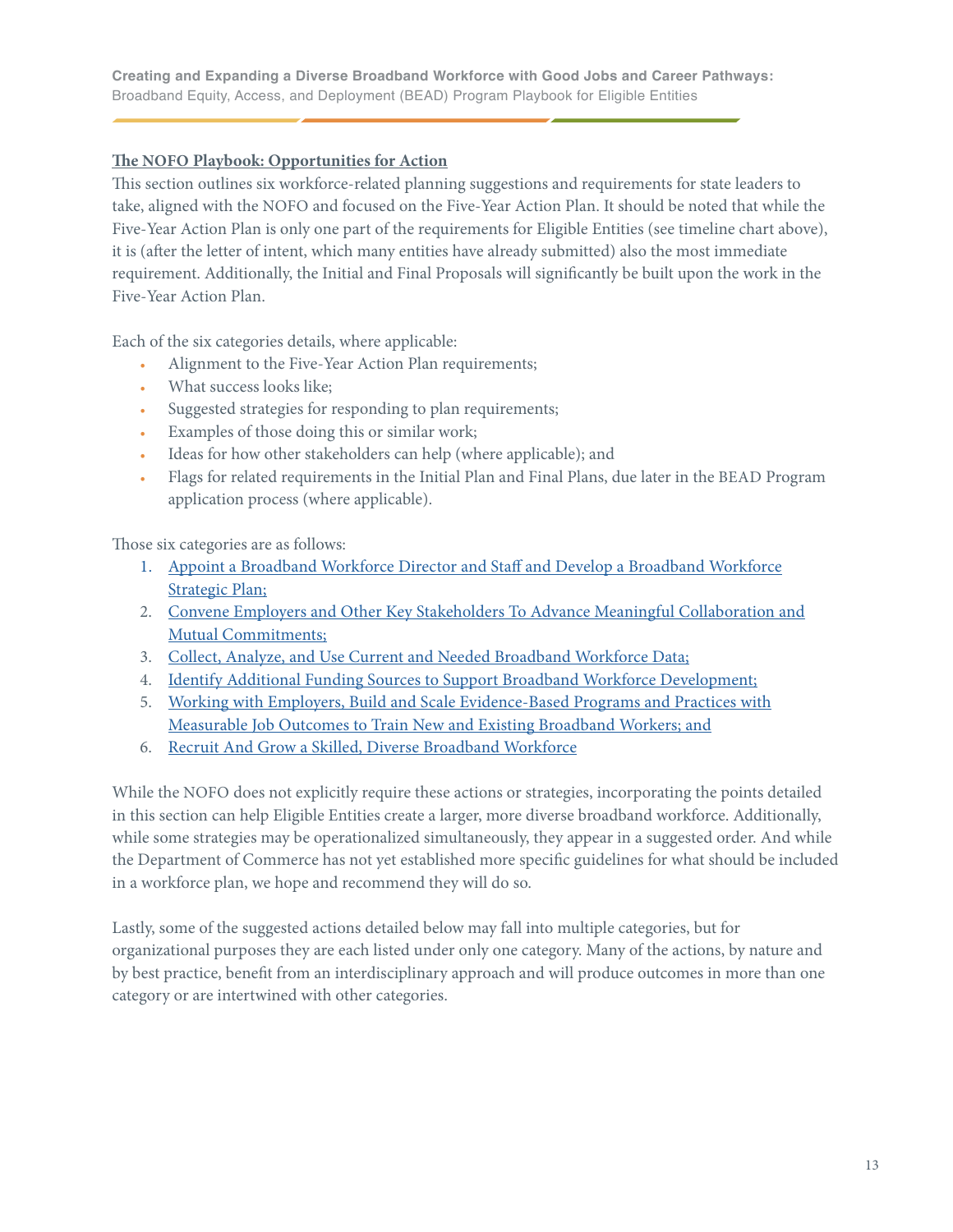## The NOFO Playbook: Opportunities for Action

This section outlines six workforce-related planning suggestions and requirements for state leaders to take, aligned with the NOFO and focused on the Five-Year Action Plan. It should be noted that while the Five-Year Action Plan is only one part of the requirements for Eligible Entities (see timeline chart above), it is (after the letter of intent, which many entities have already submitted) also the most immediate requirement. Additionally, the Initial and Final Proposals will significantly be built upon the work in the Five-Year Action Plan.

Each of the six categories details, where applicable:

- Alignment to the Five-Year Action Plan requirements;
- What success looks like;
- Suggested strategies for responding to plan requirements;
- Examples of those doing this or similar work;
- Ideas for how other stakeholders can help (where applicable); and
- Flags for related requirements in the Initial Plan and Final Plans, due later in the BEAD Program application process (where applicable).

Those six categories are as follows:

1. Appoint a Broadband Workforce Director and Staff and Develop a Broadband Workforce Strategic Plan;
2. Convene Employers and Other Key Stakeholders To Advance Meaningful Collaboration and Mutual Commitments;
3. Collect, Analyze, and Use Current and Needed Broadband Workforce Data;
4. Identify Additional Funding Sources to Support Broadband Workforce Development;
5. Working with Employers, Build and Scale Evidence-Based Programs and Practices with Measurable Job Outcomes to Train New and Existing Broadband Workers; and
6. Recruit And Grow a Skilled, Diverse Broadband Workforce

While the NOFO does not explicitly require these actions or strategies, incorporating the points detailed in this section can help Eligible Entities create a larger, more diverse broadband workforce. Additionally, while some strategies may be operationalized simultaneously, they appear in a suggested order. And while the Department of Commerce has not yet established more specific guidelines for what should be included in a workforce plan, we hope and recommend they will do so.

Lastly, some of the suggested actions detailed below may fall into multiple categories, but for organizational purposes they are each listed under only one category. Many of the actions, by nature and by best practice, benefit from an interdisciplinary approach and will produce outcomes in more than one category or are intertwined with other categories.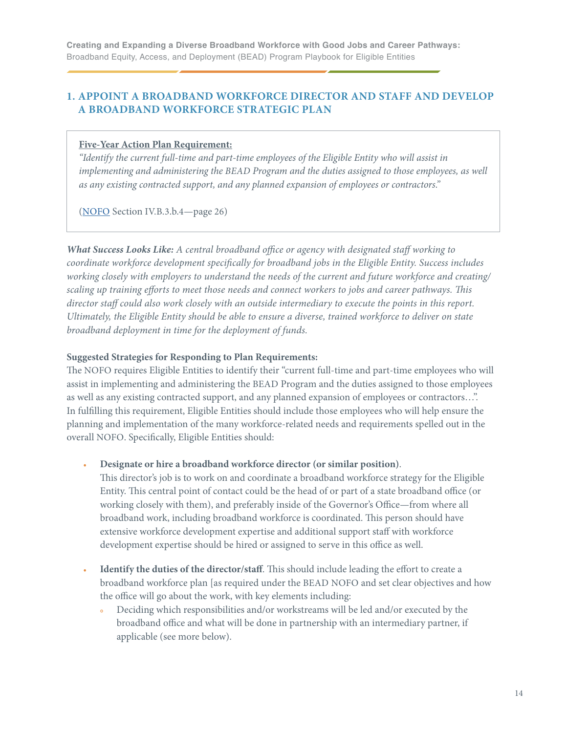## 1. APPOINT A BROADBAND WORKFORCE DIRECTOR AND STAFF AND DEVELOP A BROADBAND WORKFORCE STRATEGIC PLAN

> **Five-Year Action Plan Requirement:**
>
> *"Identify the current full-time and part-time employees of the Eligible Entity who will assist in implementing and administering the BEAD Program and the duties assigned to those employees, as well as any existing contracted support, and any planned expansion of employees or contractors."*
>
> (NOFO Section IV.B.3.b.4—page 26)

***What Success Looks Like:*** *A central broadband office or agency with designated staff working to coordinate workforce development specifically for broadband jobs in the Eligible Entity. Success includes working closely with employers to understand the needs of the current and future workforce and creating/scaling up training efforts to meet those needs and connect workers to jobs and career pathways. This director staff could also work closely with an outside intermediary to execute the points in this report. Ultimately, the Eligible Entity should be able to ensure a diverse, trained workforce to deliver on state broadband deployment in time for the deployment of funds.*

**Suggested Strategies for Responding to Plan Requirements:**

The NOFO requires Eligible Entities to identify their "current full-time and part-time employees who will assist in implementing and administering the BEAD Program and the duties assigned to those employees as well as any existing contracted support, and any planned expansion of employees or contractors…". In fulfilling this requirement, Eligible Entities should include those employees who will help ensure the planning and implementation of the many workforce-related needs and requirements spelled out in the overall NOFO. Specifically, Eligible Entities should:

- **Designate or hire a broadband workforce director (or similar position)**.
  This director's job is to work on and coordinate a broadband workforce strategy for the Eligible Entity. This central point of contact could be the head of or part of a state broadband office (or working closely with them), and preferably inside of the Governor's Office—from where all broadband work, including broadband workforce is coordinated. This person should have extensive workforce development expertise and additional support staff with workforce development expertise should be hired or assigned to serve in this office as well.

- **Identify the duties of the director/staff**. This should include leading the effort to create a broadband workforce plan [as required under the BEAD NOFO and set clear objectives and how the office will go about the work, with key elements including:
  - Deciding which responsibilities and/or workstreams will be led and/or executed by the broadband office and what will be done in partnership with an intermediary partner, if applicable (see more below).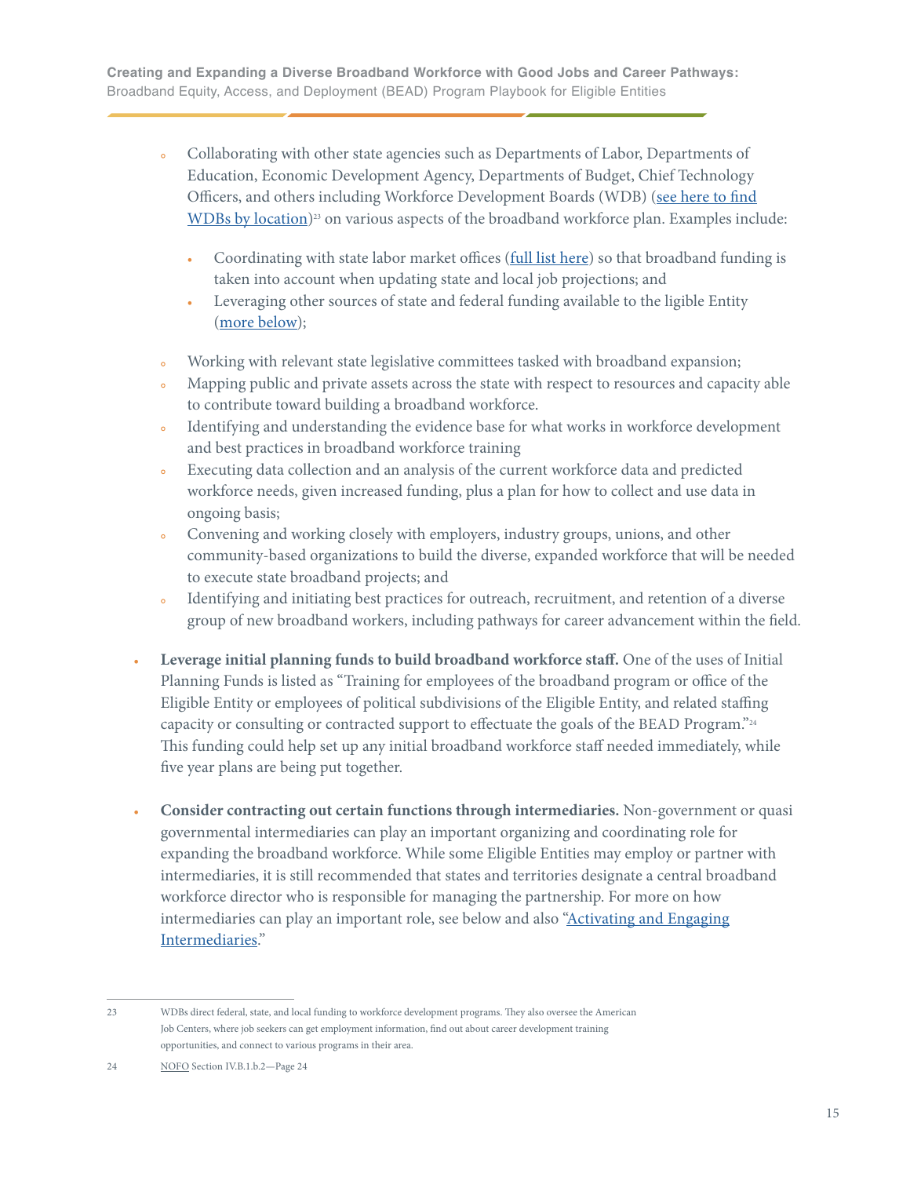- Collaborating with other state agencies such as Departments of Labor, Departments of Education, Economic Development Agency, Departments of Budget, Chief Technology Officers, and others including Workforce Development Boards (WDB) (see here to find WDBs by location)[23] on various aspects of the broadband workforce plan. Examples include:
  - Coordinating with state labor market offices (full list here) so that broadband funding is taken into account when updating state and local job projections; and
  - Leveraging other sources of state and federal funding available to the ligible Entity (more below);
- Working with relevant state legislative committees tasked with broadband expansion;
- Mapping public and private assets across the state with respect to resources and capacity able to contribute toward building a broadband workforce.
- Identifying and understanding the evidence base for what works in workforce development and best practices in broadband workforce training
- Executing data collection and an analysis of the current workforce data and predicted workforce needs, given increased funding, plus a plan for how to collect and use data in ongoing basis;
- Convening and working closely with employers, industry groups, unions, and other community-based organizations to build the diverse, expanded workforce that will be needed to execute state broadband projects; and
- Identifying and initiating best practices for outreach, recruitment, and retention of a diverse group of new broadband workers, including pathways for career advancement within the field.

- **Leverage initial planning funds to build broadband workforce staff.** One of the uses of Initial Planning Funds is listed as "Training for employees of the broadband program or office of the Eligible Entity or employees of political subdivisions of the Eligible Entity, and related staffing capacity or consulting or contracted support to effectuate the goals of the BEAD Program."[24] This funding could help set up any initial broadband workforce staff needed immediately, while five year plans are being put together.

- **Consider contracting out certain functions through intermediaries.** Non-government or quasi governmental intermediaries can play an important organizing and coordinating role for expanding the broadband workforce. While some Eligible Entities may employ or partner with intermediaries, it is still recommended that states and territories designate a central broadband workforce director who is responsible for managing the partnership. For more on how intermediaries can play an important role, see below and also "Activating and Engaging Intermediaries."

---

23 WDBs direct federal, state, and local funding to workforce development programs. They also oversee the American Job Centers, where job seekers can get employment information, find out about career development training opportunities, and connect to various programs in their area.

24 NOFO Section IV.B.1.b.2—Page 24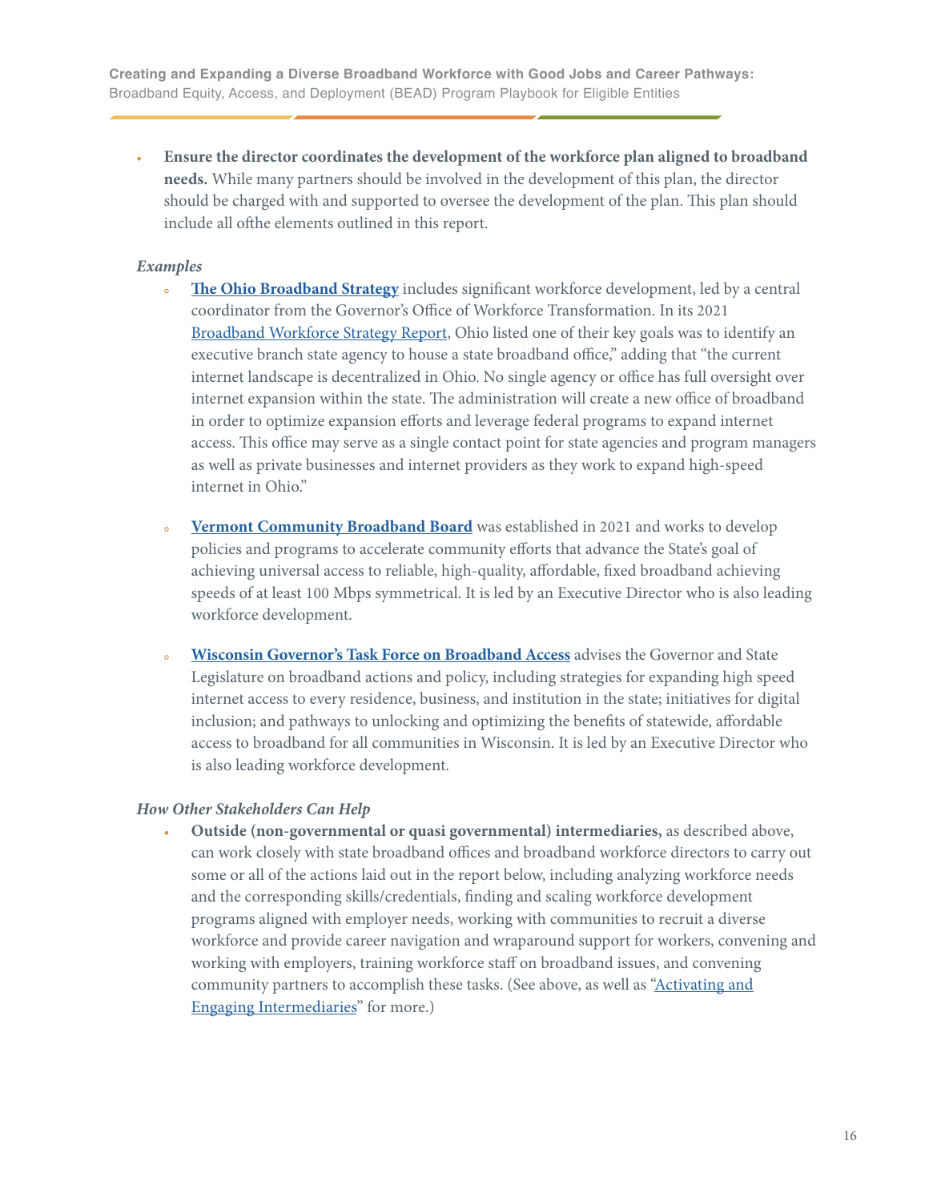- **Ensure the director coordinates the development of the workforce plan aligned to broadband needs.** While many partners should be involved in the development of this plan, the director should be charged with and supported to oversee the development of the plan. This plan should include all ofthe elements outlined in this report.

*Examples*

- **The Ohio Broadband Strategy** includes significant workforce development, led by a central coordinator from the Governor's Office of Workforce Transformation. In its 2021 Broadband Workforce Strategy Report, Ohio listed one of their key goals was to identify an executive branch state agency to house a state broadband office," adding that "the current internet landscape is decentralized in Ohio. No single agency or office has full oversight over internet expansion within the state. The administration will create a new office of broadband in order to optimize expansion efforts and leverage federal programs to expand internet access. This office may serve as a single contact point for state agencies and program managers as well as private businesses and internet providers as they work to expand high-speed internet in Ohio."

- **Vermont Community Broadband Board** was established in 2021 and works to develop policies and programs to accelerate community efforts that advance the State's goal of achieving universal access to reliable, high-quality, affordable, fixed broadband achieving speeds of at least 100 Mbps symmetrical. It is led by an Executive Director who is also leading workforce development.

- **Wisconsin Governor's Task Force on Broadband Access** advises the Governor and State Legislature on broadband actions and policy, including strategies for expanding high speed internet access to every residence, business, and institution in the state; initiatives for digital inclusion; and pathways to unlocking and optimizing the benefits of statewide, affordable access to broadband for all communities in Wisconsin. It is led by an Executive Director who is also leading workforce development.

*How Other Stakeholders Can Help*

- **Outside (non-governmental or quasi governmental) intermediaries,** as described above, can work closely with state broadband offices and broadband workforce directors to carry out some or all of the actions laid out in the report below, including analyzing workforce needs and the corresponding skills/credentials, finding and scaling workforce development programs aligned with employer needs, working with communities to recruit a diverse workforce and provide career navigation and wraparound support for workers, convening and working with employers, training workforce staff on broadband issues, and convening community partners to accomplish these tasks. (See above, as well as "Activating and Engaging Intermediaries" for more.)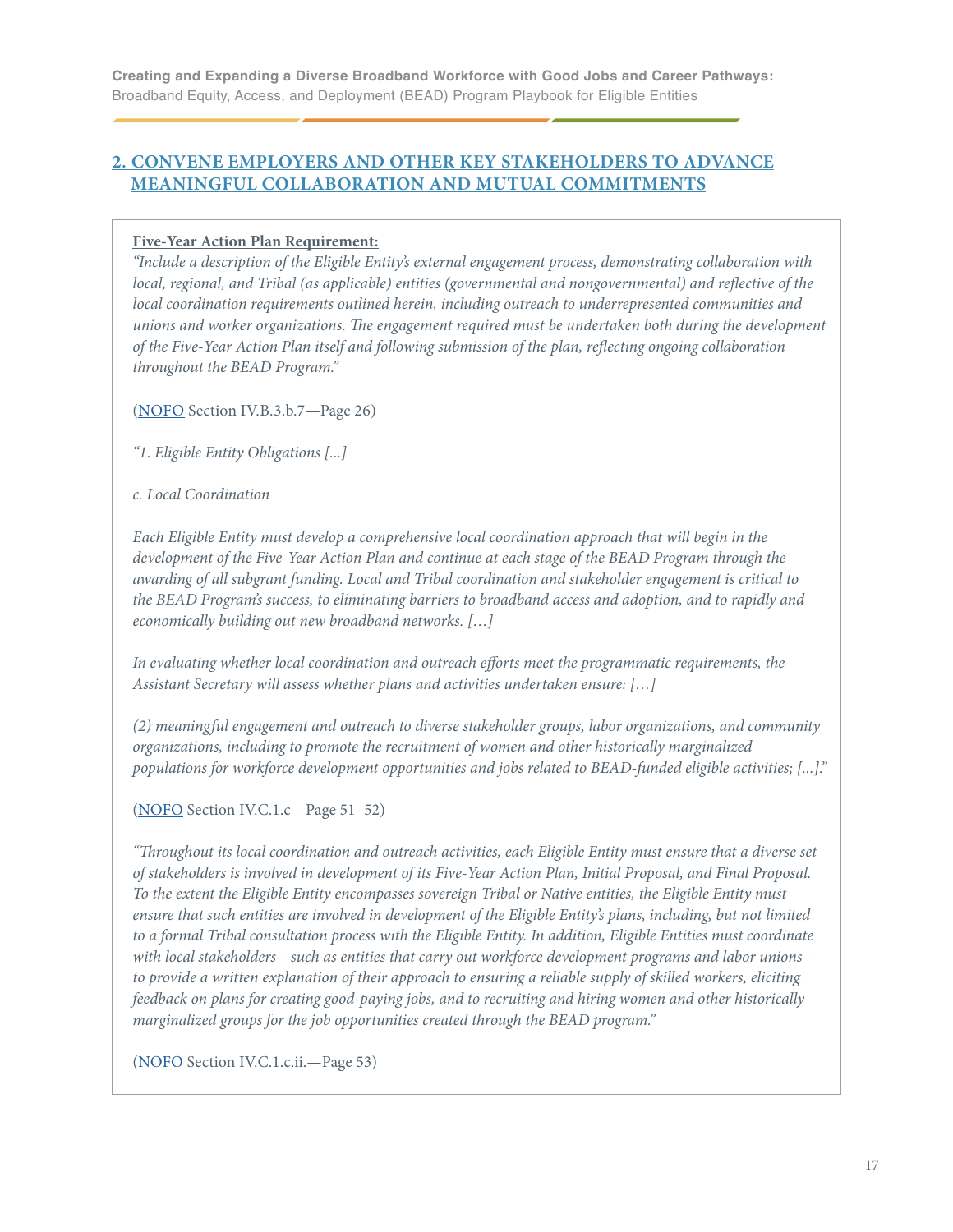## 2. CONVENE EMPLOYERS AND OTHER KEY STAKEHOLDERS TO ADVANCE MEANINGFUL COLLABORATION AND MUTUAL COMMITMENTS

**Five-Year Action Plan Requirement:**

*"Include a description of the Eligible Entity's external engagement process, demonstrating collaboration with local, regional, and Tribal (as applicable) entities (governmental and nongovernmental) and reflective of the local coordination requirements outlined herein, including outreach to underrepresented communities and unions and worker organizations. The engagement required must be undertaken both during the development of the Five-Year Action Plan itself and following submission of the plan, reflecting ongoing collaboration throughout the BEAD Program."*

(NOFO Section IV.B.3.b.7—Page 26)

*"1. Eligible Entity Obligations [...]*

*c. Local Coordination*

*Each Eligible Entity must develop a comprehensive local coordination approach that will begin in the development of the Five-Year Action Plan and continue at each stage of the BEAD Program through the awarding of all subgrant funding. Local and Tribal coordination and stakeholder engagement is critical to the BEAD Program's success, to eliminating barriers to broadband access and adoption, and to rapidly and economically building out new broadband networks. […]*

*In evaluating whether local coordination and outreach efforts meet the programmatic requirements, the Assistant Secretary will assess whether plans and activities undertaken ensure: […]*

*(2) meaningful engagement and outreach to diverse stakeholder groups, labor organizations, and community organizations, including to promote the recruitment of women and other historically marginalized populations for workforce development opportunities and jobs related to BEAD-funded eligible activities; [...]."*

(NOFO Section IV.C.1.c—Page 51–52)

*"Throughout its local coordination and outreach activities, each Eligible Entity must ensure that a diverse set of stakeholders is involved in development of its Five-Year Action Plan, Initial Proposal, and Final Proposal. To the extent the Eligible Entity encompasses sovereign Tribal or Native entities, the Eligible Entity must ensure that such entities are involved in development of the Eligible Entity's plans, including, but not limited to a formal Tribal consultation process with the Eligible Entity. In addition, Eligible Entities must coordinate with local stakeholders—such as entities that carry out workforce development programs and labor unions—to provide a written explanation of their approach to ensuring a reliable supply of skilled workers, eliciting feedback on plans for creating good-paying jobs, and to recruiting and hiring women and other historically marginalized groups for the job opportunities created through the BEAD program."*

(NOFO Section IV.C.1.c.ii.—Page 53)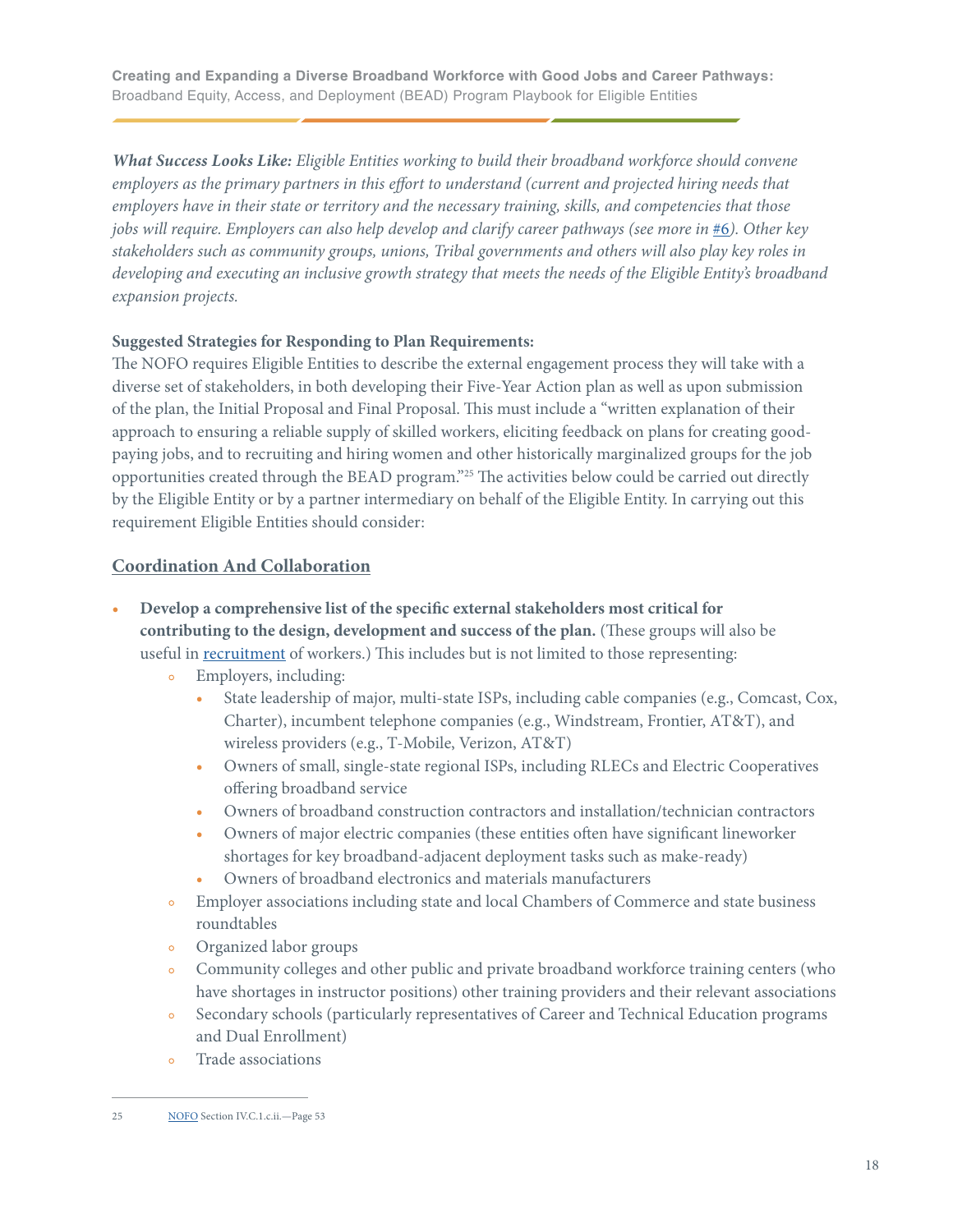***What Success Looks Like:*** *Eligible Entities working to build their broadband workforce should convene employers as the primary partners in this effort to understand (current and projected hiring needs that employers have in their state or territory and the necessary training, skills, and competencies that those jobs will require. Employers can also help develop and clarify career pathways (see more in [#6](#)). Other key stakeholders such as community groups, unions, Tribal governments and others will also play key roles in developing and executing an inclusive growth strategy that meets the needs of the Eligible Entity's broadband expansion projects.*

**Suggested Strategies for Responding to Plan Requirements:**
The NOFO requires Eligible Entities to describe the external engagement process they will take with a diverse set of stakeholders, in both developing their Five-Year Action plan as well as upon submission of the plan, the Initial Proposal and Final Proposal. This must include a "written explanation of their approach to ensuring a reliable supply of skilled workers, eliciting feedback on plans for creating good-paying jobs, and to recruiting and hiring women and other historically marginalized groups for the job opportunities created through the BEAD program."[25] The activities below could be carried out directly by the Eligible Entity or by a partner intermediary on behalf of the Eligible Entity. In carrying out this requirement Eligible Entities should consider:

## Coordination And Collaboration

- **Develop a comprehensive list of the specific external stakeholders most critical for contributing to the design, development and success of the plan.** (These groups will also be useful in [recruitment](#) of workers.) This includes but is not limited to those representing:
  - Employers, including:
    - State leadership of major, multi-state ISPs, including cable companies (e.g., Comcast, Cox, Charter), incumbent telephone companies (e.g., Windstream, Frontier, AT&T), and wireless providers (e.g., T-Mobile, Verizon, AT&T)
    - Owners of small, single-state regional ISPs, including RLECs and Electric Cooperatives offering broadband service
    - Owners of broadband construction contractors and installation/technician contractors
    - Owners of major electric companies (these entities often have significant lineworker shortages for key broadband-adjacent deployment tasks such as make-ready)
    - Owners of broadband electronics and materials manufacturers
  - Employer associations including state and local Chambers of Commerce and state business roundtables
  - Organized labor groups
  - Community colleges and other public and private broadband workforce training centers (who have shortages in instructor positions) other training providers and their relevant associations
  - Secondary schools (particularly representatives of Career and Technical Education programs and Dual Enrollment)
  - Trade associations

---

25 [NOFO](#) Section IV.C.1.c.ii.—Page 53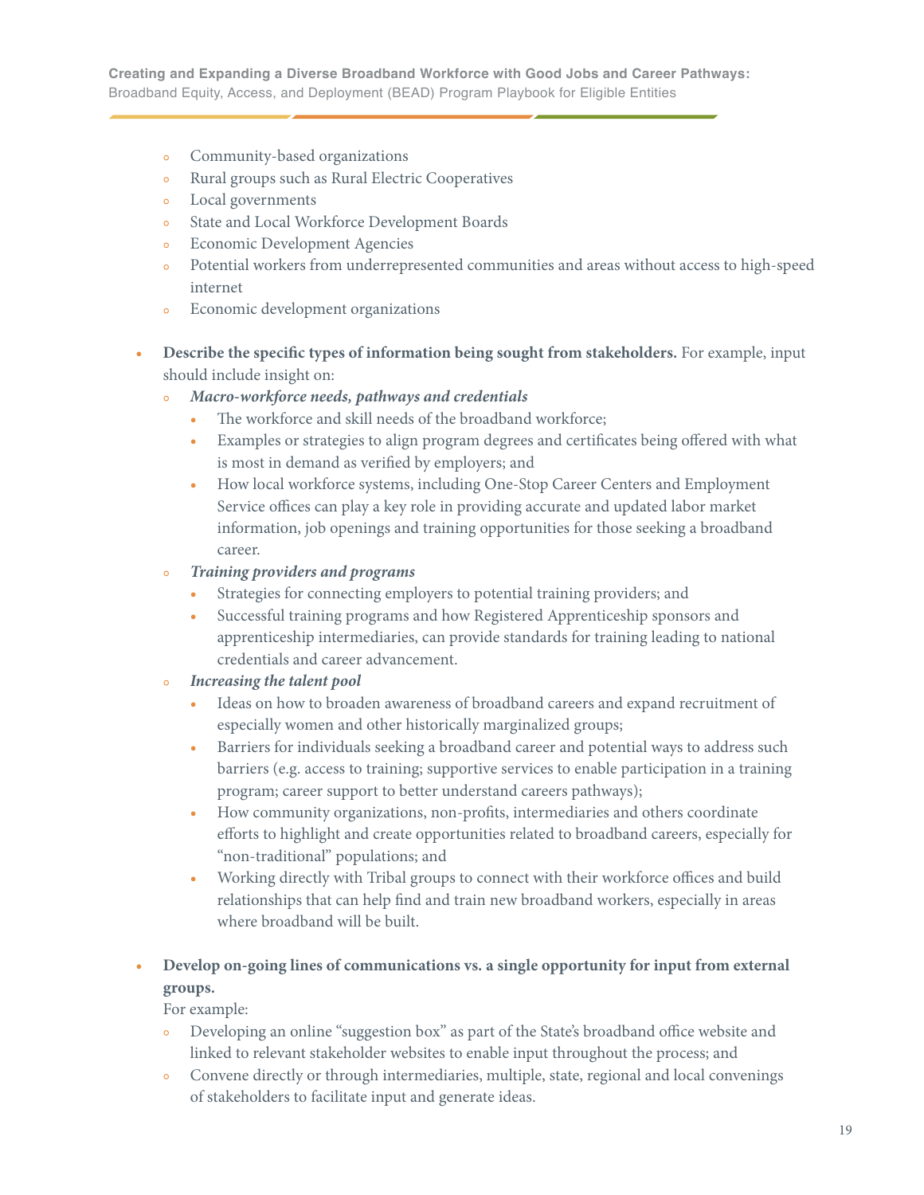- Community-based organizations
    - Rural groups such as Rural Electric Cooperatives
    - Local governments
    - State and Local Workforce Development Boards
    - Economic Development Agencies
    - Potential workers from underrepresented communities and areas without access to high-speed internet
    - Economic development organizations

- **Describe the specific types of information being sought from stakeholders.** For example, input should include insight on:
    - ***Macro-workforce needs, pathways and credentials***
        - The workforce and skill needs of the broadband workforce;
        - Examples or strategies to align program degrees and certificates being offered with what is most in demand as verified by employers; and
        - How local workforce systems, including One-Stop Career Centers and Employment Service offices can play a key role in providing accurate and updated labor market information, job openings and training opportunities for those seeking a broadband career.
    - ***Training providers and programs***
        - Strategies for connecting employers to potential training providers; and
        - Successful training programs and how Registered Apprenticeship sponsors and apprenticeship intermediaries, can provide standards for training leading to national credentials and career advancement.
    - ***Increasing the talent pool***
        - Ideas on how to broaden awareness of broadband careers and expand recruitment of especially women and other historically marginalized groups;
        - Barriers for individuals seeking a broadband career and potential ways to address such barriers (e.g. access to training; supportive services to enable participation in a training program; career support to better understand careers pathways);
        - How community organizations, non-profits, intermediaries and others coordinate efforts to highlight and create opportunities related to broadband careers, especially for "non-traditional" populations; and
        - Working directly with Tribal groups to connect with their workforce offices and build relationships that can help find and train new broadband workers, especially in areas where broadband will be built.

- **Develop on-going lines of communications vs. a single opportunity for input from external groups.**
  For example:
    - Developing an online "suggestion box" as part of the State's broadband office website and linked to relevant stakeholder websites to enable input throughout the process; and
    - Convene directly or through intermediaries, multiple, state, regional and local convenings of stakeholders to facilitate input and generate ideas.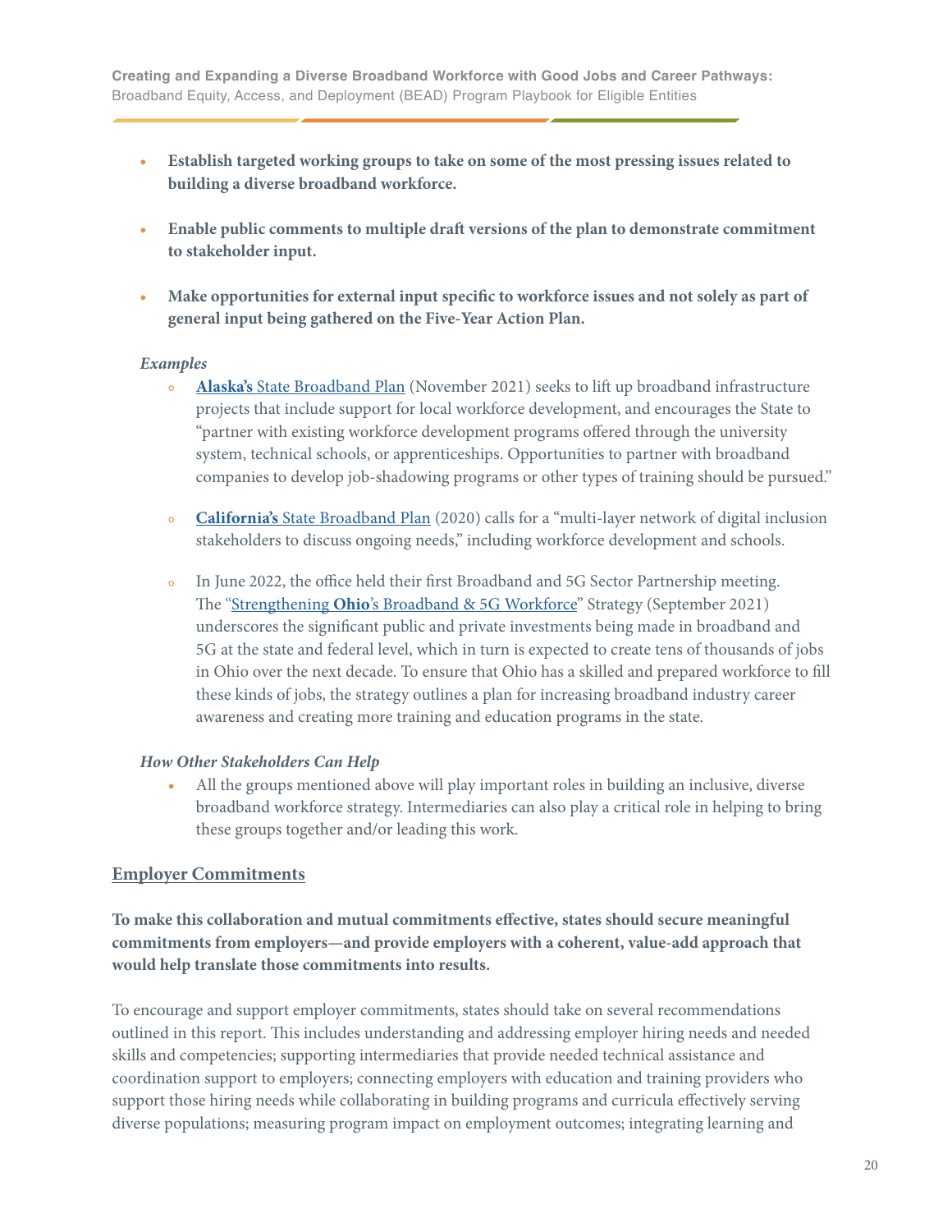- **Establish targeted working groups to take on some of the most pressing issues related to building a diverse broadband workforce.**

- **Enable public comments to multiple draft versions of the plan to demonstrate commitment to stakeholder input.**

- **Make opportunities for external input specific to workforce issues and not solely as part of general input being gathered on the Five-Year Action Plan.**

*Examples*

- **Alaska's** State Broadband Plan (November 2021) seeks to lift up broadband infrastructure projects that include support for local workforce development, and encourages the State to "partner with existing workforce development programs offered through the university system, technical schools, or apprenticeships. Opportunities to partner with broadband companies to develop job-shadowing programs or other types of training should be pursued."

- **California's** State Broadband Plan (2020) calls for a "multi-layer network of digital inclusion stakeholders to discuss ongoing needs," including workforce development and schools.

- In June 2022, the office held their first Broadband and 5G Sector Partnership meeting. The "Strengthening **Ohio**'s Broadband & 5G Workforce" Strategy (September 2021) underscores the significant public and private investments being made in broadband and 5G at the state and federal level, which in turn is expected to create tens of thousands of jobs in Ohio over the next decade. To ensure that Ohio has a skilled and prepared workforce to fill these kinds of jobs, the strategy outlines a plan for increasing broadband industry career awareness and creating more training and education programs in the state.

*How Other Stakeholders Can Help*

- All the groups mentioned above will play important roles in building an inclusive, diverse broadband workforce strategy. Intermediaries can also play a critical role in helping to bring these groups together and/or leading this work.

## Employer Commitments

**To make this collaboration and mutual commitments effective, states should secure meaningful commitments from employers—and provide employers with a coherent, value-add approach that would help translate those commitments into results.**

To encourage and support employer commitments, states should take on several recommendations outlined in this report. This includes understanding and addressing employer hiring needs and needed skills and competencies; supporting intermediaries that provide needed technical assistance and coordination support to employers; connecting employers with education and training providers who support those hiring needs while collaborating in building programs and curricula effectively serving diverse populations; measuring program impact on employment outcomes; integrating learning and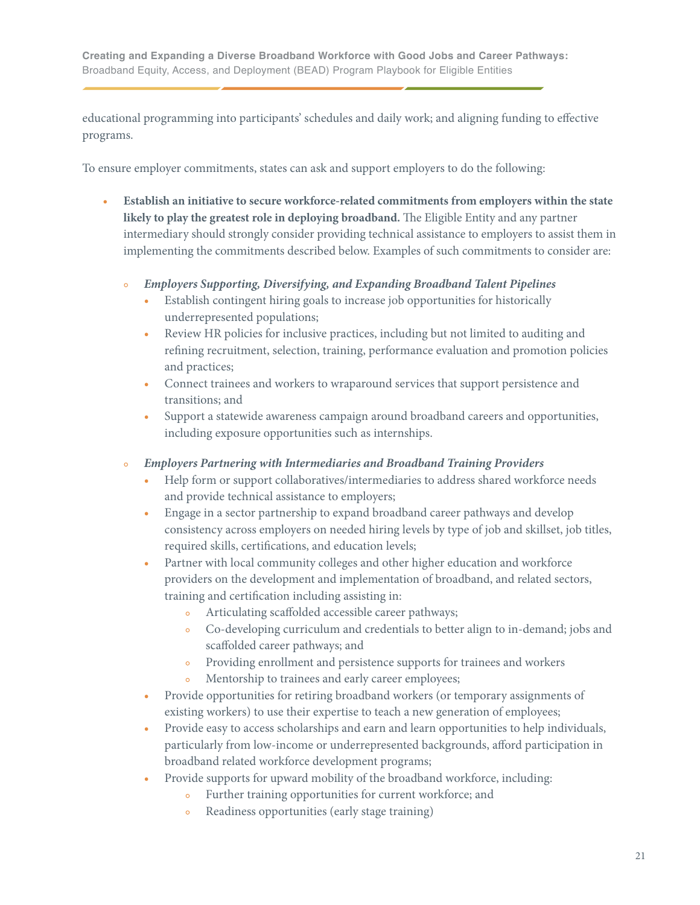educational programming into participants' schedules and daily work; and aligning funding to effective programs.

To ensure employer commitments, states can ask and support employers to do the following:

- **Establish an initiative to secure workforce-related commitments from employers within the state likely to play the greatest role in deploying broadband.** The Eligible Entity and any partner intermediary should strongly consider providing technical assistance to employers to assist them in implementing the commitments described below. Examples of such commitments to consider are:

    - ***Employers Supporting, Diversifying, and Expanding Broadband Talent Pipelines***
        - Establish contingent hiring goals to increase job opportunities for historically underrepresented populations;
        - Review HR policies for inclusive practices, including but not limited to auditing and refining recruitment, selection, training, performance evaluation and promotion policies and practices;
        - Connect trainees and workers to wraparound services that support persistence and transitions; and
        - Support a statewide awareness campaign around broadband careers and opportunities, including exposure opportunities such as internships.

    - ***Employers Partnering with Intermediaries and Broadband Training Providers***
        - Help form or support collaboratives/intermediaries to address shared workforce needs and provide technical assistance to employers;
        - Engage in a sector partnership to expand broadband career pathways and develop consistency across employers on needed hiring levels by type of job and skillset, job titles, required skills, certifications, and education levels;
        - Partner with local community colleges and other higher education and workforce providers on the development and implementation of broadband, and related sectors, training and certification including assisting in:
            - Articulating scaffolded accessible career pathways;
            - Co-developing curriculum and credentials to better align to in-demand; jobs and scaffolded career pathways; and
            - Providing enrollment and persistence supports for trainees and workers
            - Mentorship to trainees and early career employees;
        - Provide opportunities for retiring broadband workers (or temporary assignments of existing workers) to use their expertise to teach a new generation of employees;
        - Provide easy to access scholarships and earn and learn opportunities to help individuals, particularly from low-income or underrepresented backgrounds, afford participation in broadband related workforce development programs;
        - Provide supports for upward mobility of the broadband workforce, including:
            - Further training opportunities for current workforce; and
            - Readiness opportunities (early stage training)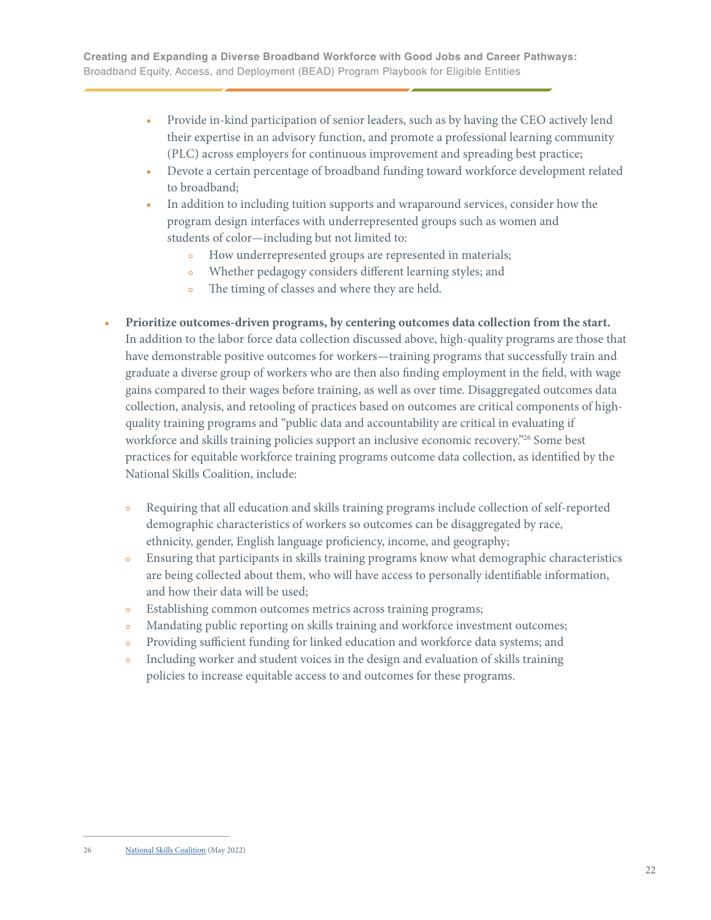- Provide in-kind participation of senior leaders, such as by having the CEO actively lend their expertise in an advisory function, and promote a professional learning community (PLC) across employers for continuous improvement and spreading best practice;
- Devote a certain percentage of broadband funding toward workforce development related to broadband;
- In addition to including tuition supports and wraparound services, consider how the program design interfaces with underrepresented groups such as women and students of color—including but not limited to:
    - How underrepresented groups are represented in materials;
    - Whether pedagogy considers different learning styles; and
    - The timing of classes and where they are held.

- **Prioritize outcomes-driven programs, by centering outcomes data collection from the start.** In addition to the labor force data collection discussed above, high-quality programs are those that have demonstrable positive outcomes for workers—training programs that successfully train and graduate a diverse group of workers who are then also finding employment in the field, with wage gains compared to their wages before training, as well as over time. Disaggregated outcomes data collection, analysis, and retooling of practices based on outcomes are critical components of high-quality training programs and "public data and accountability are critical in evaluating if workforce and skills training policies support an inclusive economic recovery."[26] Some best practices for equitable workforce training programs outcome data collection, as identified by the National Skills Coalition, include:

    - Requiring that all education and skills training programs include collection of self-reported demographic characteristics of workers so outcomes can be disaggregated by race, ethnicity, gender, English language proficiency, income, and geography;
    - Ensuring that participants in skills training programs know what demographic characteristics are being collected about them, who will have access to personally identifiable information, and how their data will be used;
    - Establishing common outcomes metrics across training programs;
    - Mandating public reporting on skills training and workforce investment outcomes;
    - Providing sufficient funding for linked education and workforce data systems; and
    - Including worker and student voices in the design and evaluation of skills training policies to increase equitable access to and outcomes for these programs.

---

26 National Skills Coalition (May 2022)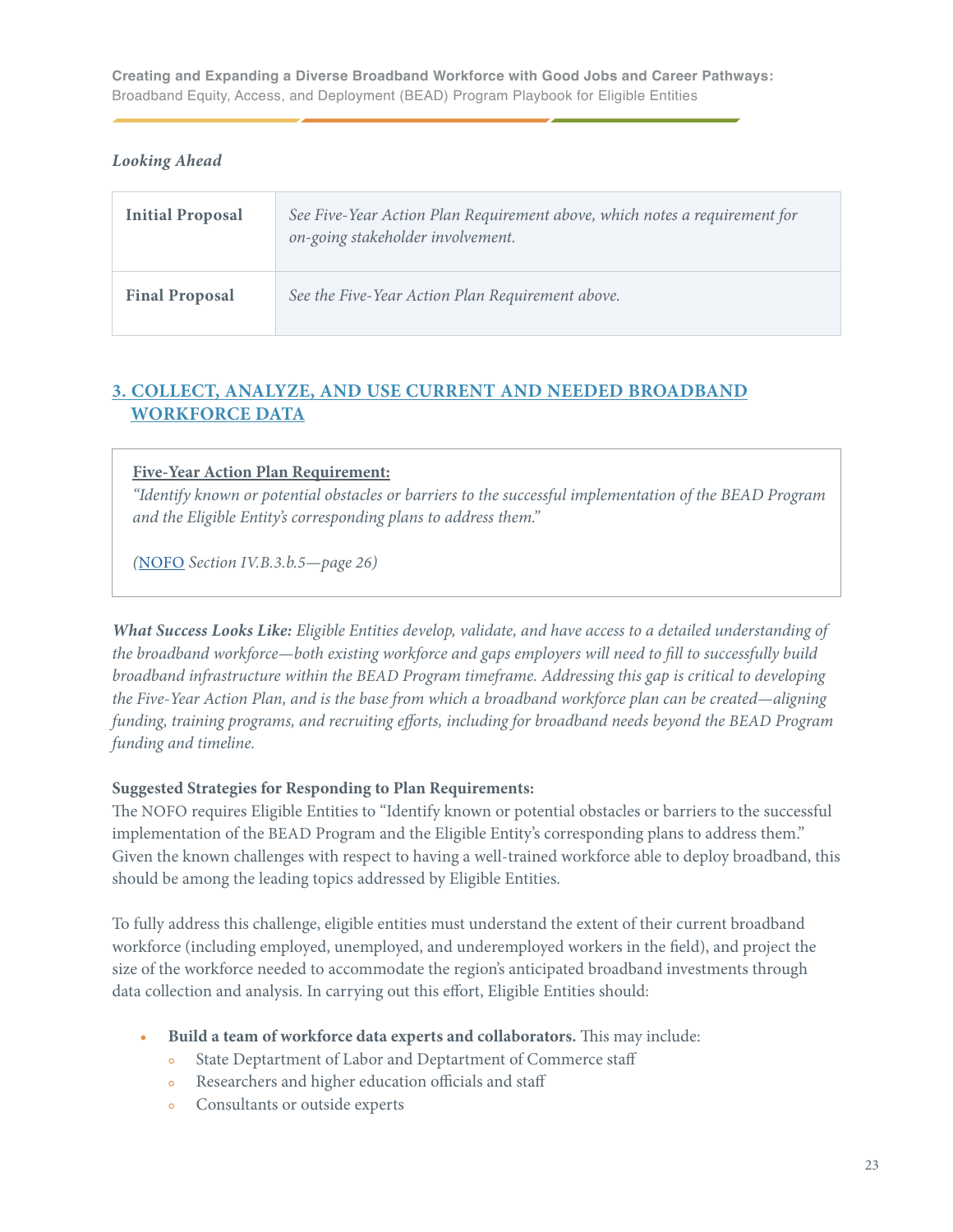*Looking Ahead*

| | |
|---|---|
| **Initial Proposal** | *See Five-Year Action Plan Requirement above, which notes a requirement for on-going stakeholder involvement.* |
| **Final Proposal** | *See the Five-Year Action Plan Requirement above.* |

## 3. COLLECT, ANALYZE, AND USE CURRENT AND NEEDED BROADBAND WORKFORCE DATA

> **Five-Year Action Plan Requirement:**
> *"Identify known or potential obstacles or barriers to the successful implementation of the BEAD Program and the Eligible Entity's corresponding plans to address them."*
>
> *(NOFO Section IV.B.3.b.5—page 26)*

***What Success Looks Like:*** *Eligible Entities develop, validate, and have access to a detailed understanding of the broadband workforce—both existing workforce and gaps employers will need to fill to successfully build broadband infrastructure within the BEAD Program timeframe. Addressing this gap is critical to developing the Five-Year Action Plan, and is the base from which a broadband workforce plan can be created—aligning funding, training programs, and recruiting efforts, including for broadband needs beyond the BEAD Program funding and timeline.*

**Suggested Strategies for Responding to Plan Requirements:**

The NOFO requires Eligible Entities to "Identify known or potential obstacles or barriers to the successful implementation of the BEAD Program and the Eligible Entity's corresponding plans to address them." Given the known challenges with respect to having a well-trained workforce able to deploy broadband, this should be among the leading topics addressed by Eligible Entities.

To fully address this challenge, eligible entities must understand the extent of their current broadband workforce (including employed, unemployed, and underemployed workers in the field), and project the size of the workforce needed to accommodate the region's anticipated broadband investments through data collection and analysis. In carrying out this effort, Eligible Entities should:

- **Build a team of workforce data experts and collaborators.** This may include:
  - State Deptartment of Labor and Deptartment of Commerce staff
  - Researchers and higher education officials and staff
  - Consultants or outside experts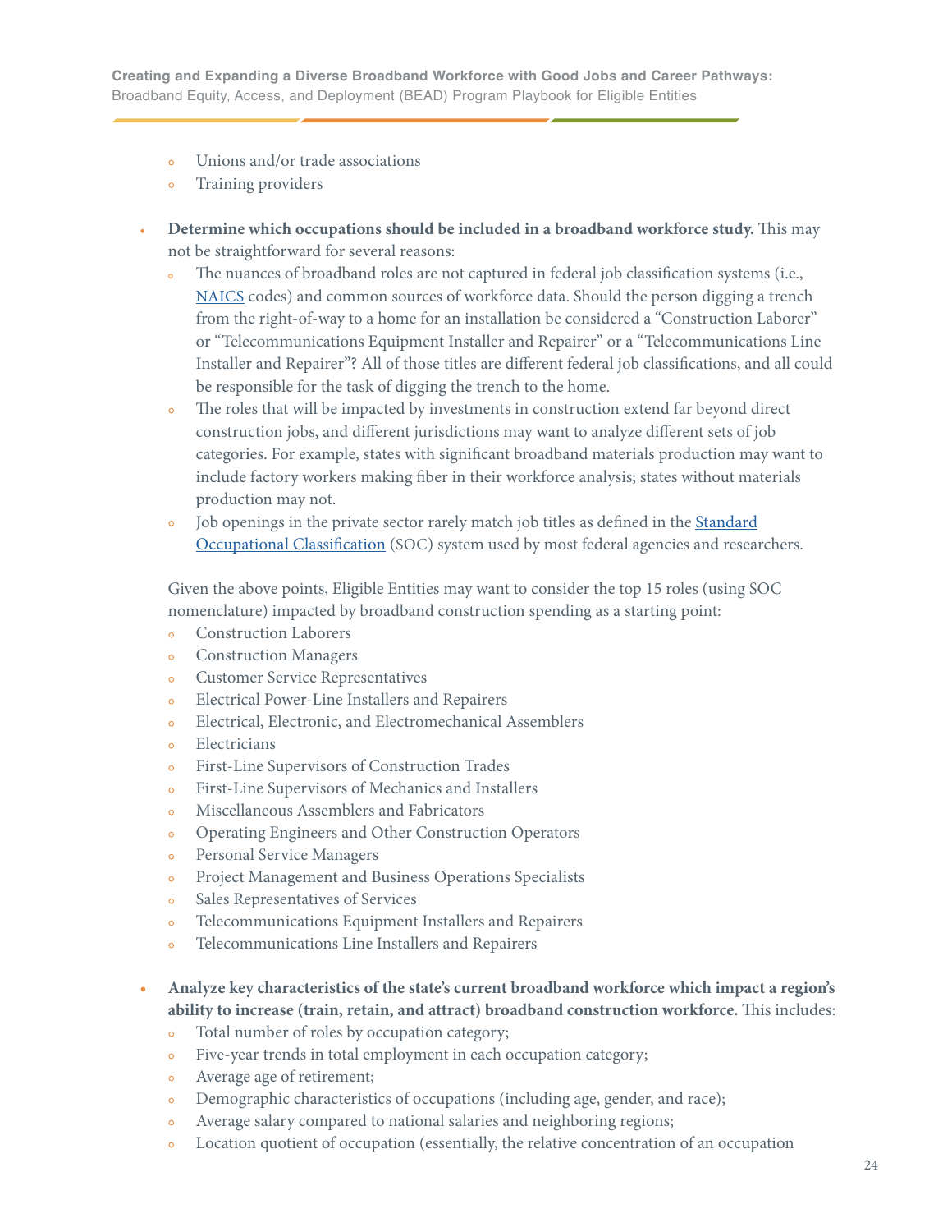- Unions and/or trade associations
   - Training providers

- **Determine which occupations should be included in a broadband workforce study.** This may not be straightforward for several reasons:
   - The nuances of broadband roles are not captured in federal job classification systems (i.e., NAICS codes) and common sources of workforce data. Should the person digging a trench from the right-of-way to a home for an installation be considered a "Construction Laborer" or "Telecommunications Equipment Installer and Repairer" or a "Telecommunications Line Installer and Repairer"? All of those titles are different federal job classifications, and all could be responsible for the task of digging the trench to the home.
   - The roles that will be impacted by investments in construction extend far beyond direct construction jobs, and different jurisdictions may want to analyze different sets of job categories. For example, states with significant broadband materials production may want to include factory workers making fiber in their workforce analysis; states without materials production may not.
   - Job openings in the private sector rarely match job titles as defined in the Standard Occupational Classification (SOC) system used by most federal agencies and researchers.

  Given the above points, Eligible Entities may want to consider the top 15 roles (using SOC nomenclature) impacted by broadband construction spending as a starting point:
   - Construction Laborers
   - Construction Managers
   - Customer Service Representatives
   - Electrical Power-Line Installers and Repairers
   - Electrical, Electronic, and Electromechanical Assemblers
   - Electricians
   - First-Line Supervisors of Construction Trades
   - First-Line Supervisors of Mechanics and Installers
   - Miscellaneous Assemblers and Fabricators
   - Operating Engineers and Other Construction Operators
   - Personal Service Managers
   - Project Management and Business Operations Specialists
   - Sales Representatives of Services
   - Telecommunications Equipment Installers and Repairers
   - Telecommunications Line Installers and Repairers

- **Analyze key characteristics of the state's current broadband workforce which impact a region's ability to increase (train, retain, and attract) broadband construction workforce.** This includes:
   - Total number of roles by occupation category;
   - Five-year trends in total employment in each occupation category;
   - Average age of retirement;
   - Demographic characteristics of occupations (including age, gender, and race);
   - Average salary compared to national salaries and neighboring regions;
   - Location quotient of occupation (essentially, the relative concentration of an occupation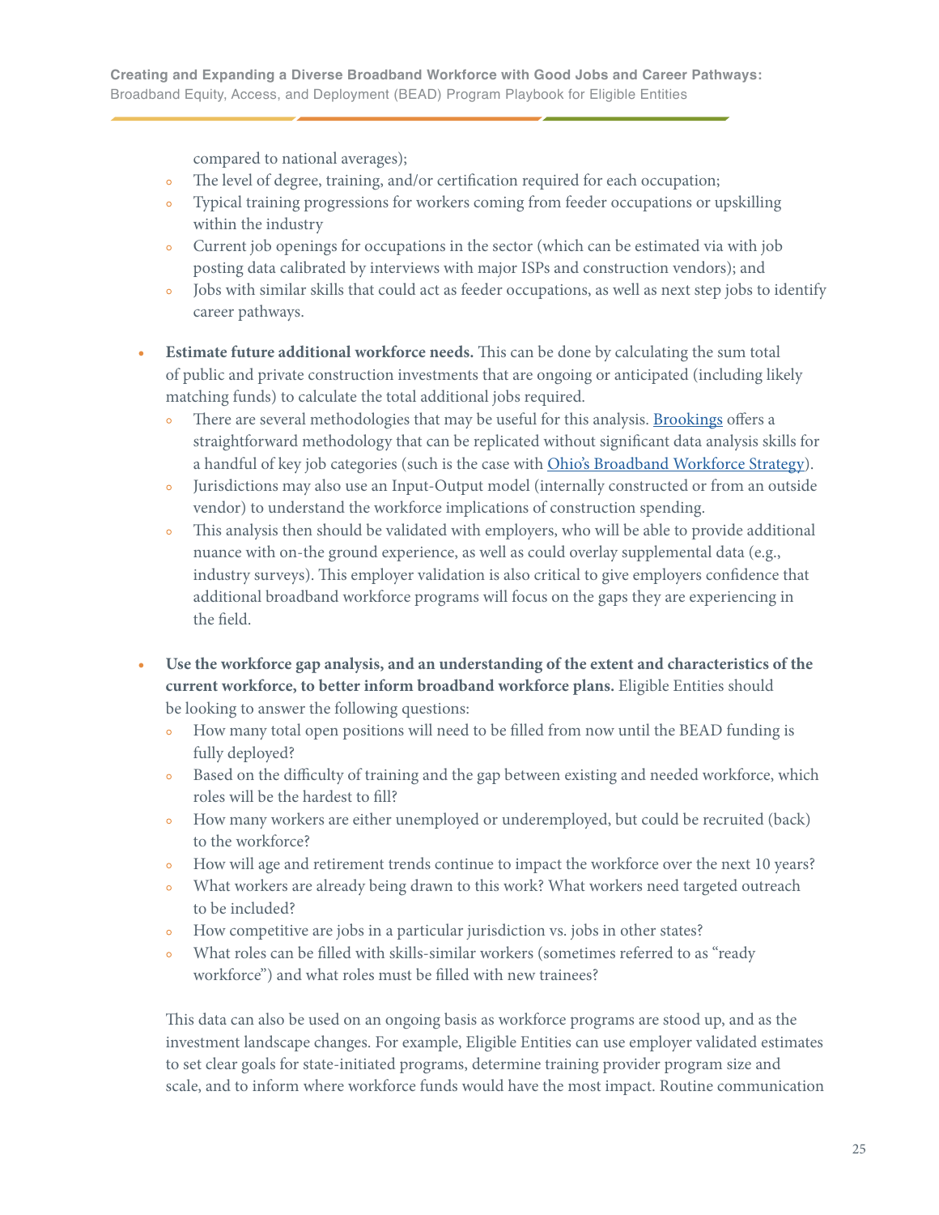compared to national averages);
  - The level of degree, training, and/or certification required for each occupation;
  - Typical training progressions for workers coming from feeder occupations or upskilling within the industry
  - Current job openings for occupations in the sector (which can be estimated via with job posting data calibrated by interviews with major ISPs and construction vendors); and
  - Jobs with similar skills that could act as feeder occupations, as well as next step jobs to identify career pathways.

- **Estimate future additional workforce needs.** This can be done by calculating the sum total of public and private construction investments that are ongoing or anticipated (including likely matching funds) to calculate the total additional jobs required.
  - There are several methodologies that may be useful for this analysis. [Brookings]() offers a straightforward methodology that can be replicated without significant data analysis skills for a handful of key job categories (such is the case with [Ohio's Broadband Workforce Strategy]()).
  - Jurisdictions may also use an Input-Output model (internally constructed or from an outside vendor) to understand the workforce implications of construction spending.
  - This analysis then should be validated with employers, who will be able to provide additional nuance with on-the ground experience, as well as could overlay supplemental data (e.g., industry surveys). This employer validation is also critical to give employers confidence that additional broadband workforce programs will focus on the gaps they are experiencing in the field.

- **Use the workforce gap analysis, and an understanding of the extent and characteristics of the current workforce, to better inform broadband workforce plans.** Eligible Entities should be looking to answer the following questions:
  - How many total open positions will need to be filled from now until the BEAD funding is fully deployed?
  - Based on the difficulty of training and the gap between existing and needed workforce, which roles will be the hardest to fill?
  - How many workers are either unemployed or underemployed, but could be recruited (back) to the workforce?
  - How will age and retirement trends continue to impact the workforce over the next 10 years?
  - What workers are already being drawn to this work? What workers need targeted outreach to be included?
  - How competitive are jobs in a particular jurisdiction vs. jobs in other states?
  - What roles can be filled with skills-similar workers (sometimes referred to as "ready workforce") and what roles must be filled with new trainees?

  This data can also be used on an ongoing basis as workforce programs are stood up, and as the investment landscape changes. For example, Eligible Entities can use employer validated estimates to set clear goals for state-initiated programs, determine training provider program size and scale, and to inform where workforce funds would have the most impact. Routine communication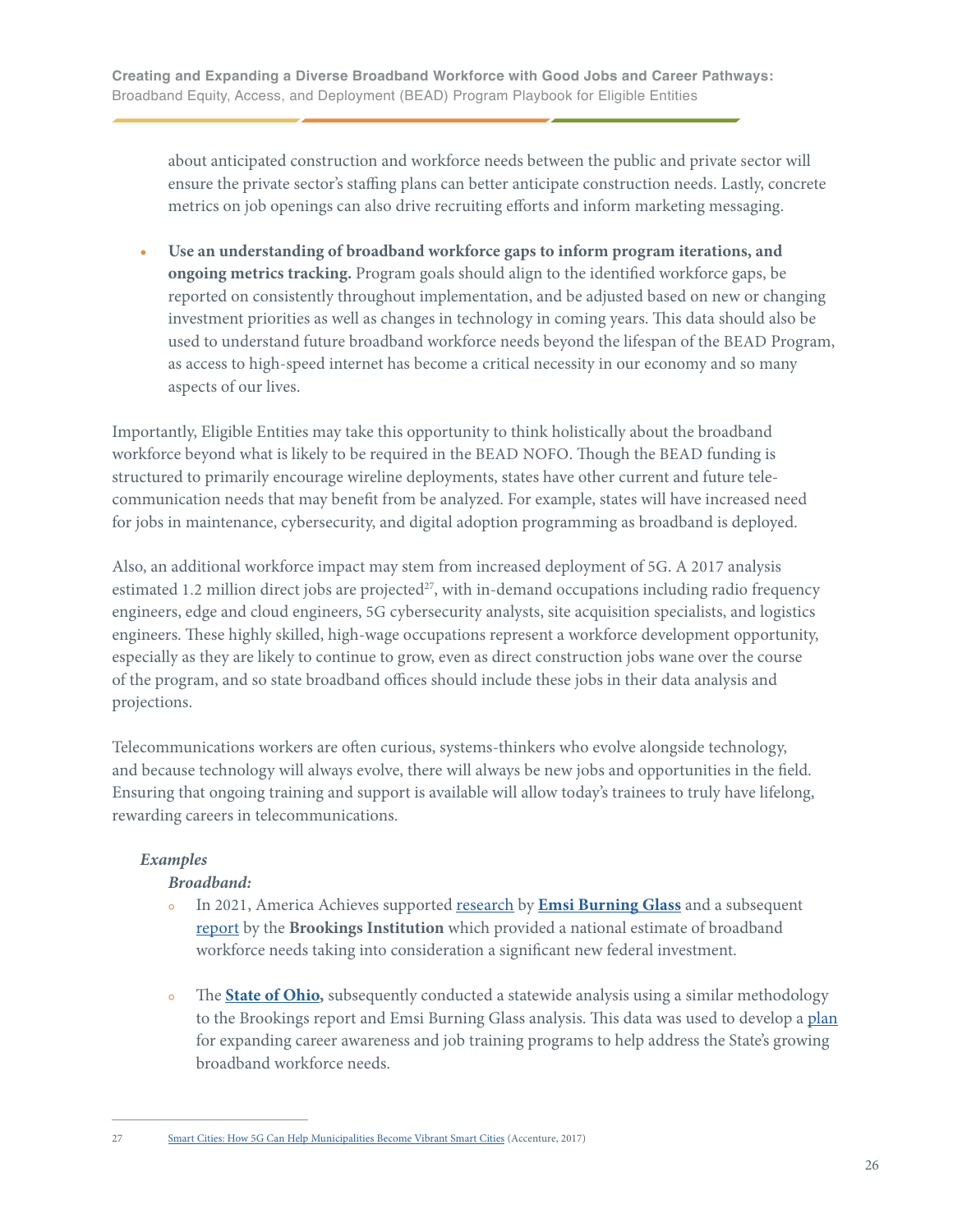about anticipated construction and workforce needs between the public and private sector will ensure the private sector's staffing plans can better anticipate construction needs. Lastly, concrete metrics on job openings can also drive recruiting efforts and inform marketing messaging.

- **Use an understanding of broadband workforce gaps to inform program iterations, and ongoing metrics tracking.** Program goals should align to the identified workforce gaps, be reported on consistently throughout implementation, and be adjusted based on new or changing investment priorities as well as changes in technology in coming years. This data should also be used to understand future broadband workforce needs beyond the lifespan of the BEAD Program, as access to high-speed internet has become a critical necessity in our economy and so many aspects of our lives.

Importantly, Eligible Entities may take this opportunity to think holistically about the broadband workforce beyond what is likely to be required in the BEAD NOFO. Though the BEAD funding is structured to primarily encourage wireline deployments, states have other current and future tele-communication needs that may benefit from be analyzed. For example, states will have increased need for jobs in maintenance, cybersecurity, and digital adoption programming as broadband is deployed.

Also, an additional workforce impact may stem from increased deployment of 5G. A 2017 analysis estimated 1.2 million direct jobs are projected[27], with in-demand occupations including radio frequency engineers, edge and cloud engineers, 5G cybersecurity analysts, site acquisition specialists, and logistics engineers. These highly skilled, high-wage occupations represent a workforce development opportunity, especially as they are likely to continue to grow, even as direct construction jobs wane over the course of the program, and so state broadband offices should include these jobs in their data analysis and projections.

Telecommunications workers are often curious, systems-thinkers who evolve alongside technology, and because technology will always evolve, there will always be new jobs and opportunities in the field. Ensuring that ongoing training and support is available will allow today's trainees to truly have lifelong, rewarding careers in telecommunications.

***Examples***

***Broadband:***

- In 2021, America Achieves supported research by **Emsi Burning Glass** and a subsequent report by the **Brookings Institution** which provided a national estimate of broadband workforce needs taking into consideration a significant new federal investment.

- The **State of Ohio,** subsequently conducted a statewide analysis using a similar methodology to the Brookings report and Emsi Burning Glass analysis. This data was used to develop a plan for expanding career awareness and job training programs to help address the State's growing broadband workforce needs.

---

27 Smart Cities: How 5G Can Help Municipalities Become Vibrant Smart Cities (Accenture, 2017)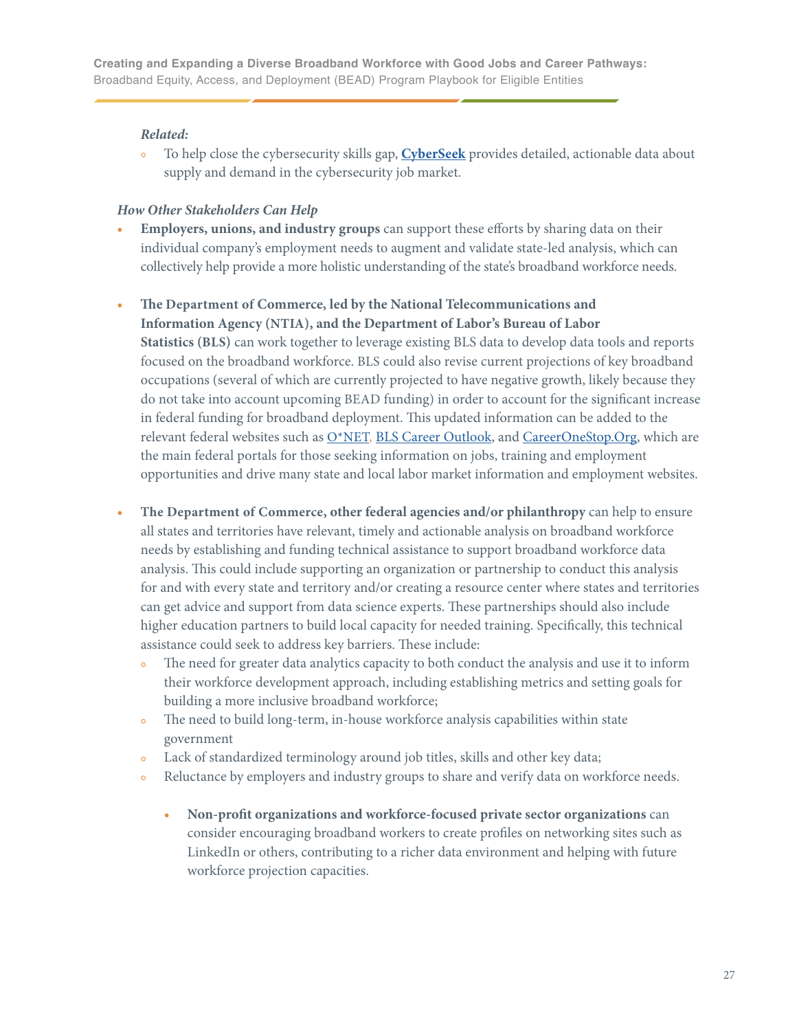*Related:*

- To help close the cybersecurity skills gap, **CyberSeek** provides detailed, actionable data about supply and demand in the cybersecurity job market.

*How Other Stakeholders Can Help*

- **Employers, unions, and industry groups** can support these efforts by sharing data on their individual company's employment needs to augment and validate state-led analysis, which can collectively help provide a more holistic understanding of the state's broadband workforce needs.

- **The Department of Commerce, led by the National Telecommunications and Information Agency (NTIA), and the Department of Labor's Bureau of Labor Statistics (BLS)** can work together to leverage existing BLS data to develop data tools and reports focused on the broadband workforce. BLS could also revise current projections of key broadband occupations (several of which are currently projected to have negative growth, likely because they do not take into account upcoming BEAD funding) in order to account for the significant increase in federal funding for broadband deployment. This updated information can be added to the relevant federal websites such as O*NET, BLS Career Outlook, and CareerOneStop.Org, which are the main federal portals for those seeking information on jobs, training and employment opportunities and drive many state and local labor market information and employment websites.

- **The Department of Commerce, other federal agencies and/or philanthropy** can help to ensure all states and territories have relevant, timely and actionable analysis on broadband workforce needs by establishing and funding technical assistance to support broadband workforce data analysis. This could include supporting an organization or partnership to conduct this analysis for and with every state and territory and/or creating a resource center where states and territories can get advice and support from data science experts. These partnerships should also include higher education partners to build local capacity for needed training. Specifically, this technical assistance could seek to address key barriers. These include:
  - The need for greater data analytics capacity to both conduct the analysis and use it to inform their workforce development approach, including establishing metrics and setting goals for building a more inclusive broadband workforce;
  - The need to build long-term, in-house workforce analysis capabilities within state government
  - Lack of standardized terminology around job titles, skills and other key data;
  - Reluctance by employers and industry groups to share and verify data on workforce needs.

    - **Non-profit organizations and workforce-focused private sector organizations** can consider encouraging broadband workers to create profiles on networking sites such as LinkedIn or others, contributing to a richer data environment and helping with future workforce projection capacities.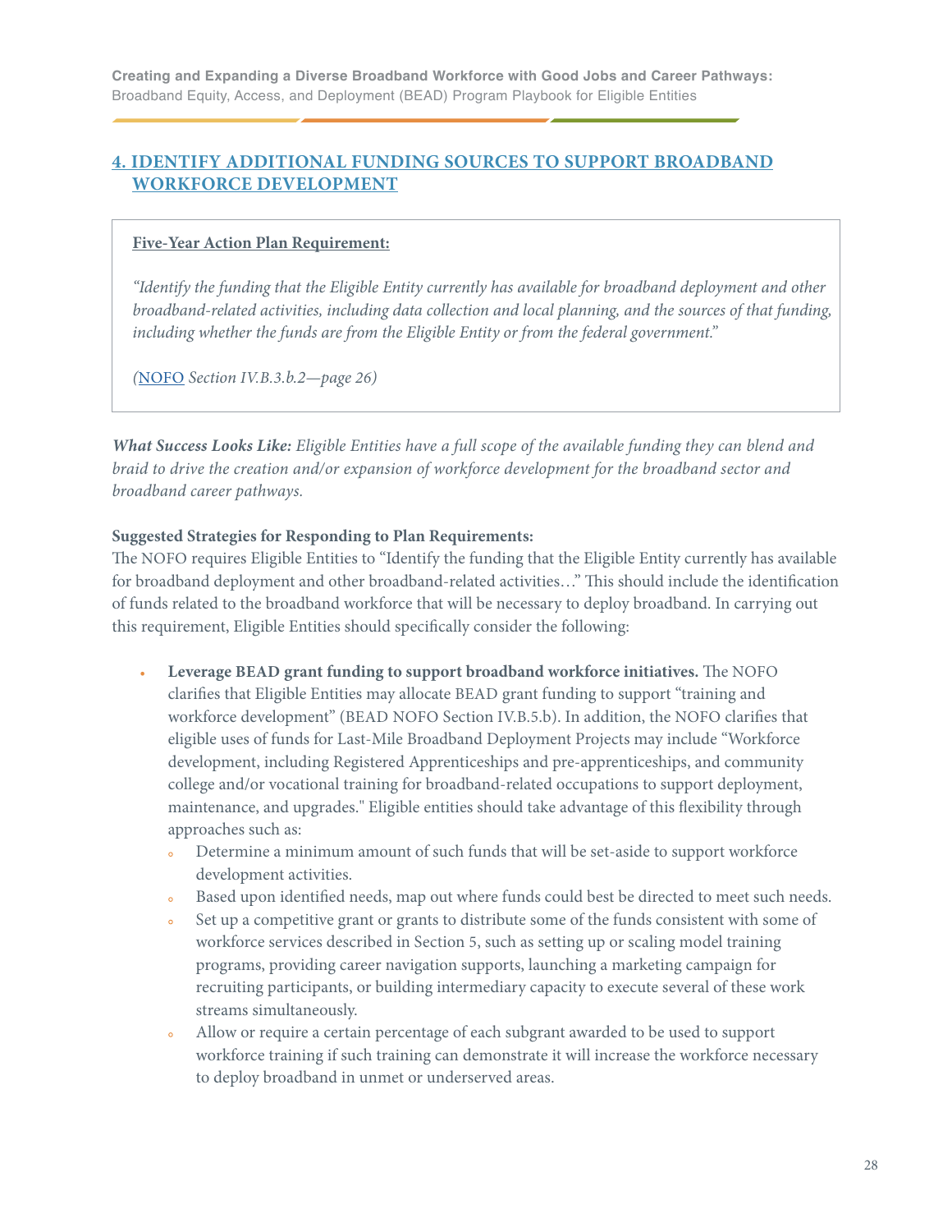## 4. IDENTIFY ADDITIONAL FUNDING SOURCES TO SUPPORT BROADBAND WORKFORCE DEVELOPMENT

**Five-Year Action Plan Requirement:**

*"Identify the funding that the Eligible Entity currently has available for broadband deployment and other broadband-related activities, including data collection and local planning, and the sources of that funding, including whether the funds are from the Eligible Entity or from the federal government."*

*(NOFO Section IV.B.3.b.2—page 26)*

***What Success Looks Like:*** *Eligible Entities have a full scope of the available funding they can blend and braid to drive the creation and/or expansion of workforce development for the broadband sector and broadband career pathways.*

**Suggested Strategies for Responding to Plan Requirements:**

The NOFO requires Eligible Entities to "Identify the funding that the Eligible Entity currently has available for broadband deployment and other broadband-related activities…" This should include the identification of funds related to the broadband workforce that will be necessary to deploy broadband. In carrying out this requirement, Eligible Entities should specifically consider the following:

- **Leverage BEAD grant funding to support broadband workforce initiatives.** The NOFO clarifies that Eligible Entities may allocate BEAD grant funding to support "training and workforce development" (BEAD NOFO Section IV.B.5.b). In addition, the NOFO clarifies that eligible uses of funds for Last-Mile Broadband Deployment Projects may include "Workforce development, including Registered Apprenticeships and pre-apprenticeships, and community college and/or vocational training for broadband-related occupations to support deployment, maintenance, and upgrades." Eligible entities should take advantage of this flexibility through approaches such as:
  - Determine a minimum amount of such funds that will be set-aside to support workforce development activities.
  - Based upon identified needs, map out where funds could best be directed to meet such needs.
  - Set up a competitive grant or grants to distribute some of the funds consistent with some of workforce services described in Section 5, such as setting up or scaling model training programs, providing career navigation supports, launching a marketing campaign for recruiting participants, or building intermediary capacity to execute several of these work streams simultaneously.
  - Allow or require a certain percentage of each subgrant awarded to be used to support workforce training if such training can demonstrate it will increase the workforce necessary to deploy broadband in unmet or underserved areas.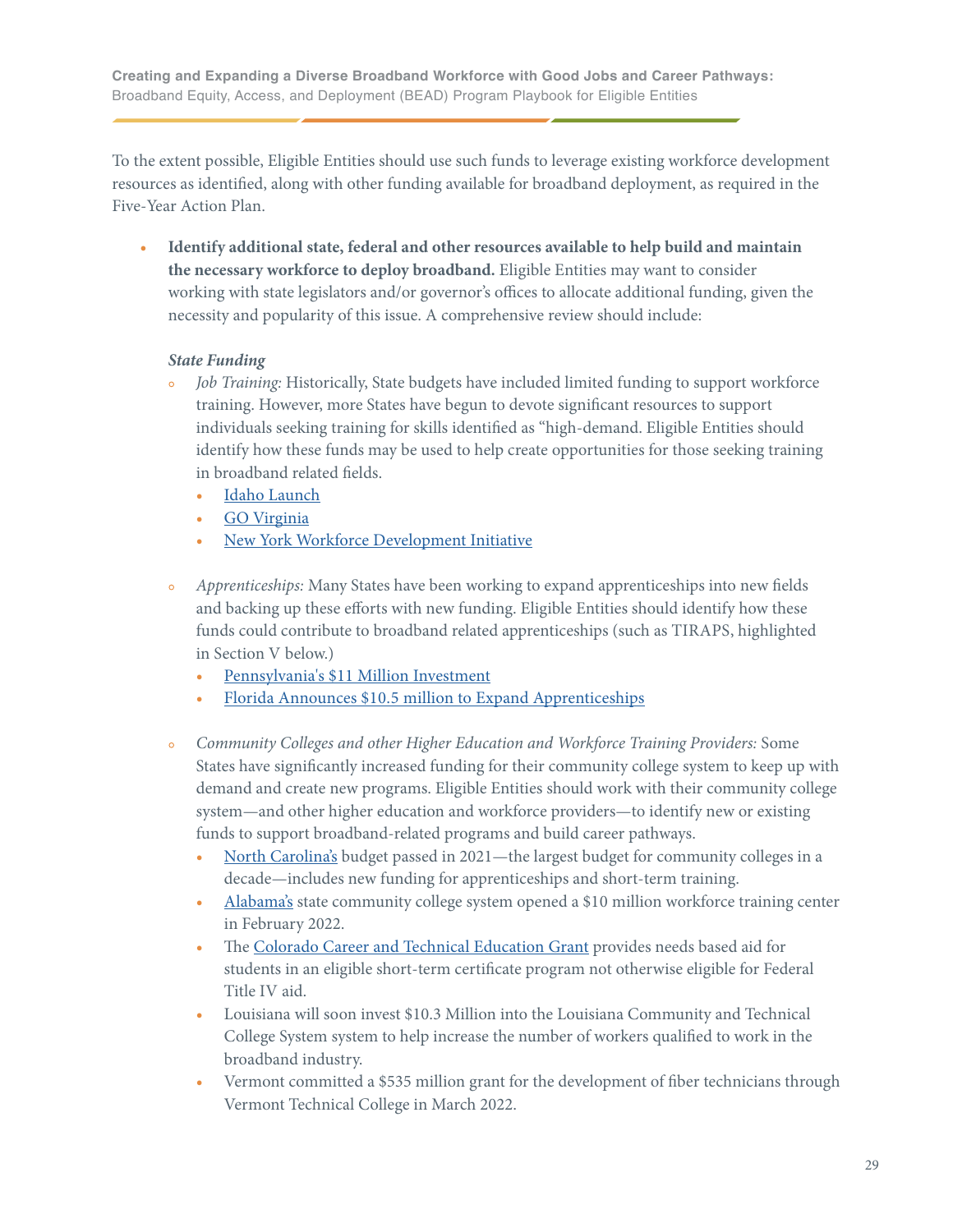To the extent possible, Eligible Entities should use such funds to leverage existing workforce development resources as identified, along with other funding available for broadband deployment, as required in the Five-Year Action Plan.

- **Identify additional state, federal and other resources available to help build and maintain the necessary workforce to deploy broadband.** Eligible Entities may want to consider working with state legislators and/or governor's offices to allocate additional funding, given the necessity and popularity of this issue. A comprehensive review should include:

  ***State Funding***

  - *Job Training:* Historically, State budgets have included limited funding to support workforce training. However, more States have begun to devote significant resources to support individuals seeking training for skills identified as "high-demand. Eligible Entities should identify how these funds may be used to help create opportunities for those seeking training in broadband related fields.
    - Idaho Launch
    - GO Virginia
    - New York Workforce Development Initiative
  - *Apprenticeships:* Many States have been working to expand apprenticeships into new fields and backing up these efforts with new funding. Eligible Entities should identify how these funds could contribute to broadband related apprenticeships (such as TIRAPS, highlighted in Section V below.)
    - Pennsylvania's $11 Million Investment
    - Florida Announces $10.5 million to Expand Apprenticeships
  - *Community Colleges and other Higher Education and Workforce Training Providers:* Some States have significantly increased funding for their community college system to keep up with demand and create new programs. Eligible Entities should work with their community college system—and other higher education and workforce providers—to identify new or existing funds to support broadband-related programs and build career pathways.
    - North Carolina's budget passed in 2021—the largest budget for community colleges in a decade—includes new funding for apprenticeships and short-term training.
    - Alabama's state community college system opened a $10 million workforce training center in February 2022.
    - The Colorado Career and Technical Education Grant provides needs based aid for students in an eligible short-term certificate program not otherwise eligible for Federal Title IV aid.
    - Louisiana will soon invest $10.3 Million into the Louisiana Community and Technical College System system to help increase the number of workers qualified to work in the broadband industry.
    - Vermont committed a $535 million grant for the development of fiber technicians through Vermont Technical College in March 2022.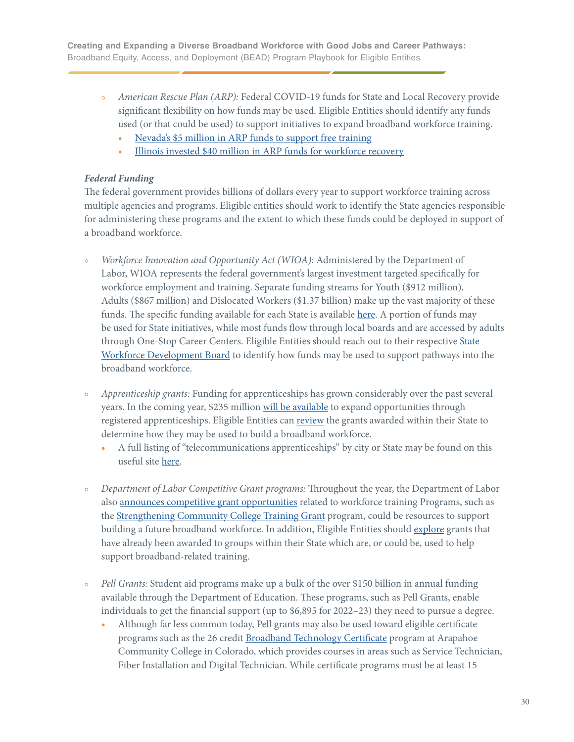- *American Rescue Plan (ARP):* Federal COVID-19 funds for State and Local Recovery provide significant flexibility on how funds may be used. Eligible Entities should identify any funds used (or that could be used) to support initiatives to expand broadband workforce training.
    - Nevada's $5 million in ARP funds to support free training
    - Illinois invested $40 million in ARP funds for workforce recovery

***Federal Funding***

The federal government provides billions of dollars every year to support workforce training across multiple agencies and programs. Eligible entities should work to identify the State agencies responsible for administering these programs and the extent to which these funds could be deployed in support of a broadband workforce.

- *Workforce Innovation and Opportunity Act (WIOA):* Administered by the Department of Labor, WIOA represents the federal government's largest investment targeted specifically for workforce employment and training. Separate funding streams for Youth ($912 million), Adults ($867 million) and Dislocated Workers ($1.37 billion) make up the vast majority of these funds. The specific funding available for each State is available here. A portion of funds may be used for State initiatives, while most funds flow through local boards and are accessed by adults through One-Stop Career Centers. Eligible Entities should reach out to their respective State Workforce Development Board to identify how funds may be used to support pathways into the broadband workforce.

- *Apprenticeship grants:* Funding for apprenticeships has grown considerably over the past several years. In the coming year, $235 million will be available to expand opportunities through registered apprenticeships. Eligible Entities can review the grants awarded within their State to determine how they may be used to build a broadband workforce.
    - A full listing of "telecommunications apprenticeships" by city or State may be found on this useful site here.

- *Department of Labor Competitive Grant programs:* Throughout the year, the Department of Labor also announces competitive grant opportunities related to workforce training Programs, such as the Strengthening Community College Training Grant program, could be resources to support building a future broadband workforce. In addition, Eligible Entities should explore grants that have already been awarded to groups within their State which are, or could be, used to help support broadband-related training.

- *Pell Grants:* Student aid programs make up a bulk of the over $150 billion in annual funding available through the Department of Education. These programs, such as Pell Grants, enable individuals to get the financial support (up to $6,895 for 2022–23) they need to pursue a degree.
    - Although far less common today, Pell grants may also be used toward eligible certificate programs such as the 26 credit Broadband Technology Certificate program at Arapahoe Community College in Colorado, which provides courses in areas such as Service Technician, Fiber Installation and Digital Technician. While certificate programs must be at least 15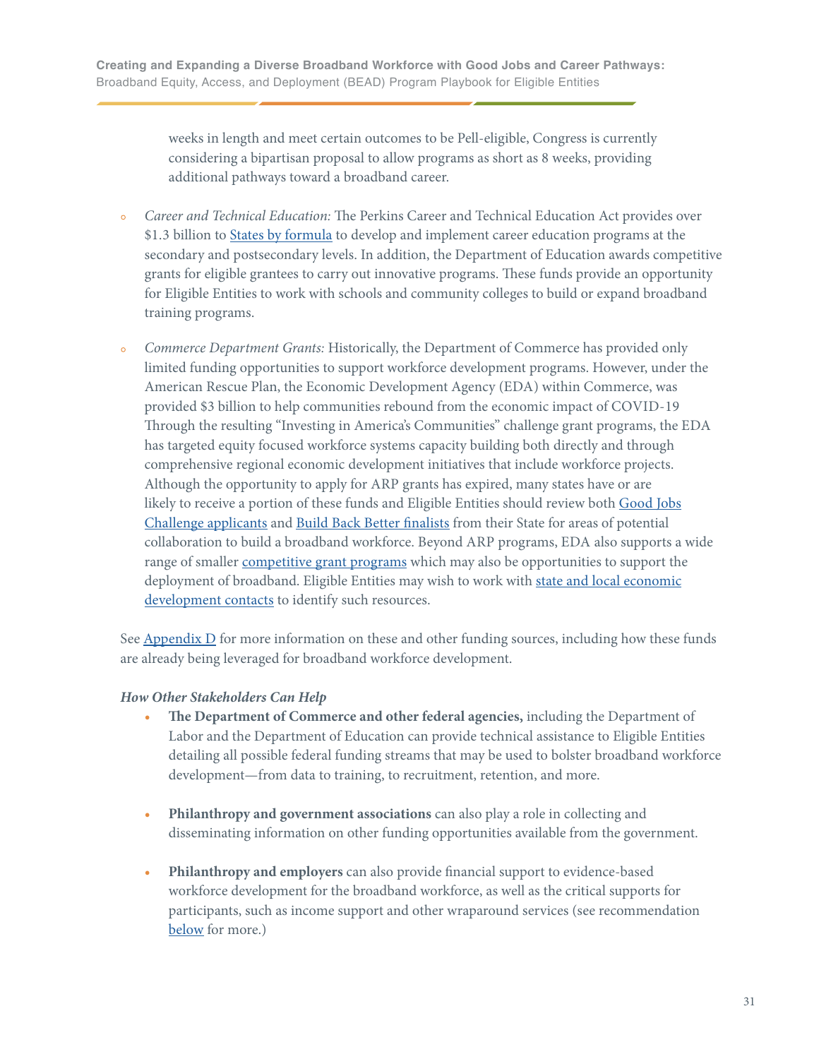weeks in length and meet certain outcomes to be Pell-eligible, Congress is currently considering a bipartisan proposal to allow programs as short as 8 weeks, providing additional pathways toward a broadband career.

- *Career and Technical Education:* The Perkins Career and Technical Education Act provides over $1.3 billion to States by formula to develop and implement career education programs at the secondary and postsecondary levels. In addition, the Department of Education awards competitive grants for eligible grantees to carry out innovative programs. These funds provide an opportunity for Eligible Entities to work with schools and community colleges to build or expand broadband training programs.

- *Commerce Department Grants:* Historically, the Department of Commerce has provided only limited funding opportunities to support workforce development programs. However, under the American Rescue Plan, the Economic Development Agency (EDA) within Commerce, was provided $3 billion to help communities rebound from the economic impact of COVID-19 Through the resulting "Investing in America's Communities" challenge grant programs, the EDA has targeted equity focused workforce systems capacity building both directly and through comprehensive regional economic development initiatives that include workforce projects. Although the opportunity to apply for ARP grants has expired, many states have or are likely to receive a portion of these funds and Eligible Entities should review both Good Jobs Challenge applicants and Build Back Better finalists from their State for areas of potential collaboration to build a broadband workforce. Beyond ARP programs, EDA also supports a wide range of smaller competitive grant programs which may also be opportunities to support the deployment of broadband. Eligible Entities may wish to work with state and local economic development contacts to identify such resources.

See Appendix D for more information on these and other funding sources, including how these funds are already being leveraged for broadband workforce development.

***How Other Stakeholders Can Help***

- **The Department of Commerce and other federal agencies,** including the Department of Labor and the Department of Education can provide technical assistance to Eligible Entities detailing all possible federal funding streams that may be used to bolster broadband workforce development—from data to training, to recruitment, retention, and more.

- **Philanthropy and government associations** can also play a role in collecting and disseminating information on other funding opportunities available from the government.

- **Philanthropy and employers** can also provide financial support to evidence-based workforce development for the broadband workforce, as well as the critical supports for participants, such as income support and other wraparound services (see recommendation below for more.)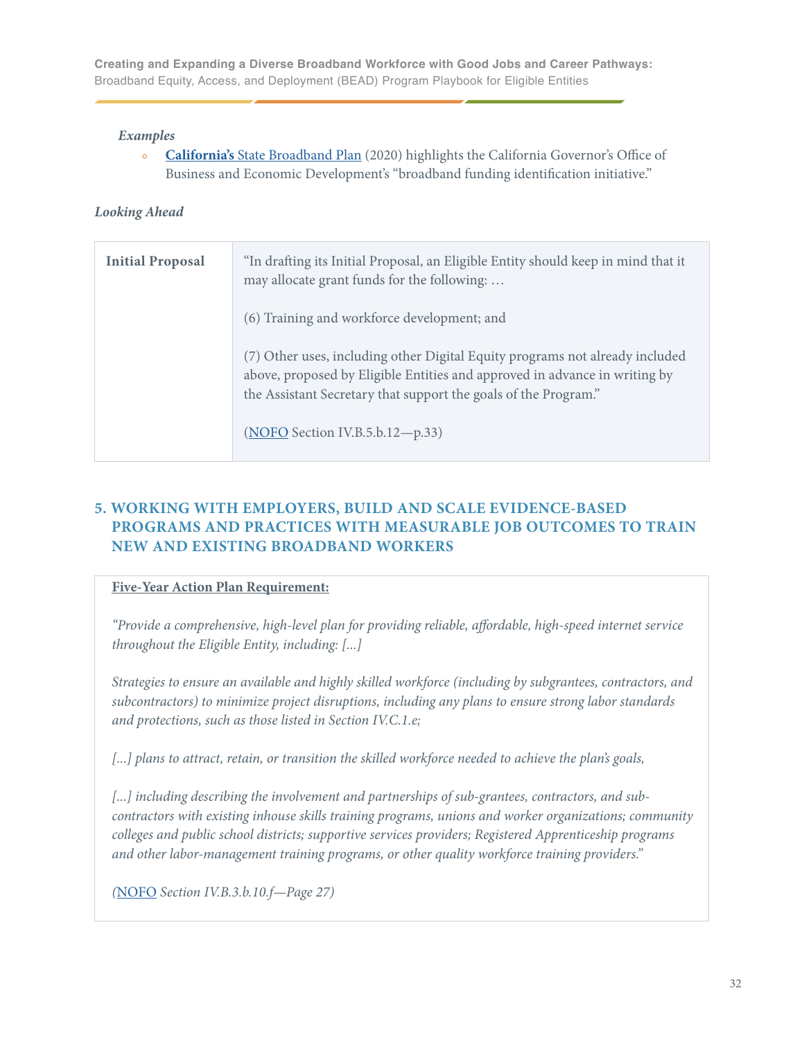*Examples*

- **California's** State Broadband Plan (2020) highlights the California Governor's Office of Business and Economic Development's "broadband funding identification initiative."

*Looking Ahead*

| **Initial Proposal** | "In drafting its Initial Proposal, an Eligible Entity should keep in mind that it may allocate grant funds for the following: …<br><br>(6) Training and workforce development; and<br><br>(7) Other uses, including other Digital Equity programs not already included above, proposed by Eligible Entities and approved in advance in writing by the Assistant Secretary that support the goals of the Program."<br><br>(NOFO Section IV.B.5.b.12—p.33) |
|---|---|

## 5. WORKING WITH EMPLOYERS, BUILD AND SCALE EVIDENCE-BASED PROGRAMS AND PRACTICES WITH MEASURABLE JOB OUTCOMES TO TRAIN NEW AND EXISTING BROADBAND WORKERS

**Five-Year Action Plan Requirement:**

*"Provide a comprehensive, high-level plan for providing reliable, affordable, high-speed internet service throughout the Eligible Entity, including: [...]*

*Strategies to ensure an available and highly skilled workforce (including by subgrantees, contractors, and subcontractors) to minimize project disruptions, including any plans to ensure strong labor standards and protections, such as those listed in Section IV.C.1.e;*

*[...] plans to attract, retain, or transition the skilled workforce needed to achieve the plan's goals,*

*[...] including describing the involvement and partnerships of sub-grantees, contractors, and sub-contractors with existing inhouse skills training programs, unions and worker organizations; community colleges and public school districts; supportive services providers; Registered Apprenticeship programs and other labor-management training programs, or other quality workforce training providers."*

*(NOFO Section IV.B.3.b.10.f—Page 27)*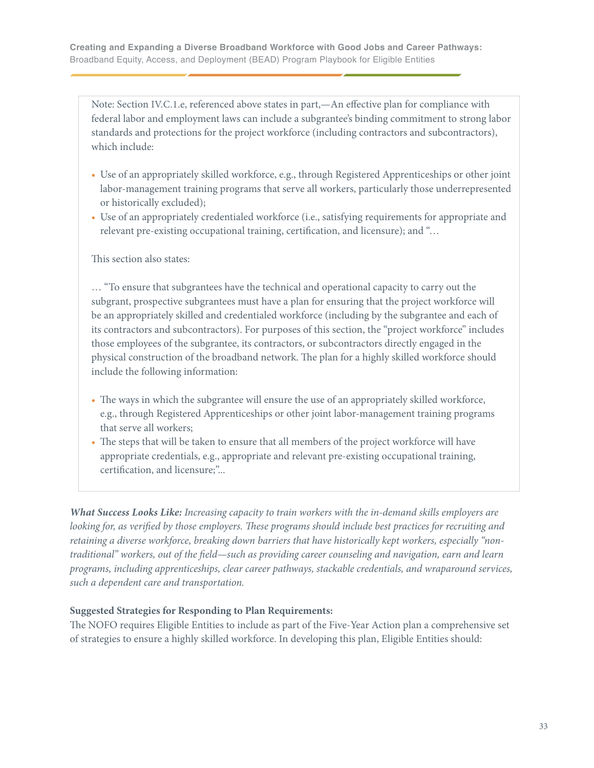> Note: Section IV.C.1.e, referenced above states in part,—An effective plan for compliance with federal labor and employment laws can include a subgrantee's binding commitment to strong labor standards and protections for the project workforce (including contractors and subcontractors), which include:
>
> - Use of an appropriately skilled workforce, e.g., through Registered Apprenticeships or other joint labor-management training programs that serve all workers, particularly those underrepresented or historically excluded);
> - Use of an appropriately credentialed workforce (i.e., satisfying requirements for appropriate and relevant pre-existing occupational training, certification, and licensure); and "…
>
> This section also states:
>
> … "To ensure that subgrantees have the technical and operational capacity to carry out the subgrant, prospective subgrantees must have a plan for ensuring that the project workforce will be an appropriately skilled and credentialed workforce (including by the subgrantee and each of its contractors and subcontractors). For purposes of this section, the "project workforce" includes those employees of the subgrantee, its contractors, or subcontractors directly engaged in the physical construction of the broadband network. The plan for a highly skilled workforce should include the following information:
>
> - The ways in which the subgrantee will ensure the use of an appropriately skilled workforce, e.g., through Registered Apprenticeships or other joint labor-management training programs that serve all workers;
> - The steps that will be taken to ensure that all members of the project workforce will have appropriate credentials, e.g., appropriate and relevant pre-existing occupational training, certification, and licensure;"…

***What Success Looks Like:*** *Increasing capacity to train workers with the in-demand skills employers are looking for, as verified by those employers. These programs should include best practices for recruiting and retaining a diverse workforce, breaking down barriers that have historically kept workers, especially "non-traditional" workers, out of the field—such as providing career counseling and navigation, earn and learn programs, including apprenticeships, clear career pathways, stackable credentials, and wraparound services, such a dependent care and transportation.*

**Suggested Strategies for Responding to Plan Requirements:**

The NOFO requires Eligible Entities to include as part of the Five-Year Action plan a comprehensive set of strategies to ensure a highly skilled workforce. In developing this plan, Eligible Entities should: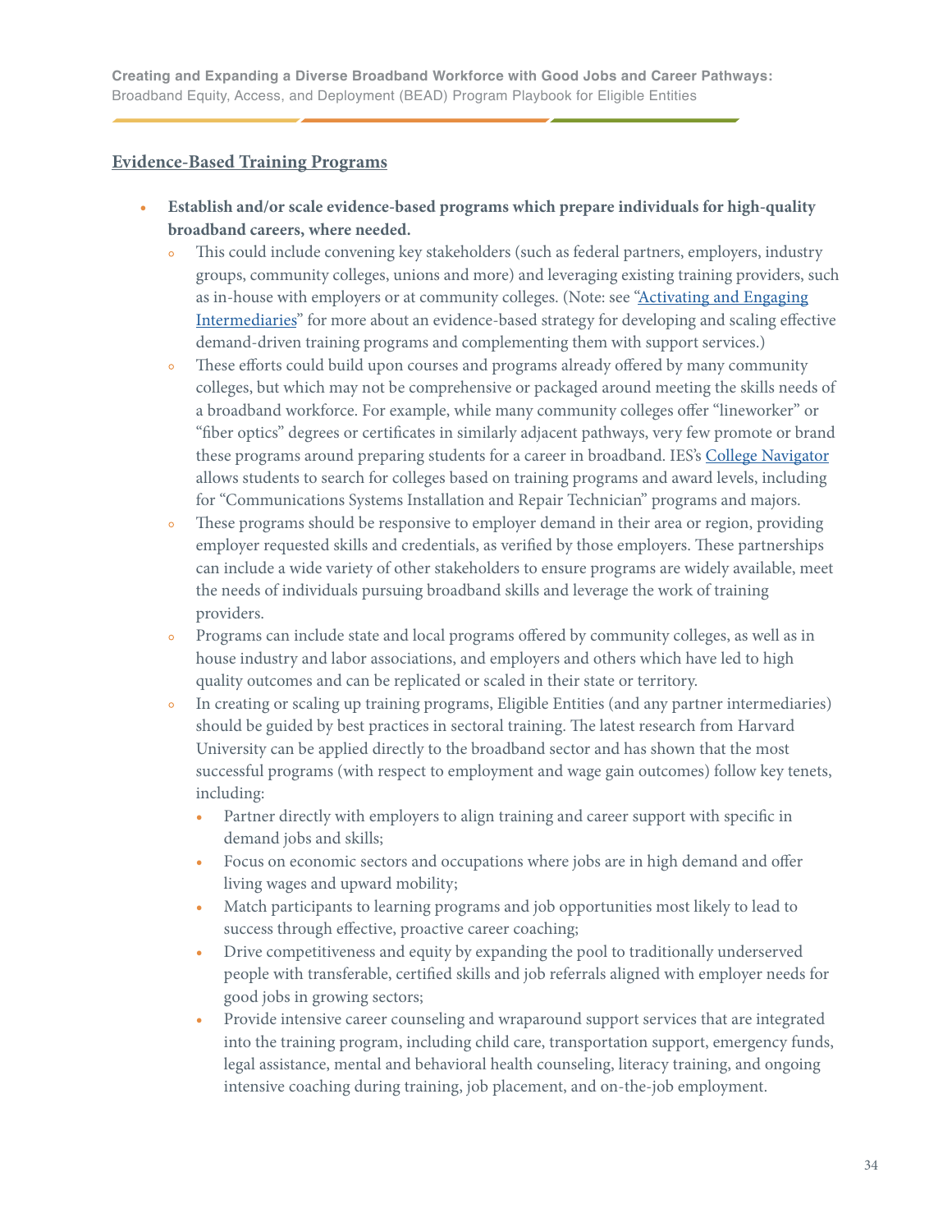## Evidence-Based Training Programs

- **Establish and/or scale evidence-based programs which prepare individuals for high-quality broadband careers, where needed.**
  - This could include convening key stakeholders (such as federal partners, employers, industry groups, community colleges, unions and more) and leveraging existing training providers, such as in-house with employers or at community colleges. (Note: see "Activating and Engaging Intermediaries" for more about an evidence-based strategy for developing and scaling effective demand-driven training programs and complementing them with support services.)
  - These efforts could build upon courses and programs already offered by many community colleges, but which may not be comprehensive or packaged around meeting the skills needs of a broadband workforce. For example, while many community colleges offer "lineworker" or "fiber optics" degrees or certificates in similarly adjacent pathways, very few promote or brand these programs around preparing students for a career in broadband. IES's College Navigator allows students to search for colleges based on training programs and award levels, including for "Communications Systems Installation and Repair Technician" programs and majors.
  - These programs should be responsive to employer demand in their area or region, providing employer requested skills and credentials, as verified by those employers. These partnerships can include a wide variety of other stakeholders to ensure programs are widely available, meet the needs of individuals pursuing broadband skills and leverage the work of training providers.
  - Programs can include state and local programs offered by community colleges, as well as in house industry and labor associations, and employers and others which have led to high quality outcomes and can be replicated or scaled in their state or territory.
  - In creating or scaling up training programs, Eligible Entities (and any partner intermediaries) should be guided by best practices in sectoral training. The latest research from Harvard University can be applied directly to the broadband sector and has shown that the most successful programs (with respect to employment and wage gain outcomes) follow key tenets, including:
    - Partner directly with employers to align training and career support with specific in demand jobs and skills;
    - Focus on economic sectors and occupations where jobs are in high demand and offer living wages and upward mobility;
    - Match participants to learning programs and job opportunities most likely to lead to success through effective, proactive career coaching;
    - Drive competitiveness and equity by expanding the pool to traditionally underserved people with transferable, certified skills and job referrals aligned with employer needs for good jobs in growing sectors;
    - Provide intensive career counseling and wraparound support services that are integrated into the training program, including child care, transportation support, emergency funds, legal assistance, mental and behavioral health counseling, literacy training, and ongoing intensive coaching during training, job placement, and on-the-job employment.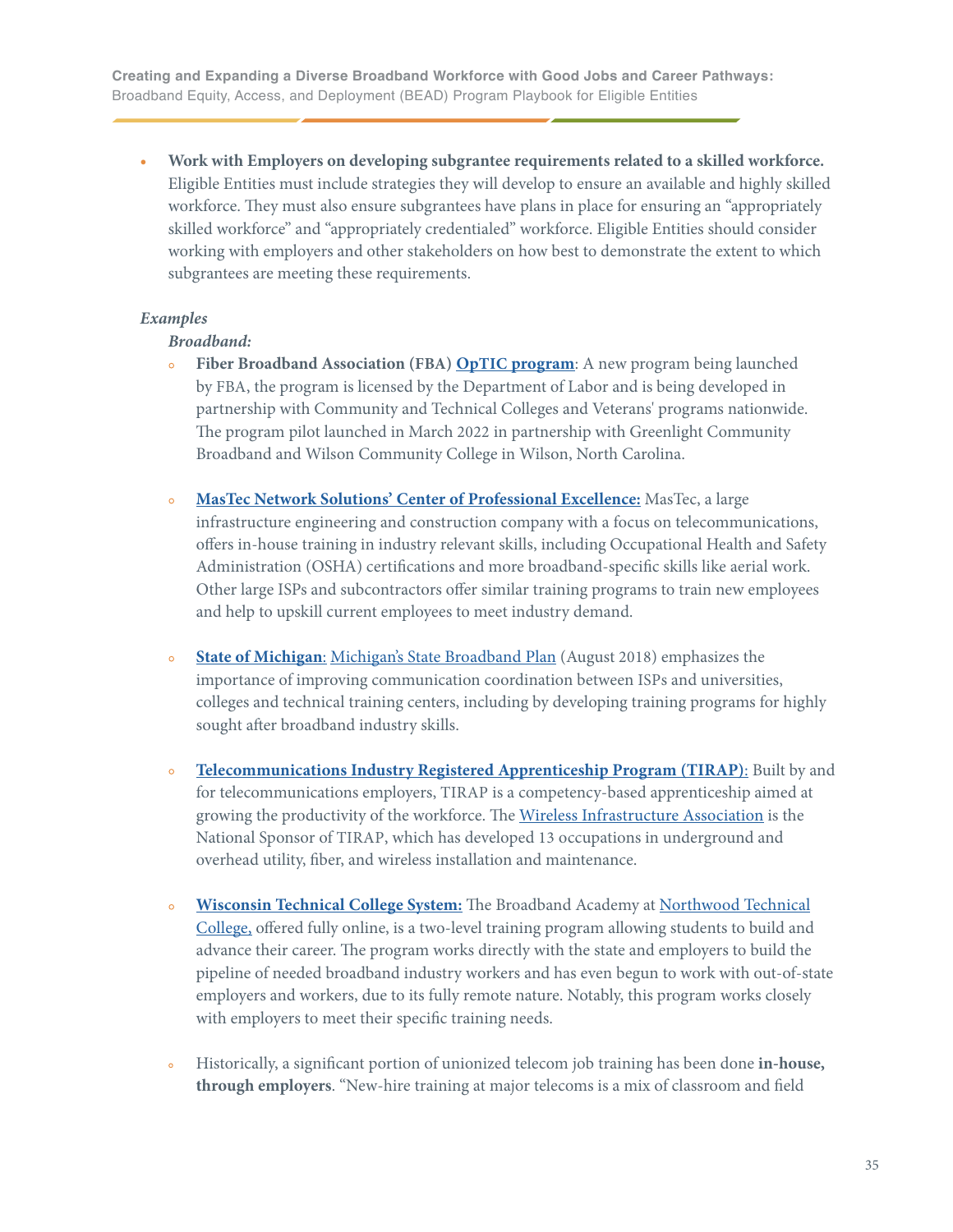- **Work with Employers on developing subgrantee requirements related to a skilled workforce.** Eligible Entities must include strategies they will develop to ensure an available and highly skilled workforce. They must also ensure subgrantees have plans in place for ensuring an "appropriately skilled workforce" and "appropriately credentialed" workforce. Eligible Entities should consider working with employers and other stakeholders on how best to demonstrate the extent to which subgrantees are meeting these requirements.

*Examples*

***Broadband:***

- **Fiber Broadband Association (FBA) OpTIC program**: A new program being launched by FBA, the program is licensed by the Department of Labor and is being developed in partnership with Community and Technical Colleges and Veterans' programs nationwide. The program pilot launched in March 2022 in partnership with Greenlight Community Broadband and Wilson Community College in Wilson, North Carolina.

- **MasTec Network Solutions' Center of Professional Excellence:** MasTec, a large infrastructure engineering and construction company with a focus on telecommunications, offers in-house training in industry relevant skills, including Occupational Health and Safety Administration (OSHA) certifications and more broadband-specific skills like aerial work. Other large ISPs and subcontractors offer similar training programs to train new employees and help to upskill current employees to meet industry demand.

- **State of Michigan**: Michigan's State Broadband Plan (August 2018) emphasizes the importance of improving communication coordination between ISPs and universities, colleges and technical training centers, including by developing training programs for highly sought after broadband industry skills.

- **Telecommunications Industry Registered Apprenticeship Program (TIRAP)**: Built by and for telecommunications employers, TIRAP is a competency-based apprenticeship aimed at growing the productivity of the workforce. The Wireless Infrastructure Association is the National Sponsor of TIRAP, which has developed 13 occupations in underground and overhead utility, fiber, and wireless installation and maintenance.

- **Wisconsin Technical College System:** The Broadband Academy at Northwood Technical College, offered fully online, is a two-level training program allowing students to build and advance their career. The program works directly with the state and employers to build the pipeline of needed broadband industry workers and has even begun to work with out-of-state employers and workers, due to its fully remote nature. Notably, this program works closely with employers to meet their specific training needs.

- Historically, a significant portion of unionized telecom job training has been done **in-house, through employers**. "New-hire training at major telecoms is a mix of classroom and field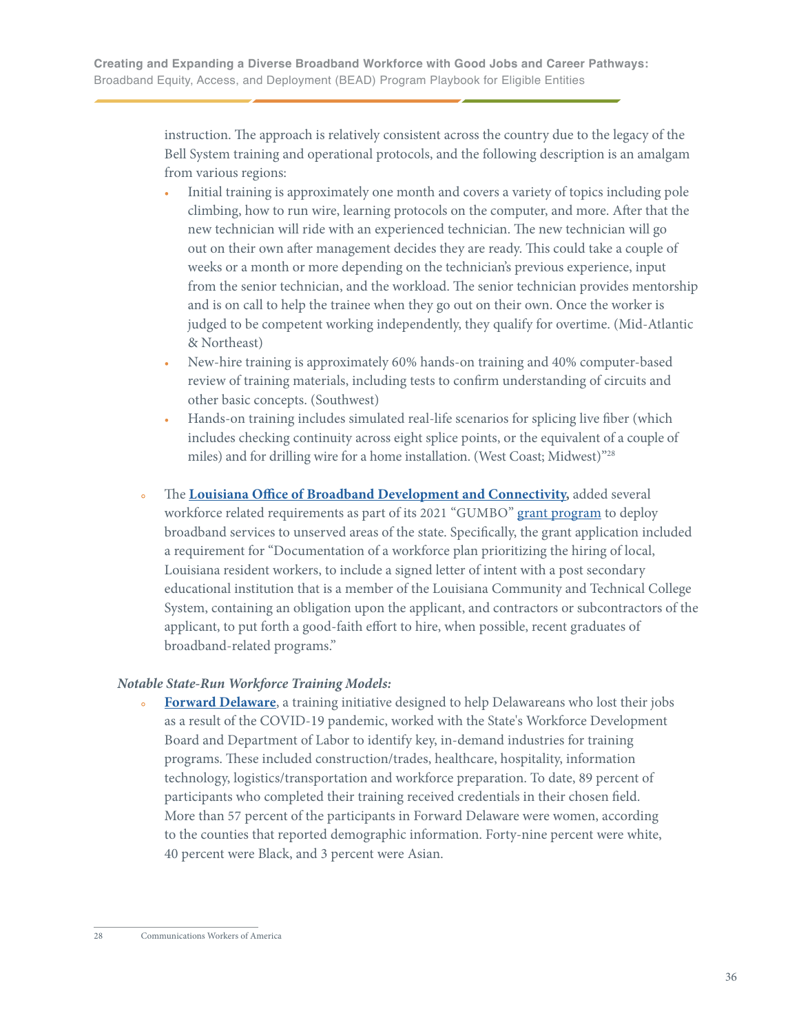instruction. The approach is relatively consistent across the country due to the legacy of the Bell System training and operational protocols, and the following description is an amalgam from various regions:

- Initial training is approximately one month and covers a variety of topics including pole climbing, how to run wire, learning protocols on the computer, and more. After that the new technician will ride with an experienced technician. The new technician will go out on their own after management decides they are ready. This could take a couple of weeks or a month or more depending on the technician's previous experience, input from the senior technician, and the workload. The senior technician provides mentorship and is on call to help the trainee when they go out on their own. Once the worker is judged to be competent working independently, they qualify for overtime. (Mid-Atlantic & Northeast)
- New-hire training is approximately 60% hands-on training and 40% computer-based review of training materials, including tests to confirm understanding of circuits and other basic concepts. (Southwest)
- Hands-on training includes simulated real-life scenarios for splicing live fiber (which includes checking continuity across eight splice points, or the equivalent of a couple of miles) and for drilling wire for a home installation. (West Coast; Midwest)"[28]

- The **Louisiana Office of Broadband Development and Connectivity,** added several workforce related requirements as part of its 2021 "GUMBO" grant program to deploy broadband services to unserved areas of the state. Specifically, the grant application included a requirement for "Documentation of a workforce plan prioritizing the hiring of local, Louisiana resident workers, to include a signed letter of intent with a post secondary educational institution that is a member of the Louisiana Community and Technical College System, containing an obligation upon the applicant, and contractors or subcontractors of the applicant, to put forth a good-faith effort to hire, when possible, recent graduates of broadband-related programs."

***Notable State-Run Workforce Training Models:***

- **Forward Delaware**, a training initiative designed to help Delawareans who lost their jobs as a result of the COVID-19 pandemic, worked with the State's Workforce Development Board and Department of Labor to identify key, in-demand industries for training programs. These included construction/trades, healthcare, hospitality, information technology, logistics/transportation and workforce preparation. To date, 89 percent of participants who completed their training received credentials in their chosen field. More than 57 percent of the participants in Forward Delaware were women, according to the counties that reported demographic information. Forty-nine percent were white, 40 percent were Black, and 3 percent were Asian.

[28] Communications Workers of America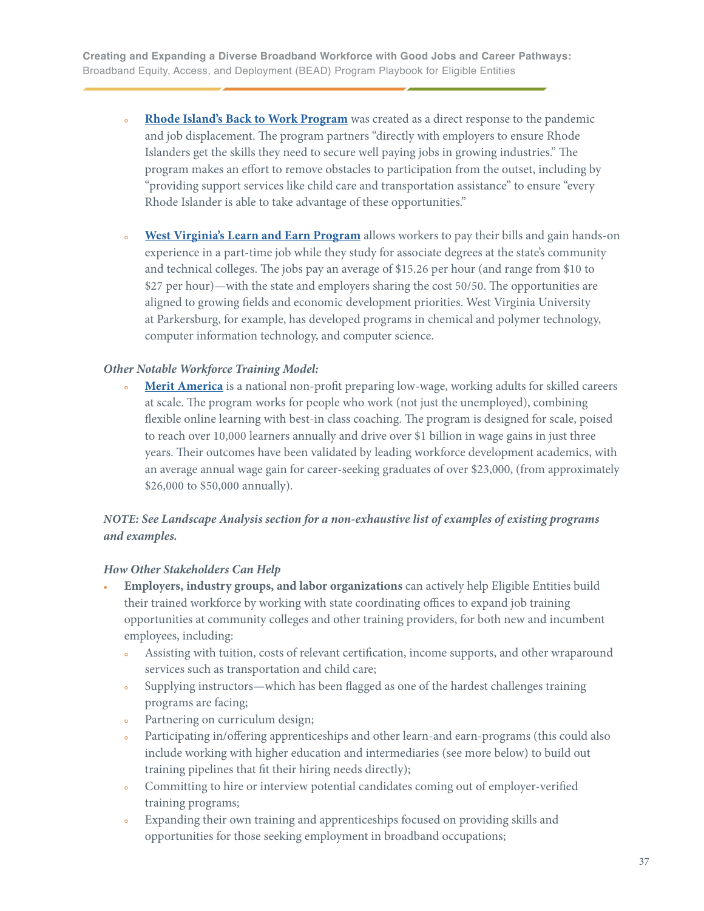- **Rhode Island's Back to Work Program** was created as a direct response to the pandemic and job displacement. The program partners "directly with employers to ensure Rhode Islanders get the skills they need to secure well paying jobs in growing industries." The program makes an effort to remove obstacles to participation from the outset, including by "providing support services like child care and transportation assistance" to ensure "every Rhode Islander is able to take advantage of these opportunities."

- **West Virginia's Learn and Earn Program** allows workers to pay their bills and gain hands-on experience in a part-time job while they study for associate degrees at the state's community and technical colleges. The jobs pay an average of $15.26 per hour (and range from $10 to $27 per hour)—with the state and employers sharing the cost 50/50. The opportunities are aligned to growing fields and economic development priorities. West Virginia University at Parkersburg, for example, has developed programs in chemical and polymer technology, computer information technology, and computer science.

*Other Notable Workforce Training Model:*

- **Merit America** is a national non-profit preparing low-wage, working adults for skilled careers at scale. The program works for people who work (not just the unemployed), combining flexible online learning with best-in class coaching. The program is designed for scale, poised to reach over 10,000 learners annually and drive over $1 billion in wage gains in just three years. Their outcomes have been validated by leading workforce development academics, with an average annual wage gain for career-seeking graduates of over $23,000, (from approximately $26,000 to $50,000 annually).

***NOTE: See Landscape Analysis section for a non-exhaustive list of examples of existing programs and examples.***

*How Other Stakeholders Can Help*

- **Employers, industry groups, and labor organizations** can actively help Eligible Entities build their trained workforce by working with state coordinating offices to expand job training opportunities at community colleges and other training providers, for both new and incumbent employees, including:
  - Assisting with tuition, costs of relevant certification, income supports, and other wraparound services such as transportation and child care;
  - Supplying instructors—which has been flagged as one of the hardest challenges training programs are facing;
  - Partnering on curriculum design;
  - Participating in/offering apprenticeships and other learn-and earn-programs (this could also include working with higher education and intermediaries (see more below) to build out training pipelines that fit their hiring needs directly);
  - Committing to hire or interview potential candidates coming out of employer-verified training programs;
  - Expanding their own training and apprenticeships focused on providing skills and opportunities for those seeking employment in broadband occupations;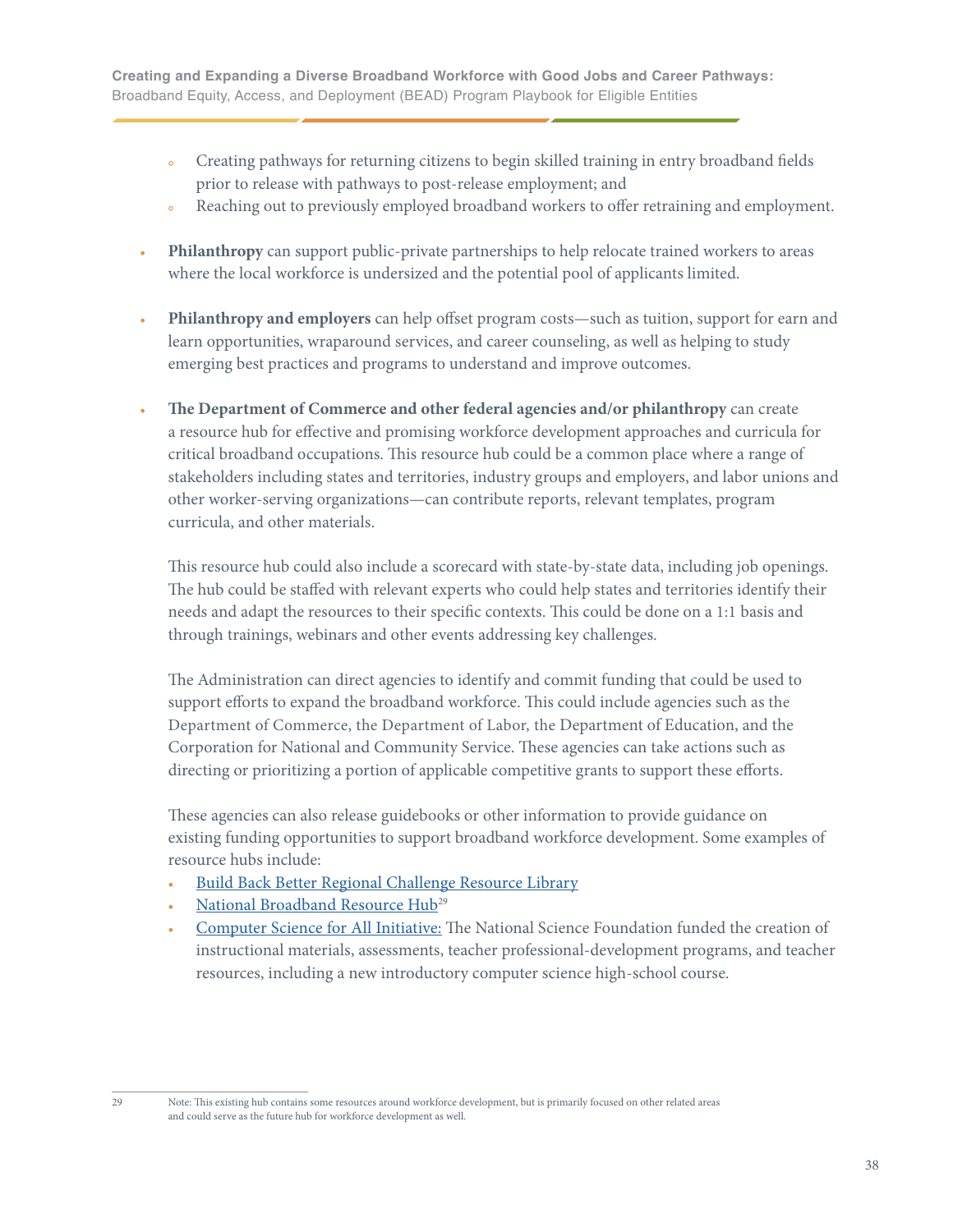- Creating pathways for returning citizens to begin skilled training in entry broadband fields prior to release with pathways to post-release employment; and
    - Reaching out to previously employed broadband workers to offer retraining and employment.

- **Philanthropy** can support public-private partnerships to help relocate trained workers to areas where the local workforce is undersized and the potential pool of applicants limited.

- **Philanthropy and employers** can help offset program costs—such as tuition, support for earn and learn opportunities, wraparound services, and career counseling, as well as helping to study emerging best practices and programs to understand and improve outcomes.

- **The Department of Commerce and other federal agencies and/or philanthropy** can create a resource hub for effective and promising workforce development approaches and curricula for critical broadband occupations. This resource hub could be a common place where a range of stakeholders including states and territories, industry groups and employers, and labor unions and other worker-serving organizations—can contribute reports, relevant templates, program curricula, and other materials.

  This resource hub could also include a scorecard with state-by-state data, including job openings. The hub could be staffed with relevant experts who could help states and territories identify their needs and adapt the resources to their specific contexts. This could be done on a 1:1 basis and through trainings, webinars and other events addressing key challenges.

  The Administration can direct agencies to identify and commit funding that could be used to support efforts to expand the broadband workforce. This could include agencies such as the Department of Commerce, the Department of Labor, the Department of Education, and the Corporation for National and Community Service. These agencies can take actions such as directing or prioritizing a portion of applicable competitive grants to support these efforts.

  These agencies can also release guidebooks or other information to provide guidance on existing funding opportunities to support broadband workforce development. Some examples of resource hubs include:

    - Build Back Better Regional Challenge Resource Library
    - National Broadband Resource Hub[29]
    - Computer Science for All Initiative: The National Science Foundation funded the creation of instructional materials, assessments, teacher professional-development programs, and teacher resources, including a new introductory computer science high-school course.

---

29 Note: This existing hub contains some resources around workforce development, but is primarily focused on other related areas and could serve as the future hub for workforce development as well.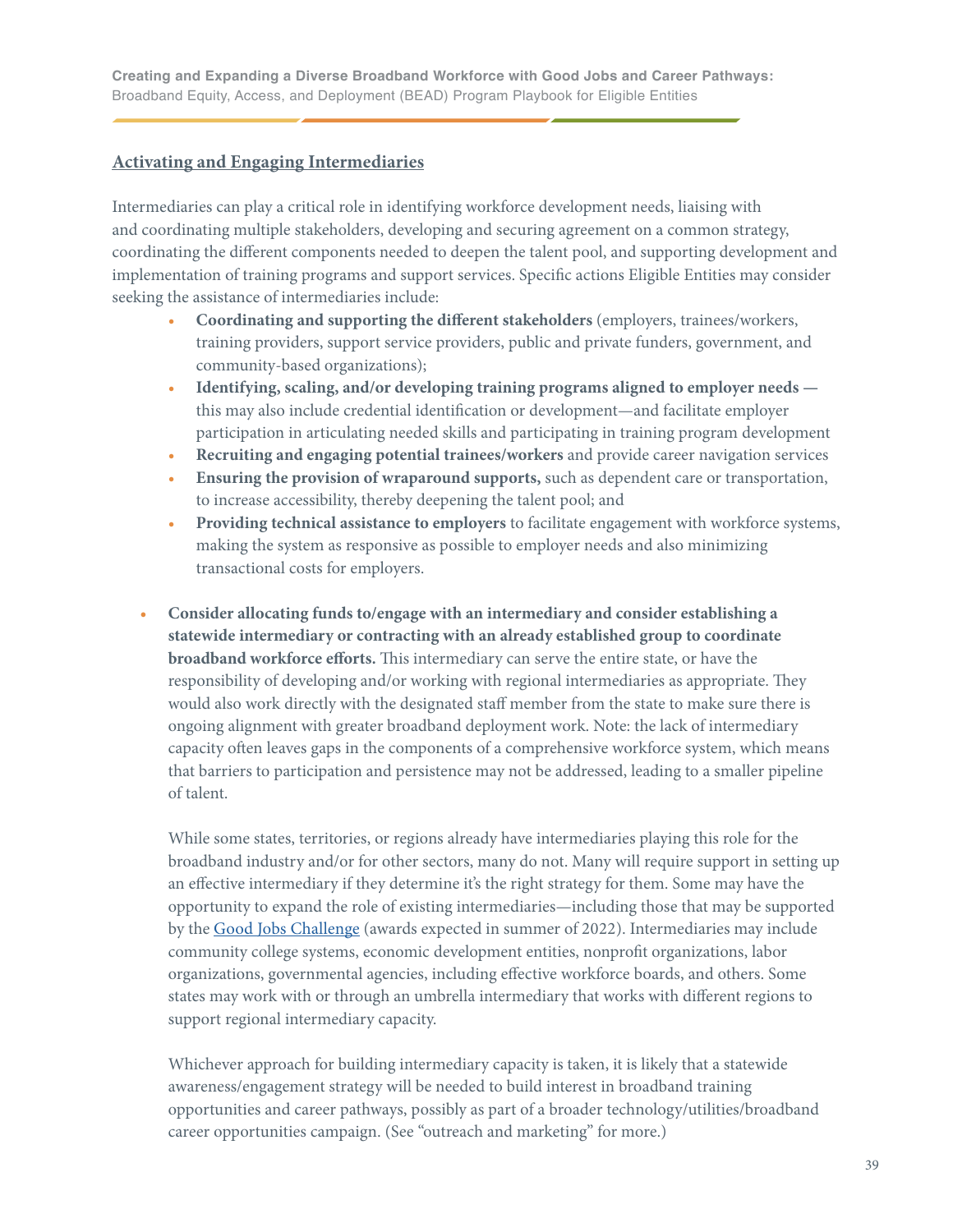## Activating and Engaging Intermediaries

Intermediaries can play a critical role in identifying workforce development needs, liaising with and coordinating multiple stakeholders, developing and securing agreement on a common strategy, coordinating the different components needed to deepen the talent pool, and supporting development and implementation of training programs and support services. Specific actions Eligible Entities may consider seeking the assistance of intermediaries include:

- **Coordinating and supporting the different stakeholders** (employers, trainees/workers, training providers, support service providers, public and private funders, government, and community-based organizations);
- **Identifying, scaling, and/or developing training programs aligned to employer needs** — this may also include credential identification or development—and facilitate employer participation in articulating needed skills and participating in training program development
- **Recruiting and engaging potential trainees/workers** and provide career navigation services
- **Ensuring the provision of wraparound supports,** such as dependent care or transportation, to increase accessibility, thereby deepening the talent pool; and
- **Providing technical assistance to employers** to facilitate engagement with workforce systems, making the system as responsive as possible to employer needs and also minimizing transactional costs for employers.

- **Consider allocating funds to/engage with an intermediary and consider establishing a statewide intermediary or contracting with an already established group to coordinate broadband workforce efforts.** This intermediary can serve the entire state, or have the responsibility of developing and/or working with regional intermediaries as appropriate. They would also work directly with the designated staff member from the state to make sure there is ongoing alignment with greater broadband deployment work. Note: the lack of intermediary capacity often leaves gaps in the components of a comprehensive workforce system, which means that barriers to participation and persistence may not be addressed, leading to a smaller pipeline of talent.

  While some states, territories, or regions already have intermediaries playing this role for the broadband industry and/or for other sectors, many do not. Many will require support in setting up an effective intermediary if they determine it's the right strategy for them. Some may have the opportunity to expand the role of existing intermediaries—including those that may be supported by the Good Jobs Challenge (awards expected in summer of 2022). Intermediaries may include community college systems, economic development entities, nonprofit organizations, labor organizations, governmental agencies, including effective workforce boards, and others. Some states may work with or through an umbrella intermediary that works with different regions to support regional intermediary capacity.

  Whichever approach for building intermediary capacity is taken, it is likely that a statewide awareness/engagement strategy will be needed to build interest in broadband training opportunities and career pathways, possibly as part of a broader technology/utilities/broadband career opportunities campaign. (See "outreach and marketing" for more.)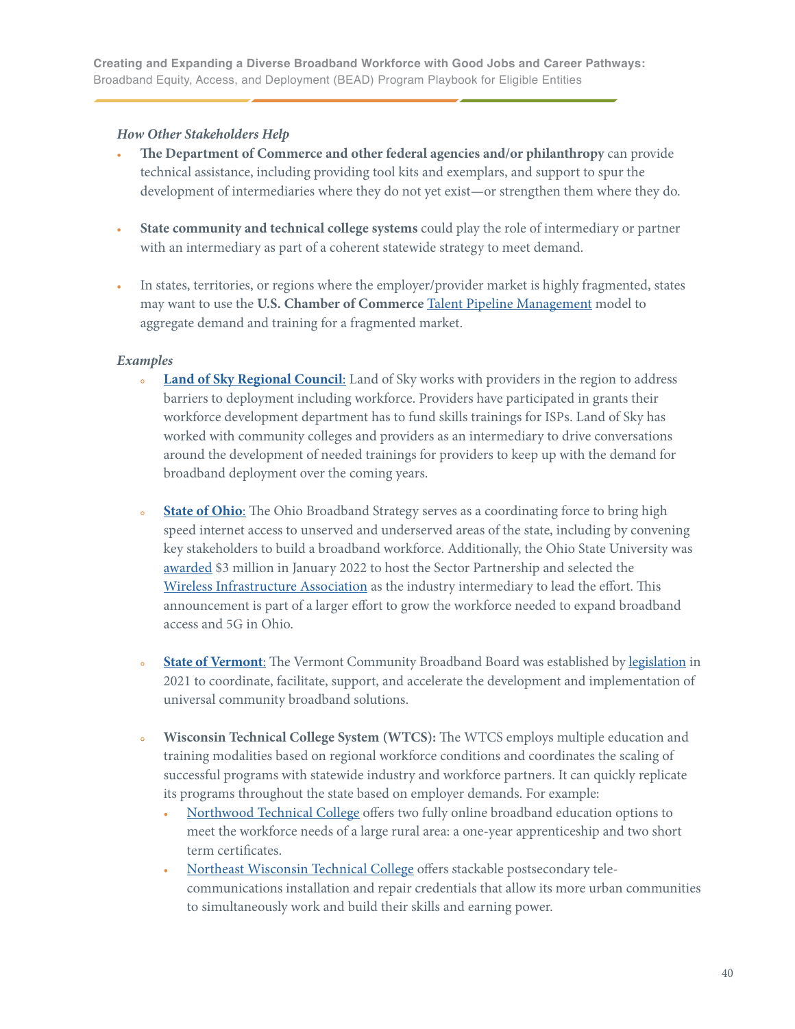*How Other Stakeholders Help*

- **The Department of Commerce and other federal agencies and/or philanthropy** can provide technical assistance, including providing tool kits and exemplars, and support to spur the development of intermediaries where they do not yet exist—or strengthen them where they do.

- **State community and technical college systems** could play the role of intermediary or partner with an intermediary as part of a coherent statewide strategy to meet demand.

- In states, territories, or regions where the employer/provider market is highly fragmented, states may want to use the **U.S. Chamber of Commerce** Talent Pipeline Management model to aggregate demand and training for a fragmented market.

*Examples*

- **Land of Sky Regional Council**: Land of Sky works with providers in the region to address barriers to deployment including workforce. Providers have participated in grants their workforce development department has to fund skills trainings for ISPs. Land of Sky has worked with community colleges and providers as an intermediary to drive conversations around the development of needed trainings for providers to keep up with the demand for broadband deployment over the coming years.

- **State of Ohio**: The Ohio Broadband Strategy serves as a coordinating force to bring high speed internet access to unserved and underserved areas of the state, including by convening key stakeholders to build a broadband workforce. Additionally, the Ohio State University was awarded $3 million in January 2022 to host the Sector Partnership and selected the Wireless Infrastructure Association as the industry intermediary to lead the effort. This announcement is part of a larger effort to grow the workforce needed to expand broadband access and 5G in Ohio.

- **State of Vermont**: The Vermont Community Broadband Board was established by legislation in 2021 to coordinate, facilitate, support, and accelerate the development and implementation of universal community broadband solutions.

- **Wisconsin Technical College System (WTCS):** The WTCS employs multiple education and training modalities based on regional workforce conditions and coordinates the scaling of successful programs with statewide industry and workforce partners. It can quickly replicate its programs throughout the state based on employer demands. For example:
  - Northwood Technical College offers two fully online broadband education options to meet the workforce needs of a large rural area: a one-year apprenticeship and two short term certificates.
  - Northeast Wisconsin Technical College offers stackable postsecondary telecommunications installation and repair credentials that allow its more urban communities to simultaneously work and build their skills and earning power.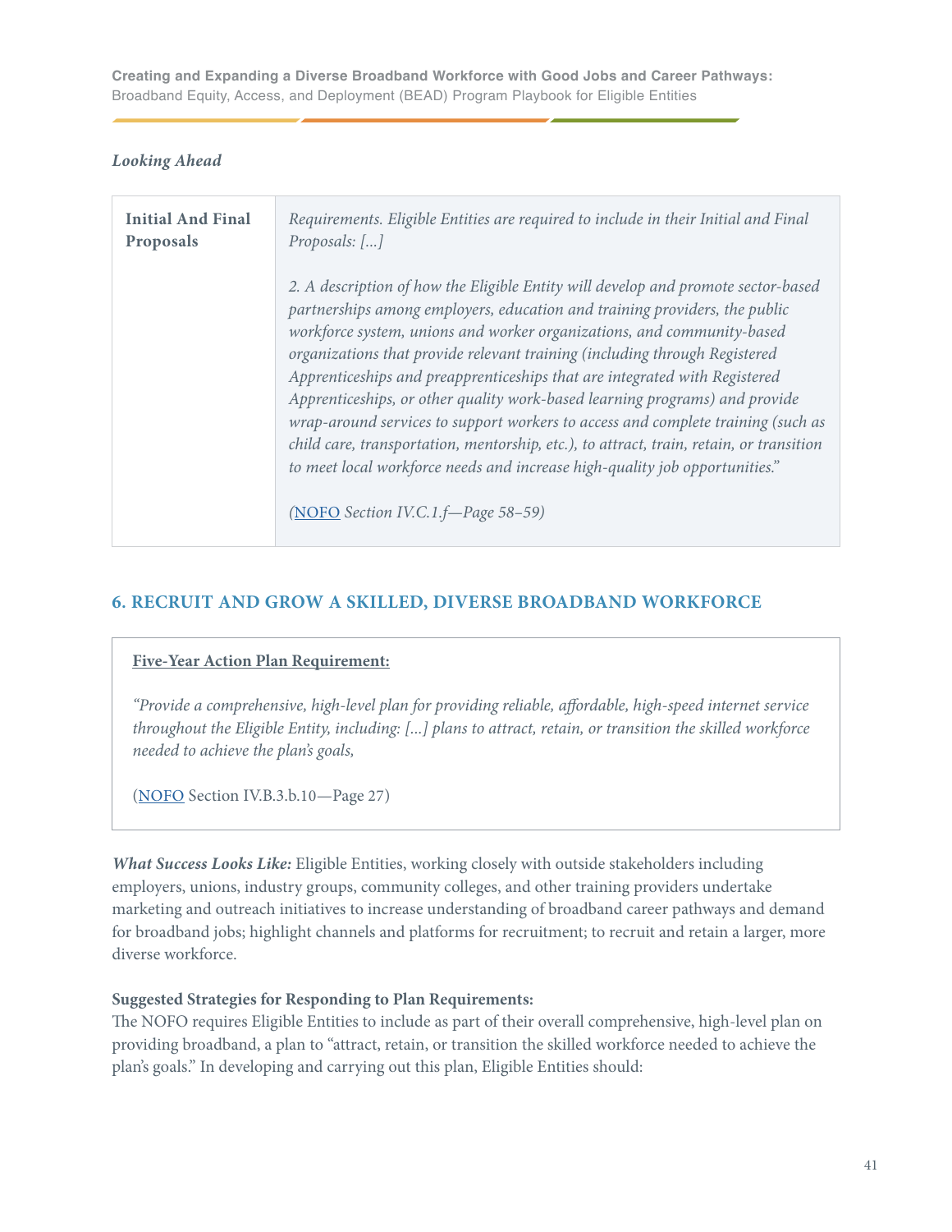*Looking Ahead*

| **Initial And Final Proposals** | *Requirements. Eligible Entities are required to include in their Initial and Final Proposals: [...]*<br><br>*2. A description of how the Eligible Entity will develop and promote sector-based partnerships among employers, education and training providers, the public workforce system, unions and worker organizations, and community-based organizations that provide relevant training (including through Registered Apprenticeships and preapprenticeships that are integrated with Registered Apprenticeships, or other quality work-based learning programs) and provide wrap-around services to support workers to access and complete training (such as child care, transportation, mentorship, etc.), to attract, train, retain, or transition to meet local workforce needs and increase high-quality job opportunities."*<br><br>*(NOFO Section IV.C.1.f—Page 58–59)* |
|---|---|

## 6. RECRUIT AND GROW A SKILLED, DIVERSE BROADBAND WORKFORCE

**Five-Year Action Plan Requirement:**

*"Provide a comprehensive, high-level plan for providing reliable, affordable, high-speed internet service throughout the Eligible Entity, including: [...] plans to attract, retain, or transition the skilled workforce needed to achieve the plan's goals,*

(NOFO Section IV.B.3.b.10—Page 27)

***What Success Looks Like:*** Eligible Entities, working closely with outside stakeholders including employers, unions, industry groups, community colleges, and other training providers undertake marketing and outreach initiatives to increase understanding of broadband career pathways and demand for broadband jobs; highlight channels and platforms for recruitment; to recruit and retain a larger, more diverse workforce.

**Suggested Strategies for Responding to Plan Requirements:**
The NOFO requires Eligible Entities to include as part of their overall comprehensive, high-level plan on providing broadband, a plan to "attract, retain, or transition the skilled workforce needed to achieve the plan's goals." In developing and carrying out this plan, Eligible Entities should: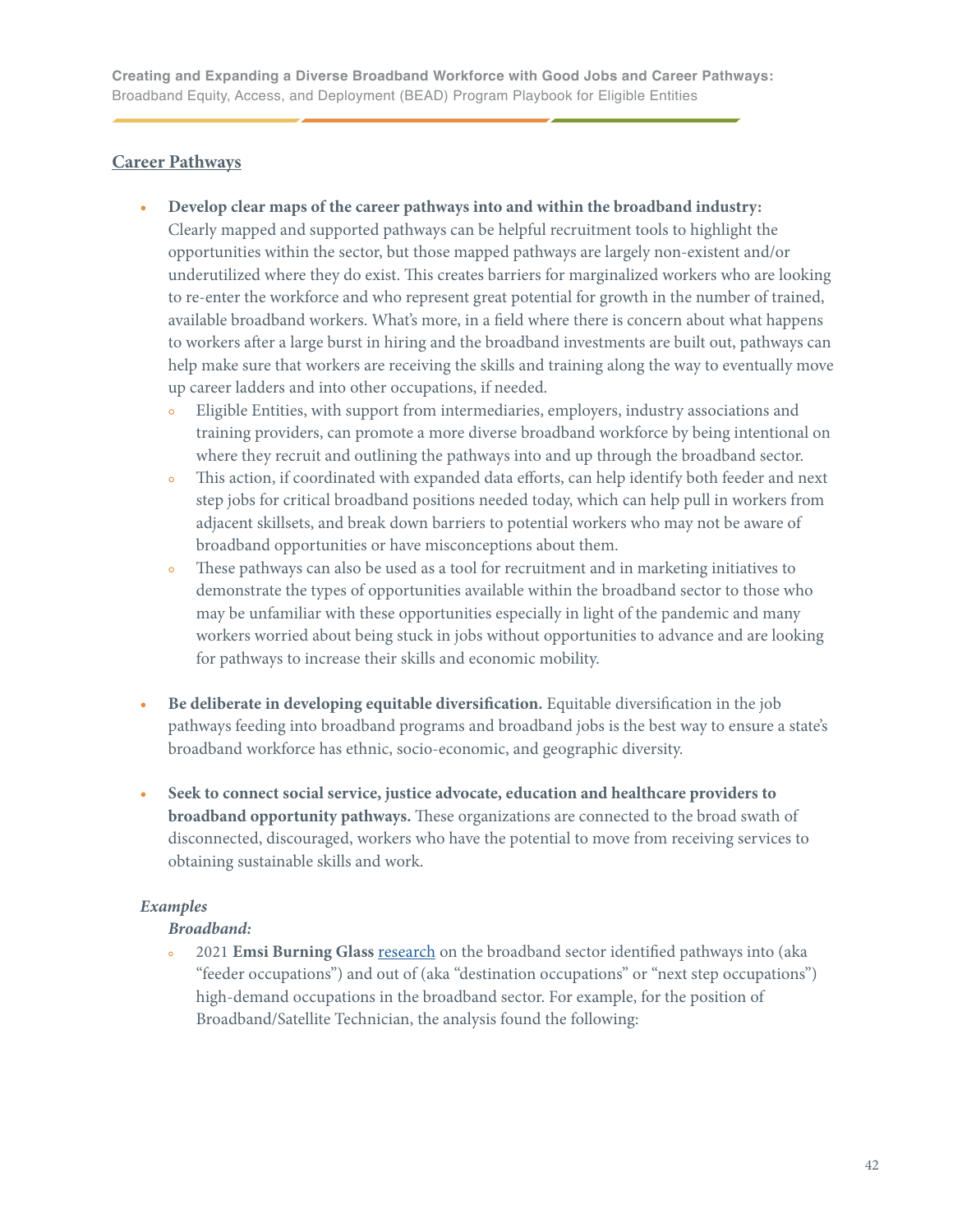## Career Pathways

- **Develop clear maps of the career pathways into and within the broadband industry:** Clearly mapped and supported pathways can be helpful recruitment tools to highlight the opportunities within the sector, but those mapped pathways are largely non-existent and/or underutilized where they do exist. This creates barriers for marginalized workers who are looking to re-enter the workforce and who represent great potential for growth in the number of trained, available broadband workers. What's more, in a field where there is concern about what happens to workers after a large burst in hiring and the broadband investments are built out, pathways can help make sure that workers are receiving the skills and training along the way to eventually move up career ladders and into other occupations, if needed.
  - Eligible Entities, with support from intermediaries, employers, industry associations and training providers, can promote a more diverse broadband workforce by being intentional on where they recruit and outlining the pathways into and up through the broadband sector.
  - This action, if coordinated with expanded data efforts, can help identify both feeder and next step jobs for critical broadband positions needed today, which can help pull in workers from adjacent skillsets, and break down barriers to potential workers who may not be aware of broadband opportunities or have misconceptions about them.
  - These pathways can also be used as a tool for recruitment and in marketing initiatives to demonstrate the types of opportunities available within the broadband sector to those who may be unfamiliar with these opportunities especially in light of the pandemic and many workers worried about being stuck in jobs without opportunities to advance and are looking for pathways to increase their skills and economic mobility.

- **Be deliberate in developing equitable diversification.** Equitable diversification in the job pathways feeding into broadband programs and broadband jobs is the best way to ensure a state's broadband workforce has ethnic, socio-economic, and geographic diversity.

- **Seek to connect social service, justice advocate, education and healthcare providers to broadband opportunity pathways.** These organizations are connected to the broad swath of disconnected, discouraged, workers who have the potential to move from receiving services to obtaining sustainable skills and work.

***Examples***

***Broadband:***

- 2021 **Emsi Burning Glass** research on the broadband sector identified pathways into (aka "feeder occupations") and out of (aka "destination occupations" or "next step occupations") high-demand occupations in the broadband sector. For example, for the position of Broadband/Satellite Technician, the analysis found the following: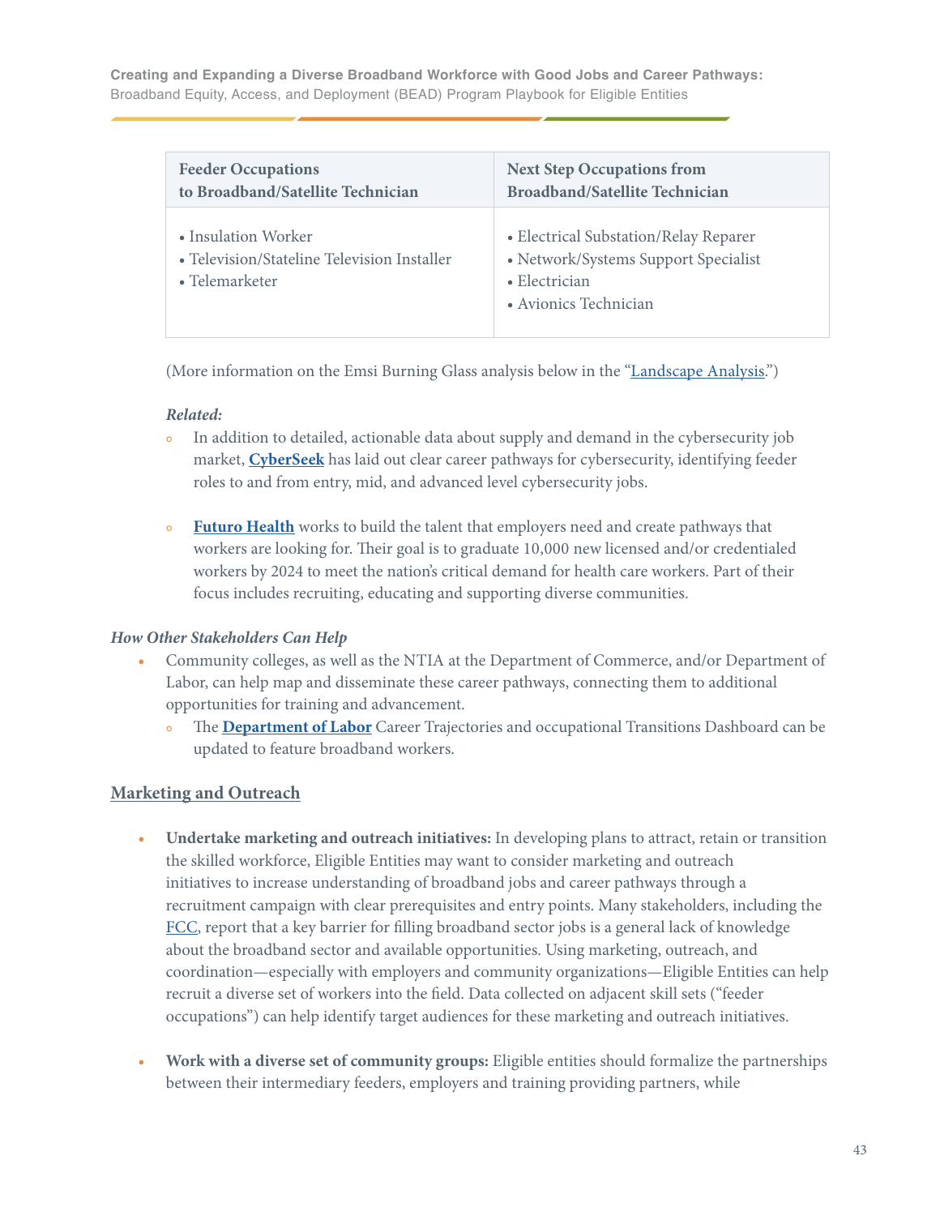| Feeder Occupations to Broadband/Satellite Technician | Next Step Occupations from Broadband/Satellite Technician |
|---|---|
| • Insulation Worker<br>• Television/Stateline Television Installer<br>• Telemarketer | • Electrical Substation/Relay Reparer<br>• Network/Systems Support Specialist<br>• Electrician<br>• Avionics Technician |

(More information on the Emsi Burning Glass analysis below in the "Landscape Analysis.")

***Related:***

- In addition to detailed, actionable data about supply and demand in the cybersecurity job market, **CyberSeek** has laid out clear career pathways for cybersecurity, identifying feeder roles to and from entry, mid, and advanced level cybersecurity jobs.

- **Futuro Health** works to build the talent that employers need and create pathways that workers are looking for. Their goal is to graduate 10,000 new licensed and/or credentialed workers by 2024 to meet the nation's critical demand for health care workers. Part of their focus includes recruiting, educating and supporting diverse communities.

*How Other Stakeholders Can Help*

- Community colleges, as well as the NTIA at the Department of Commerce, and/or Department of Labor, can help map and disseminate these career pathways, connecting them to additional opportunities for training and advancement.
  - The **Department of Labor** Career Trajectories and occupational Transitions Dashboard can be updated to feature broadband workers.

## Marketing and Outreach

- **Undertake marketing and outreach initiatives:** In developing plans to attract, retain or transition the skilled workforce, Eligible Entities may want to consider marketing and outreach initiatives to increase understanding of broadband jobs and career pathways through a recruitment campaign with clear prerequisites and entry points. Many stakeholders, including the FCC, report that a key barrier for filling broadband sector jobs is a general lack of knowledge about the broadband sector and available opportunities. Using marketing, outreach, and coordination—especially with employers and community organizations—Eligible Entities can help recruit a diverse set of workers into the field. Data collected on adjacent skill sets ("feeder occupations") can help identify target audiences for these marketing and outreach initiatives.

- **Work with a diverse set of community groups:** Eligible entities should formalize the partnerships between their intermediary feeders, employers and training providing partners, while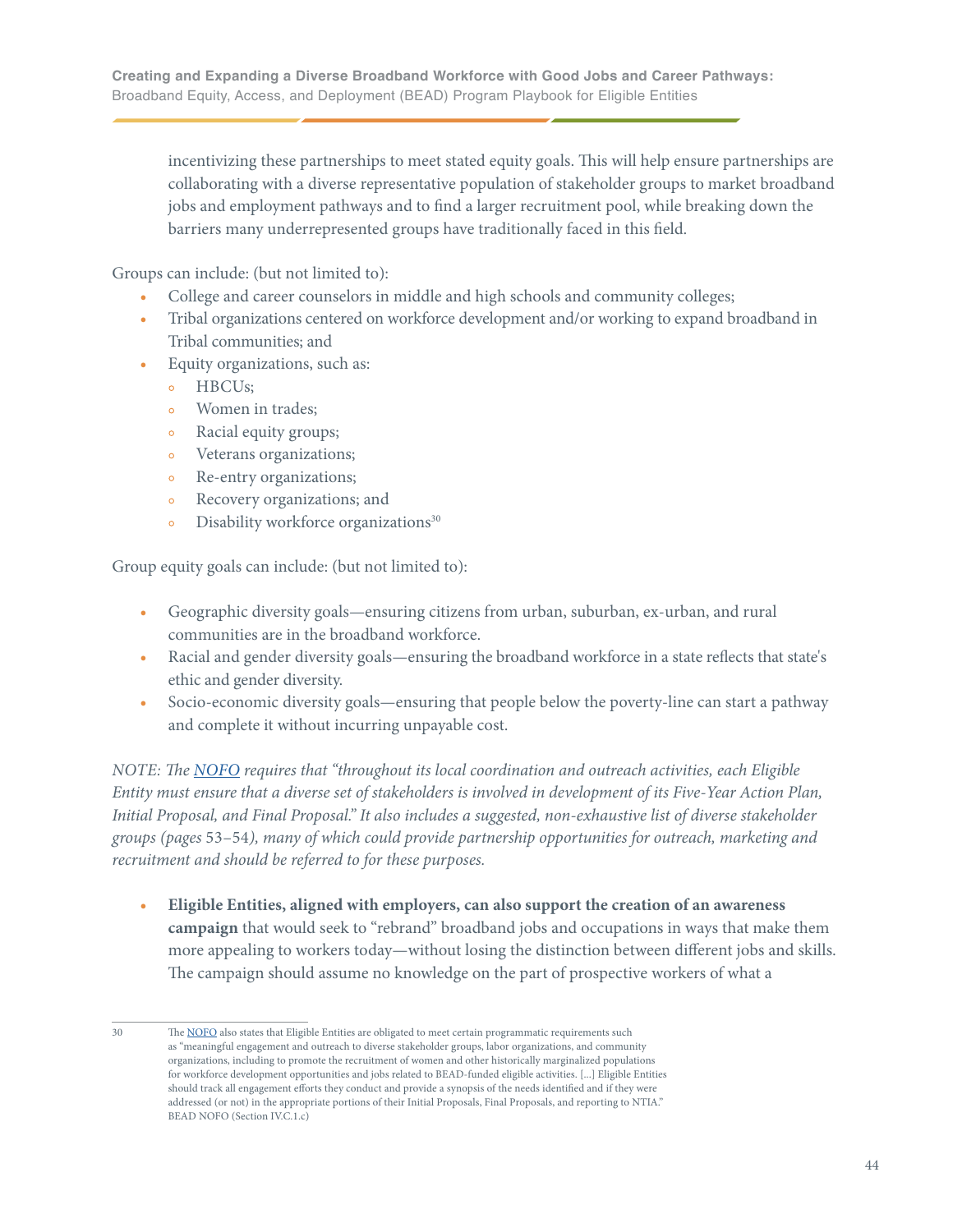incentivizing these partnerships to meet stated equity goals. This will help ensure partnerships are collaborating with a diverse representative population of stakeholder groups to market broadband jobs and employment pathways and to find a larger recruitment pool, while breaking down the barriers many underrepresented groups have traditionally faced in this field.

Groups can include: (but not limited to):

- College and career counselors in middle and high schools and community colleges;
- Tribal organizations centered on workforce development and/or working to expand broadband in Tribal communities; and
- Equity organizations, such as:
  - HBCUs;
  - Women in trades;
  - Racial equity groups;
  - Veterans organizations;
  - Re-entry organizations;
  - Recovery organizations; and
  - Disability workforce organizations[30]

Group equity goals can include: (but not limited to):

- Geographic diversity goals—ensuring citizens from urban, suburban, ex-urban, and rural communities are in the broadband workforce.
- Racial and gender diversity goals—ensuring the broadband workforce in a state reflects that state's ethic and gender diversity.
- Socio-economic diversity goals—ensuring that people below the poverty-line can start a pathway and complete it without incurring unpayable cost.

*NOTE: The [NOFO](#) requires that "throughout its local coordination and outreach activities, each Eligible Entity must ensure that a diverse set of stakeholders is involved in development of its Five-Year Action Plan, Initial Proposal, and Final Proposal." It also includes a suggested, non-exhaustive list of diverse stakeholder groups (pages 53–54), many of which could provide partnership opportunities for outreach, marketing and recruitment and should be referred to for these purposes.*

- **Eligible Entities, aligned with employers, can also support the creation of an awareness campaign** that would seek to "rebrand" broadband jobs and occupations in ways that make them more appealing to workers today—without losing the distinction between different jobs and skills. The campaign should assume no knowledge on the part of prospective workers of what a

---

30 The [NOFO](#) also states that Eligible Entities are obligated to meet certain programmatic requirements such as "meaningful engagement and outreach to diverse stakeholder groups, labor organizations, and community organizations, including to promote the recruitment of women and other historically marginalized populations for workforce development opportunities and jobs related to BEAD-funded eligible activities. [...] Eligible Entities should track all engagement efforts they conduct and provide a synopsis of the needs identified and if they were addressed (or not) in the appropriate portions of their Initial Proposals, Final Proposals, and reporting to NTIA." BEAD NOFO (Section IV.C.1.c)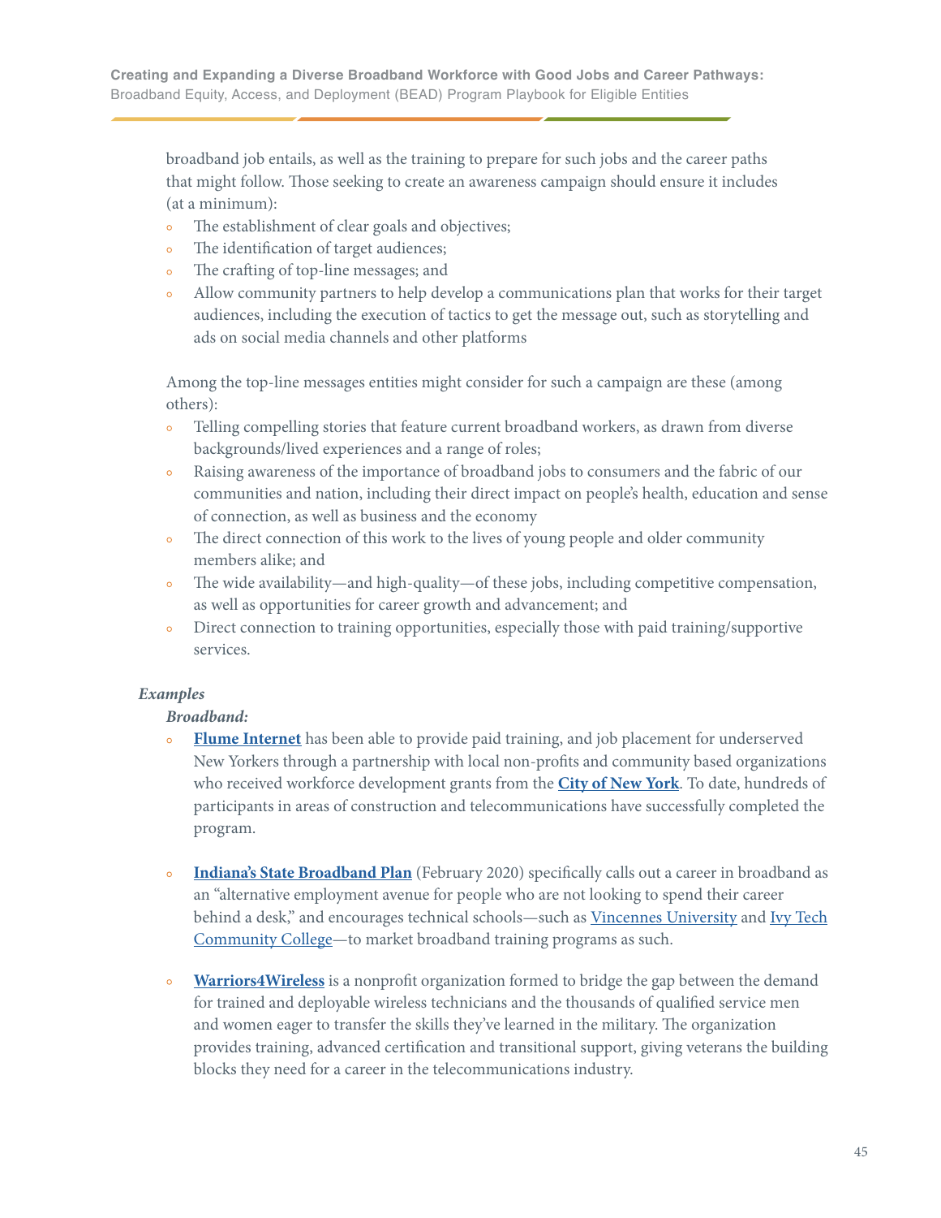broadband job entails, as well as the training to prepare for such jobs and the career paths that might follow. Those seeking to create an awareness campaign should ensure it includes (at a minimum):

- The establishment of clear goals and objectives;
- The identification of target audiences;
- The crafting of top-line messages; and
- Allow community partners to help develop a communications plan that works for their target audiences, including the execution of tactics to get the message out, such as storytelling and ads on social media channels and other platforms

Among the top-line messages entities might consider for such a campaign are these (among others):

- Telling compelling stories that feature current broadband workers, as drawn from diverse backgrounds/lived experiences and a range of roles;
- Raising awareness of the importance of broadband jobs to consumers and the fabric of our communities and nation, including their direct impact on people's health, education and sense of connection, as well as business and the economy
- The direct connection of this work to the lives of young people and older community members alike; and
- The wide availability—and high-quality—of these jobs, including competitive compensation, as well as opportunities for career growth and advancement; and
- Direct connection to training opportunities, especially those with paid training/supportive services.

***Examples***

***Broadband:***

- **Flume Internet** has been able to provide paid training, and job placement for underserved New Yorkers through a partnership with local non-profits and community based organizations who received workforce development grants from the **City of New York**. To date, hundreds of participants in areas of construction and telecommunications have successfully completed the program.

- **Indiana's State Broadband Plan** (February 2020) specifically calls out a career in broadband as an "alternative employment avenue for people who are not looking to spend their career behind a desk," and encourages technical schools—such as Vincennes University and Ivy Tech Community College—to market broadband training programs as such.

- **Warriors4Wireless** is a nonprofit organization formed to bridge the gap between the demand for trained and deployable wireless technicians and the thousands of qualified service men and women eager to transfer the skills they've learned in the military. The organization provides training, advanced certification and transitional support, giving veterans the building blocks they need for a career in the telecommunications industry.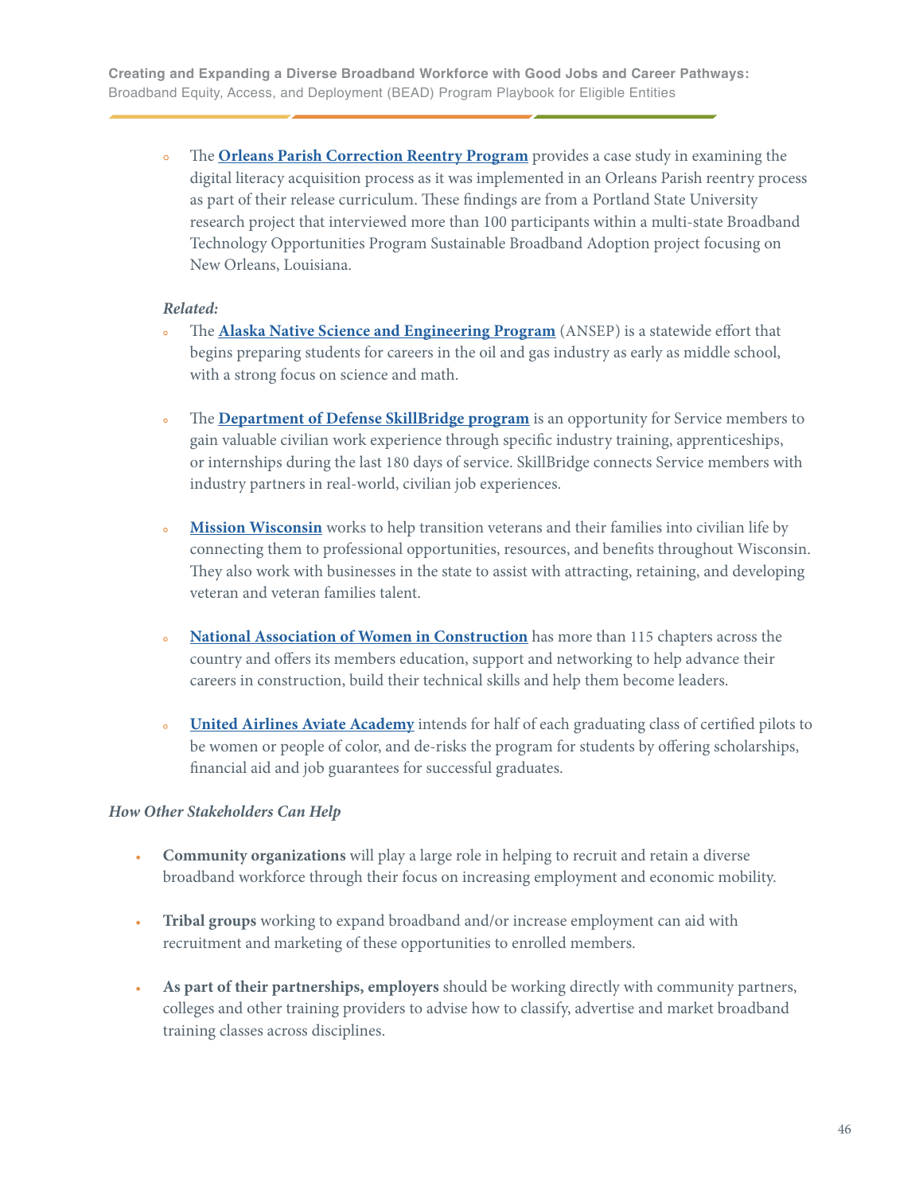- The **Orleans Parish Correction Reentry Program** provides a case study in examining the digital literacy acquisition process as it was implemented in an Orleans Parish reentry process as part of their release curriculum. These findings are from a Portland State University research project that interviewed more than 100 participants within a multi-state Broadband Technology Opportunities Program Sustainable Broadband Adoption project focusing on New Orleans, Louisiana.

***Related:***

- The **Alaska Native Science and Engineering Program** (ANSEP) is a statewide effort that begins preparing students for careers in the oil and gas industry as early as middle school, with a strong focus on science and math.
- The **Department of Defense SkillBridge program** is an opportunity for Service members to gain valuable civilian work experience through specific industry training, apprenticeships, or internships during the last 180 days of service. SkillBridge connects Service members with industry partners in real-world, civilian job experiences.
- **Mission Wisconsin** works to help transition veterans and their families into civilian life by connecting them to professional opportunities, resources, and benefits throughout Wisconsin. They also work with businesses in the state to assist with attracting, retaining, and developing veteran and veteran families talent.
- **National Association of Women in Construction** has more than 115 chapters across the country and offers its members education, support and networking to help advance their careers in construction, build their technical skills and help them become leaders.
- **United Airlines Aviate Academy** intends for half of each graduating class of certified pilots to be women or people of color, and de-risks the program for students by offering scholarships, financial aid and job guarantees for successful graduates.

*How Other Stakeholders Can Help*

- **Community organizations** will play a large role in helping to recruit and retain a diverse broadband workforce through their focus on increasing employment and economic mobility.
- **Tribal groups** working to expand broadband and/or increase employment can aid with recruitment and marketing of these opportunities to enrolled members.
- **As part of their partnerships, employers** should be working directly with community partners, colleges and other training providers to advise how to classify, advertise and market broadband training classes across disciplines.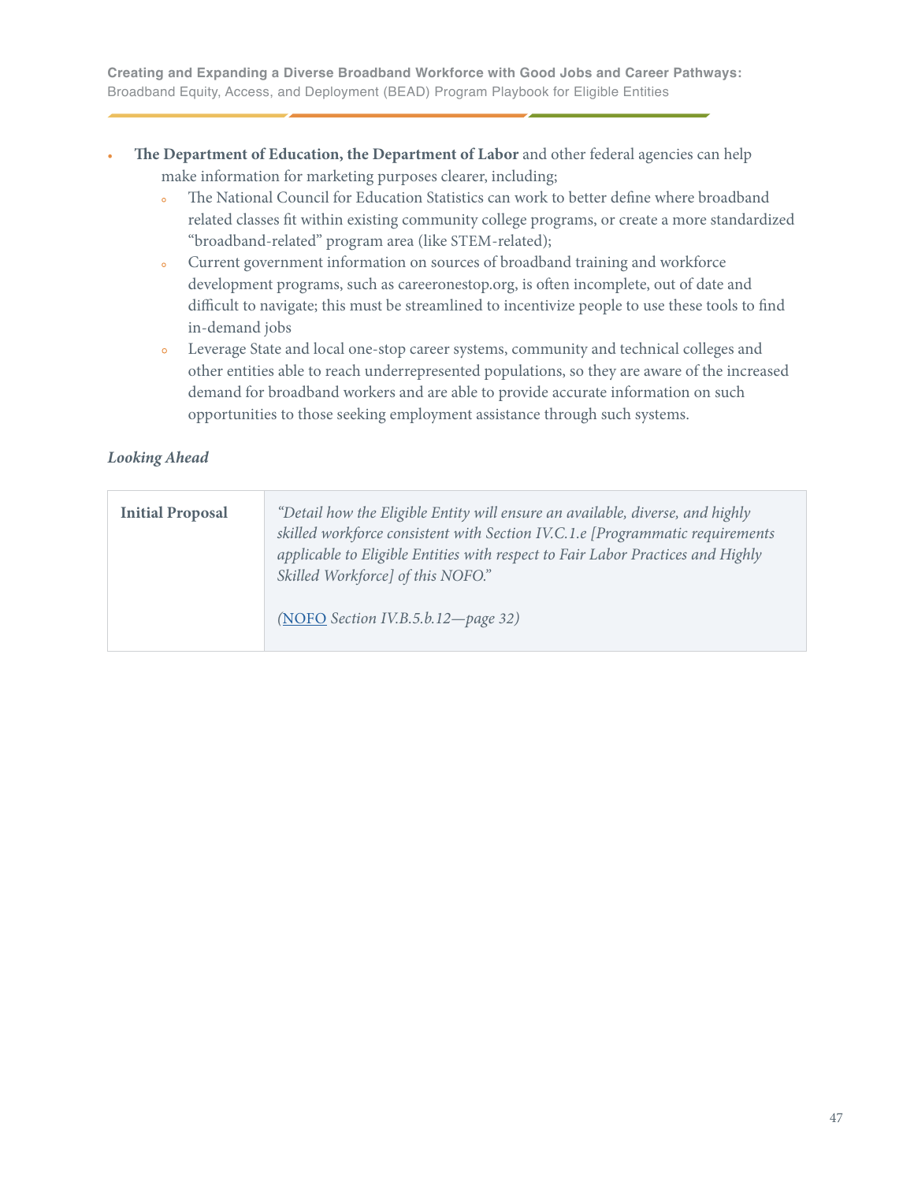- **The Department of Education, the Department of Labor** and other federal agencies can help make information for marketing purposes clearer, including;
    - The National Council for Education Statistics can work to better define where broadband related classes fit within existing community college programs, or create a more standardized "broadband-related" program area (like STEM-related);
    - Current government information on sources of broadband training and workforce development programs, such as careeronestop.org, is often incomplete, out of date and difficult to navigate; this must be streamlined to incentivize people to use these tools to find in-demand jobs
    - Leverage State and local one-stop career systems, community and technical colleges and other entities able to reach underrepresented populations, so they are aware of the increased demand for broadband workers and are able to provide accurate information on such opportunities to those seeking employment assistance through such systems.

***Looking Ahead***

| | |
|---|---|
| **Initial Proposal** | *"Detail how the Eligible Entity will ensure an available, diverse, and highly skilled workforce consistent with Section IV.C.1.e [Programmatic requirements applicable to Eligible Entities with respect to Fair Labor Practices and Highly Skilled Workforce] of this NOFO."* <br><br> *(NOFO Section IV.B.5.b.12—page 32)* |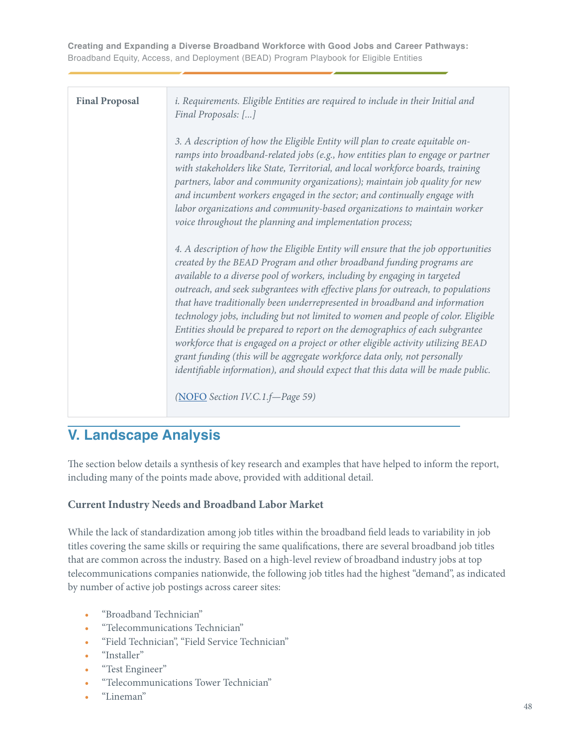| Final Proposal | *i. Requirements. Eligible Entities are required to include in their Initial and Final Proposals: [...]*<br><br>*3. A description of how the Eligible Entity will plan to create equitable on-ramps into broadband-related jobs (e.g., how entities plan to engage or partner with stakeholders like State, Territorial, and local workforce boards, training partners, labor and community organizations); maintain job quality for new and incumbent workers engaged in the sector; and continually engage with labor organizations and community-based organizations to maintain worker voice throughout the planning and implementation process;*<br><br>*4. A description of how the Eligible Entity will ensure that the job opportunities created by the BEAD Program and other broadband funding programs are available to a diverse pool of workers, including by engaging in targeted outreach, and seek subgrantees with effective plans for outreach, to populations that have traditionally been underrepresented in broadband and information technology jobs, including but not limited to women and people of color. Eligible Entities should be prepared to report on the demographics of each subgrantee workforce that is engaged on a project or other eligible activity utilizing BEAD grant funding (this will be aggregate workforce data only, not personally identifiable information), and should expect that this data will be made public.*<br><br>*(NOFO Section IV.C.1.f—Page 59)* |
|---|---|

## V. Landscape Analysis

The section below details a synthesis of key research and examples that have helped to inform the report, including many of the points made above, provided with additional detail.

### Current Industry Needs and Broadband Labor Market

While the lack of standardization among job titles within the broadband field leads to variability in job titles covering the same skills or requiring the same qualifications, there are several broadband job titles that are common across the industry. Based on a high-level review of broadband industry jobs at top telecommunications companies nationwide, the following job titles had the highest "demand", as indicated by number of active job postings across career sites:

- "Broadband Technician"
- "Telecommunications Technician"
- "Field Technician", "Field Service Technician"
- "Installer"
- "Test Engineer"
- "Telecommunications Tower Technician"
- "Lineman"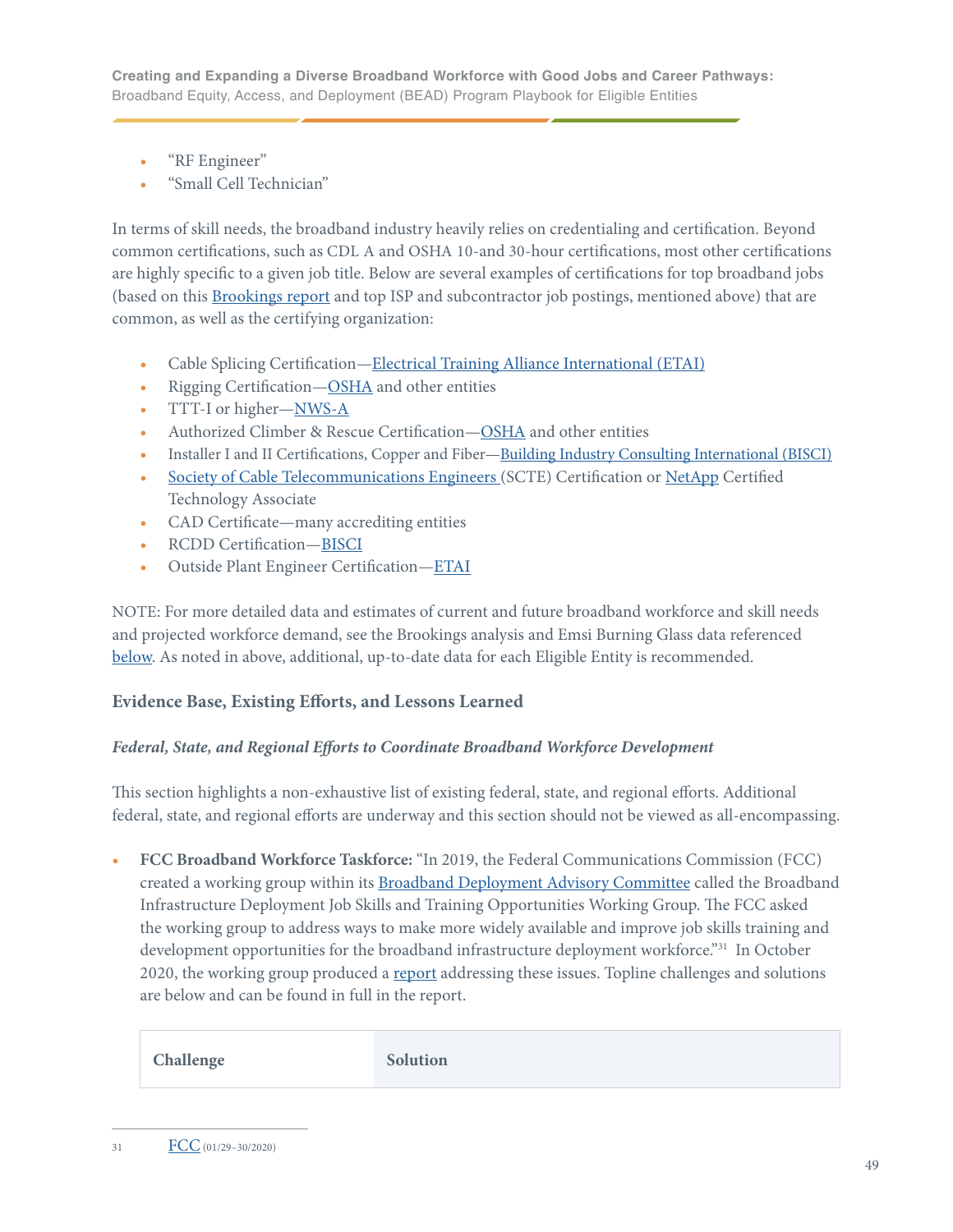- "RF Engineer"
- "Small Cell Technician"

In terms of skill needs, the broadband industry heavily relies on credentialing and certification. Beyond common certifications, such as CDL A and OSHA 10-and 30-hour certifications, most other certifications are highly specific to a given job title. Below are several examples of certifications for top broadband jobs (based on this Brookings report and top ISP and subcontractor job postings, mentioned above) that are common, as well as the certifying organization:

- Cable Splicing Certification—Electrical Training Alliance International (ETAI)
- Rigging Certification—OSHA and other entities
- TTT-I or higher—NWS-A
- Authorized Climber & Rescue Certification—OSHA and other entities
- Installer I and II Certifications, Copper and Fiber—Building Industry Consulting International (BISCI)
- Society of Cable Telecommunications Engineers (SCTE) Certification or NetApp Certified Technology Associate
- CAD Certificate—many accrediting entities
- RCDD Certification—BISCI
- Outside Plant Engineer Certification—ETAI

NOTE: For more detailed data and estimates of current and future broadband workforce and skill needs and projected workforce demand, see the Brookings analysis and Emsi Burning Glass data referenced below. As noted in above, additional, up-to-date data for each Eligible Entity is recommended.

### Evidence Base, Existing Efforts, and Lessons Learned

#### *Federal, State, and Regional Efforts to Coordinate Broadband Workforce Development*

This section highlights a non-exhaustive list of existing federal, state, and regional efforts. Additional federal, state, and regional efforts are underway and this section should not be viewed as all-encompassing.

- **FCC Broadband Workforce Taskforce:** "In 2019, the Federal Communications Commission (FCC) created a working group within its Broadband Deployment Advisory Committee called the Broadband Infrastructure Deployment Job Skills and Training Opportunities Working Group. The FCC asked the working group to address ways to make more widely available and improve job skills training and development opportunities for the broadband infrastructure deployment workforce."[31] In October 2020, the working group produced a report addressing these issues. Topline challenges and solutions are below and can be found in full in the report.

| Challenge | Solution |
| --- | --- |

[31] FCC (01/29–30/2020)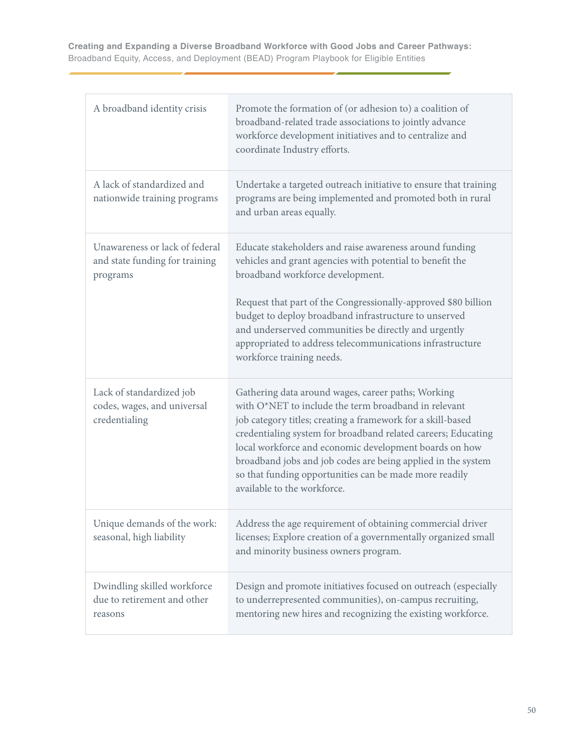| | |
|---|---|
| A broadband identity crisis | Promote the formation of (or adhesion to) a coalition of broadband-related trade associations to jointly advance workforce development initiatives and to centralize and coordinate Industry efforts. |
| A lack of standardized and nationwide training programs | Undertake a targeted outreach initiative to ensure that training programs are being implemented and promoted both in rural and urban areas equally. |
| Unawareness or lack of federal and state funding for training programs | Educate stakeholders and raise awareness around funding vehicles and grant agencies with potential to benefit the broadband workforce development.<br><br>Request that part of the Congressionally-approved $80 billion budget to deploy broadband infrastructure to unserved and underserved communities be directly and urgently appropriated to address telecommunications infrastructure workforce training needs. |
| Lack of standardized job codes, wages, and universal credentialing | Gathering data around wages, career paths; Working with O*NET to include the term broadband in relevant job category titles; creating a framework for a skill-based credentialing system for broadband related careers; Educating local workforce and economic development boards on how broadband jobs and job codes are being applied in the system so that funding opportunities can be made more readily available to the workforce. |
| Unique demands of the work: seasonal, high liability | Address the age requirement of obtaining commercial driver licenses; Explore creation of a governmentally organized small and minority business owners program. |
| Dwindling skilled workforce due to retirement and other reasons | Design and promote initiatives focused on outreach (especially to underrepresented communities), on-campus recruiting, mentoring new hires and recognizing the existing workforce. |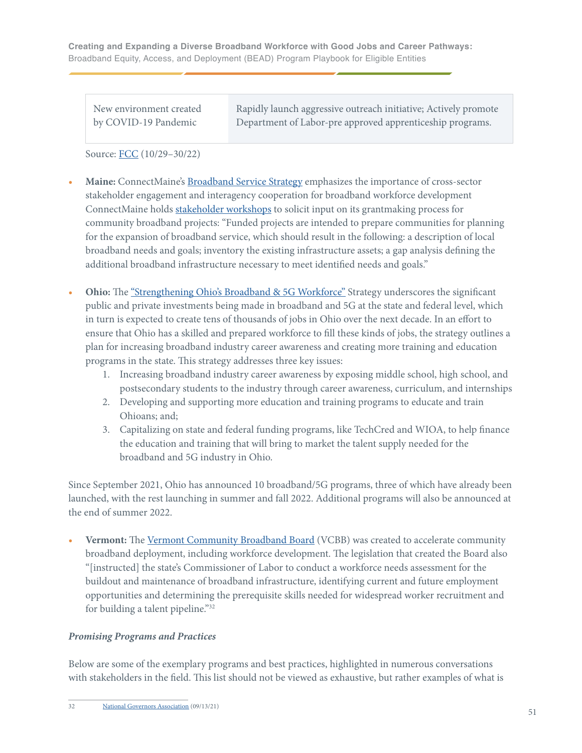| New environment created by COVID-19 Pandemic | Rapidly launch aggressive outreach initiative; Actively promote Department of Labor-pre approved apprenticeship programs. |
|---|---|

Source: FCC (10/29–30/22)

- **Maine:** ConnectMaine's Broadband Service Strategy emphasizes the importance of cross-sector stakeholder engagement and interagency cooperation for broadband workforce development ConnectMaine holds stakeholder workshops to solicit input on its grantmaking process for community broadband projects: "Funded projects are intended to prepare communities for planning for the expansion of broadband service, which should result in the following: a description of local broadband needs and goals; inventory the existing infrastructure assets; a gap analysis defining the additional broadband infrastructure necessary to meet identified needs and goals."

- **Ohio:** The "Strengthening Ohio's Broadband & 5G Workforce" Strategy underscores the significant public and private investments being made in broadband and 5G at the state and federal level, which in turn is expected to create tens of thousands of jobs in Ohio over the next decade. In an effort to ensure that Ohio has a skilled and prepared workforce to fill these kinds of jobs, the strategy outlines a plan for increasing broadband industry career awareness and creating more training and education programs in the state. This strategy addresses three key issues:
  1. Increasing broadband industry career awareness by exposing middle school, high school, and postsecondary students to the industry through career awareness, curriculum, and internships
  2. Developing and supporting more education and training programs to educate and train Ohioans; and;
  3. Capitalizing on state and federal funding programs, like TechCred and WIOA, to help finance the education and training that will bring to market the talent supply needed for the broadband and 5G industry in Ohio.

Since September 2021, Ohio has announced 10 broadband/5G programs, three of which have already been launched, with the rest launching in summer and fall 2022. Additional programs will also be announced at the end of summer 2022.

- **Vermont:** The Vermont Community Broadband Board (VCBB) was created to accelerate community broadband deployment, including workforce development. The legislation that created the Board also "[instructed] the state's Commissioner of Labor to conduct a workforce needs assessment for the buildout and maintenance of broadband infrastructure, identifying current and future employment opportunities and determining the prerequisite skills needed for widespread worker recruitment and for building a talent pipeline."[32]

### *Promising Programs and Practices*

Below are some of the exemplary programs and best practices, highlighted in numerous conversations with stakeholders in the field. This list should not be viewed as exhaustive, but rather examples of what is

[32] National Governors Association (09/13/21)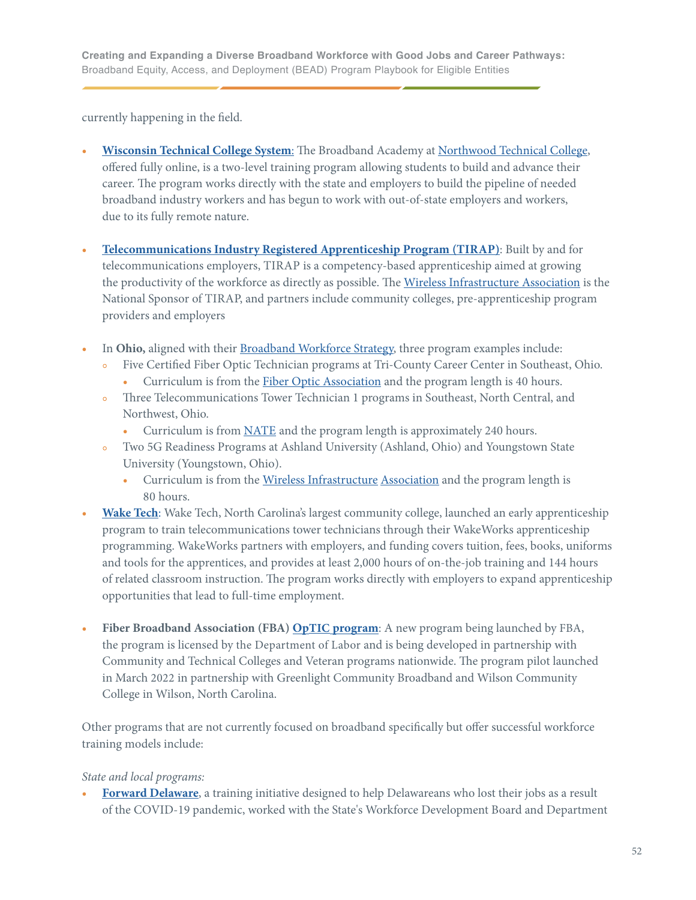currently happening in the field.

- **Wisconsin Technical College System**: The Broadband Academy at Northwood Technical College, offered fully online, is a two-level training program allowing students to build and advance their career. The program works directly with the state and employers to build the pipeline of needed broadband industry workers and has begun to work with out-of-state employers and workers, due to its fully remote nature.

- **Telecommunications Industry Registered Apprenticeship Program (TIRAP)**: Built by and for telecommunications employers, TIRAP is a competency-based apprenticeship aimed at growing the productivity of the workforce as directly as possible. The Wireless Infrastructure Association is the National Sponsor of TIRAP, and partners include community colleges, pre-apprenticeship program providers and employers

- In **Ohio,** aligned with their Broadband Workforce Strategy, three program examples include:
  - Five Certified Fiber Optic Technician programs at Tri-County Career Center in Southeast, Ohio.
    - Curriculum is from the Fiber Optic Association and the program length is 40 hours.
  - Three Telecommunications Tower Technician 1 programs in Southeast, North Central, and Northwest, Ohio.
    - Curriculum is from NATE and the program length is approximately 240 hours.
  - Two 5G Readiness Programs at Ashland University (Ashland, Ohio) and Youngstown State University (Youngstown, Ohio).
    - Curriculum is from the Wireless Infrastructure Association and the program length is 80 hours.
- **Wake Tech**: Wake Tech, North Carolina's largest community college, launched an early apprenticeship program to train telecommunications tower technicians through their WakeWorks apprenticeship programming. WakeWorks partners with employers, and funding covers tuition, fees, books, uniforms and tools for the apprentices, and provides at least 2,000 hours of on-the-job training and 144 hours of related classroom instruction. The program works directly with employers to expand apprenticeship opportunities that lead to full-time employment.

- **Fiber Broadband Association (FBA) OpTIC program**: A new program being launched by FBA, the program is licensed by the Department of Labor and is being developed in partnership with Community and Technical Colleges and Veteran programs nationwide. The program pilot launched in March 2022 in partnership with Greenlight Community Broadband and Wilson Community College in Wilson, North Carolina.

Other programs that are not currently focused on broadband specifically but offer successful workforce training models include:

*State and local programs:*

- **Forward Delaware**, a training initiative designed to help Delawareans who lost their jobs as a result of the COVID-19 pandemic, worked with the State's Workforce Development Board and Department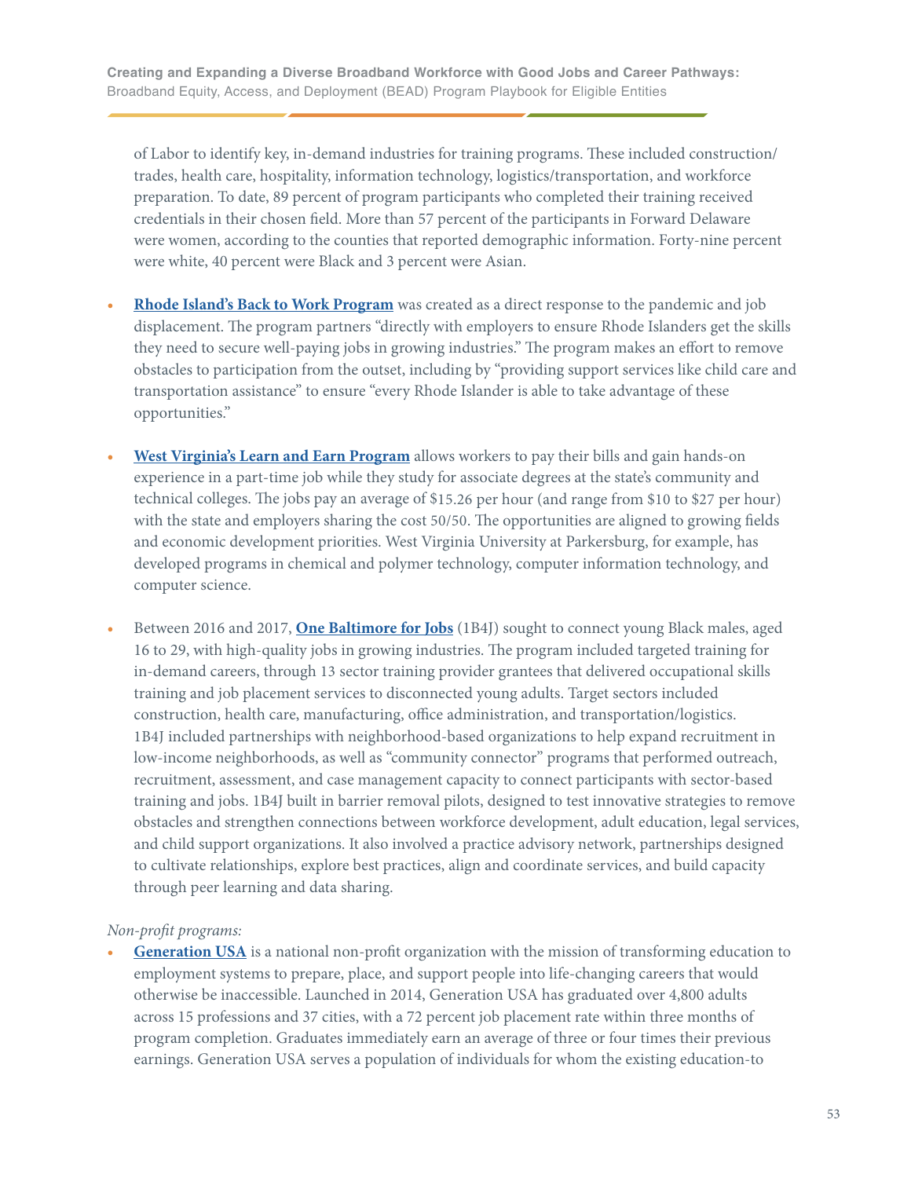of Labor to identify key, in-demand industries for training programs. These included construction/trades, health care, hospitality, information technology, logistics/transportation, and workforce preparation. To date, 89 percent of program participants who completed their training received credentials in their chosen field. More than 57 percent of the participants in Forward Delaware were women, according to the counties that reported demographic information. Forty-nine percent were white, 40 percent were Black and 3 percent were Asian.

- **Rhode Island's Back to Work Program** was created as a direct response to the pandemic and job displacement. The program partners "directly with employers to ensure Rhode Islanders get the skills they need to secure well-paying jobs in growing industries." The program makes an effort to remove obstacles to participation from the outset, including by "providing support services like child care and transportation assistance" to ensure "every Rhode Islander is able to take advantage of these opportunities."
- **West Virginia's Learn and Earn Program** allows workers to pay their bills and gain hands-on experience in a part-time job while they study for associate degrees at the state's community and technical colleges. The jobs pay an average of $15.26 per hour (and range from $10 to $27 per hour) with the state and employers sharing the cost 50/50. The opportunities are aligned to growing fields and economic development priorities. West Virginia University at Parkersburg, for example, has developed programs in chemical and polymer technology, computer information technology, and computer science.
- Between 2016 and 2017, **One Baltimore for Jobs** (1B4J) sought to connect young Black males, aged 16 to 29, with high-quality jobs in growing industries. The program included targeted training for in-demand careers, through 13 sector training provider grantees that delivered occupational skills training and job placement services to disconnected young adults. Target sectors included construction, health care, manufacturing, office administration, and transportation/logistics. 1B4J included partnerships with neighborhood-based organizations to help expand recruitment in low-income neighborhoods, as well as "community connector" programs that performed outreach, recruitment, assessment, and case management capacity to connect participants with sector-based training and jobs. 1B4J built in barrier removal pilots, designed to test innovative strategies to remove obstacles and strengthen connections between workforce development, adult education, legal services, and child support organizations. It also involved a practice advisory network, partnerships designed to cultivate relationships, explore best practices, align and coordinate services, and build capacity through peer learning and data sharing.

*Non-profit programs:*

- **Generation USA** is a national non-profit organization with the mission of transforming education to employment systems to prepare, place, and support people into life-changing careers that would otherwise be inaccessible. Launched in 2014, Generation USA has graduated over 4,800 adults across 15 professions and 37 cities, with a 72 percent job placement rate within three months of program completion. Graduates immediately earn an average of three or four times their previous earnings. Generation USA serves a population of individuals for whom the existing education-to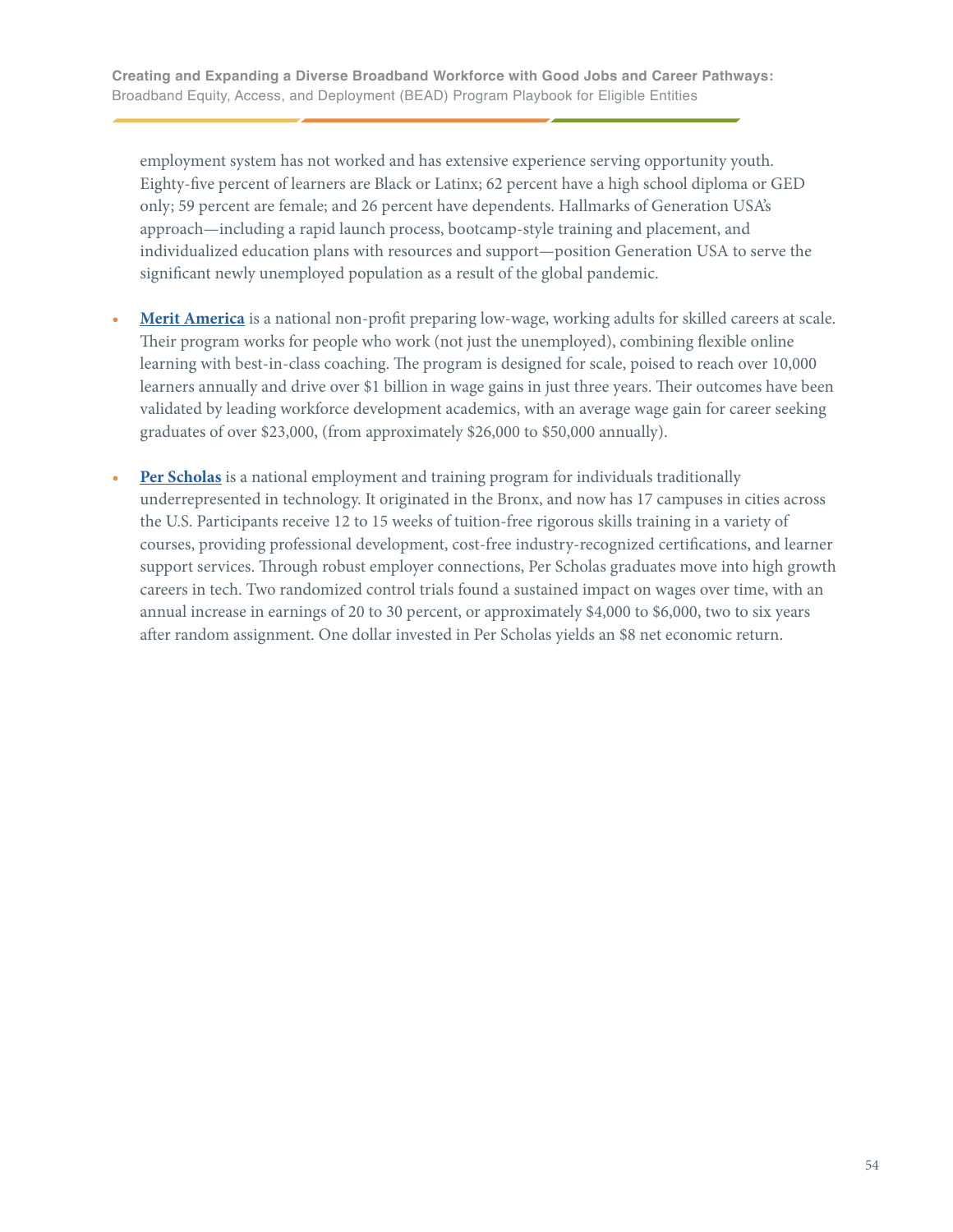employment system has not worked and has extensive experience serving opportunity youth. Eighty-five percent of learners are Black or Latinx; 62 percent have a high school diploma or GED only; 59 percent are female; and 26 percent have dependents. Hallmarks of Generation USA's approach—including a rapid launch process, bootcamp-style training and placement, and individualized education plans with resources and support—position Generation USA to serve the significant newly unemployed population as a result of the global pandemic.

- **Merit America** is a national non-profit preparing low-wage, working adults for skilled careers at scale. Their program works for people who work (not just the unemployed), combining flexible online learning with best-in-class coaching. The program is designed for scale, poised to reach over 10,000 learners annually and drive over $1 billion in wage gains in just three years. Their outcomes have been validated by leading workforce development academics, with an average wage gain for career seeking graduates of over $23,000, (from approximately $26,000 to $50,000 annually).

- **Per Scholas** is a national employment and training program for individuals traditionally underrepresented in technology. It originated in the Bronx, and now has 17 campuses in cities across the U.S. Participants receive 12 to 15 weeks of tuition-free rigorous skills training in a variety of courses, providing professional development, cost-free industry-recognized certifications, and learner support services. Through robust employer connections, Per Scholas graduates move into high growth careers in tech. Two randomized control trials found a sustained impact on wages over time, with an annual increase in earnings of 20 to 30 percent, or approximately $4,000 to $6,000, two to six years after random assignment. One dollar invested in Per Scholas yields an $8 net economic return.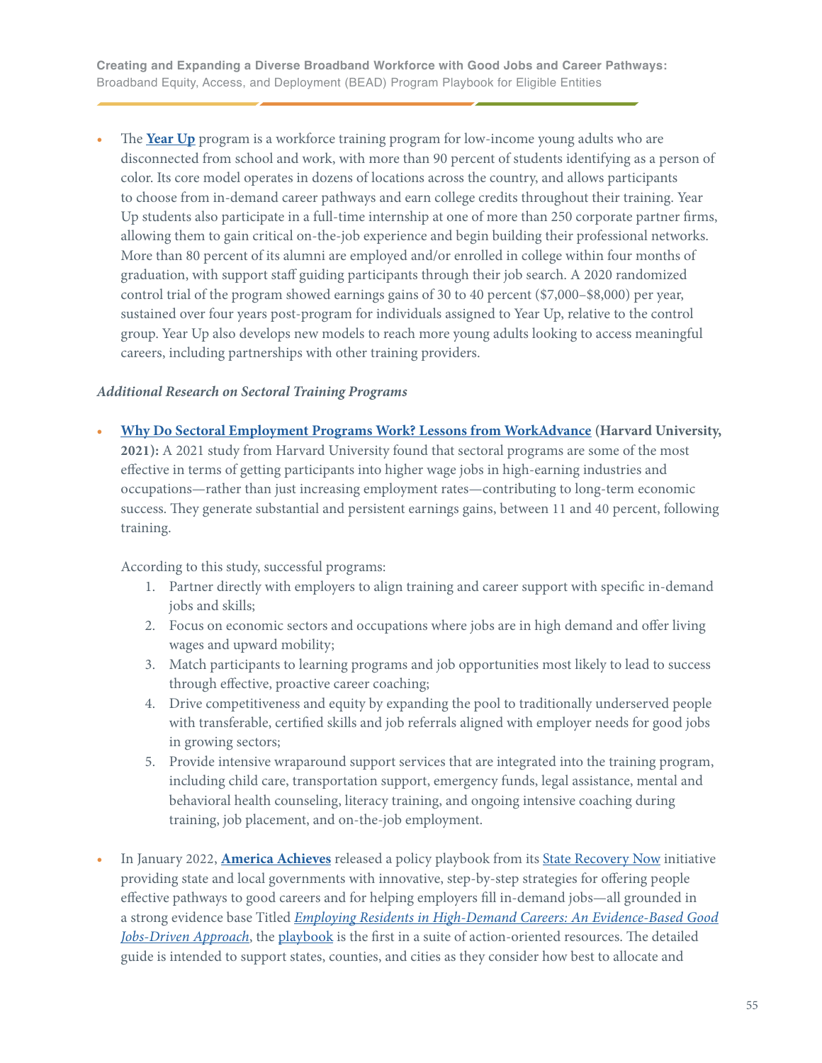- The **Year Up** program is a workforce training program for low-income young adults who are disconnected from school and work, with more than 90 percent of students identifying as a person of color. Its core model operates in dozens of locations across the country, and allows participants to choose from in-demand career pathways and earn college credits throughout their training. Year Up students also participate in a full-time internship at one of more than 250 corporate partner firms, allowing them to gain critical on-the-job experience and begin building their professional networks. More than 80 percent of its alumni are employed and/or enrolled in college within four months of graduation, with support staff guiding participants through their job search. A 2020 randomized control trial of the program showed earnings gains of 30 to 40 percent ($7,000–$8,000) per year, sustained over four years post-program for individuals assigned to Year Up, relative to the control group. Year Up also develops new models to reach more young adults looking to access meaningful careers, including partnerships with other training providers.

***Additional Research on Sectoral Training Programs***

- **Why Do Sectoral Employment Programs Work? Lessons from WorkAdvance (Harvard University, 2021):** A 2021 study from Harvard University found that sectoral programs are some of the most effective in terms of getting participants into higher wage jobs in high-earning industries and occupations—rather than just increasing employment rates—contributing to long-term economic success. They generate substantial and persistent earnings gains, between 11 and 40 percent, following training.

  According to this study, successful programs:

  1. Partner directly with employers to align training and career support with specific in-demand jobs and skills;
  2. Focus on economic sectors and occupations where jobs are in high demand and offer living wages and upward mobility;
  3. Match participants to learning programs and job opportunities most likely to lead to success through effective, proactive career coaching;
  4. Drive competitiveness and equity by expanding the pool to traditionally underserved people with transferable, certified skills and job referrals aligned with employer needs for good jobs in growing sectors;
  5. Provide intensive wraparound support services that are integrated into the training program, including child care, transportation support, emergency funds, legal assistance, mental and behavioral health counseling, literacy training, and ongoing intensive coaching during training, job placement, and on-the-job employment.

- In January 2022, **America Achieves** released a policy playbook from its State Recovery Now initiative providing state and local governments with innovative, step-by-step strategies for offering people effective pathways to good careers and for helping employers fill in-demand jobs—all grounded in a strong evidence base Titled *Employing Residents in High-Demand Careers: An Evidence-Based Good Jobs-Driven Approach*, the playbook is the first in a suite of action-oriented resources. The detailed guide is intended to support states, counties, and cities as they consider how best to allocate and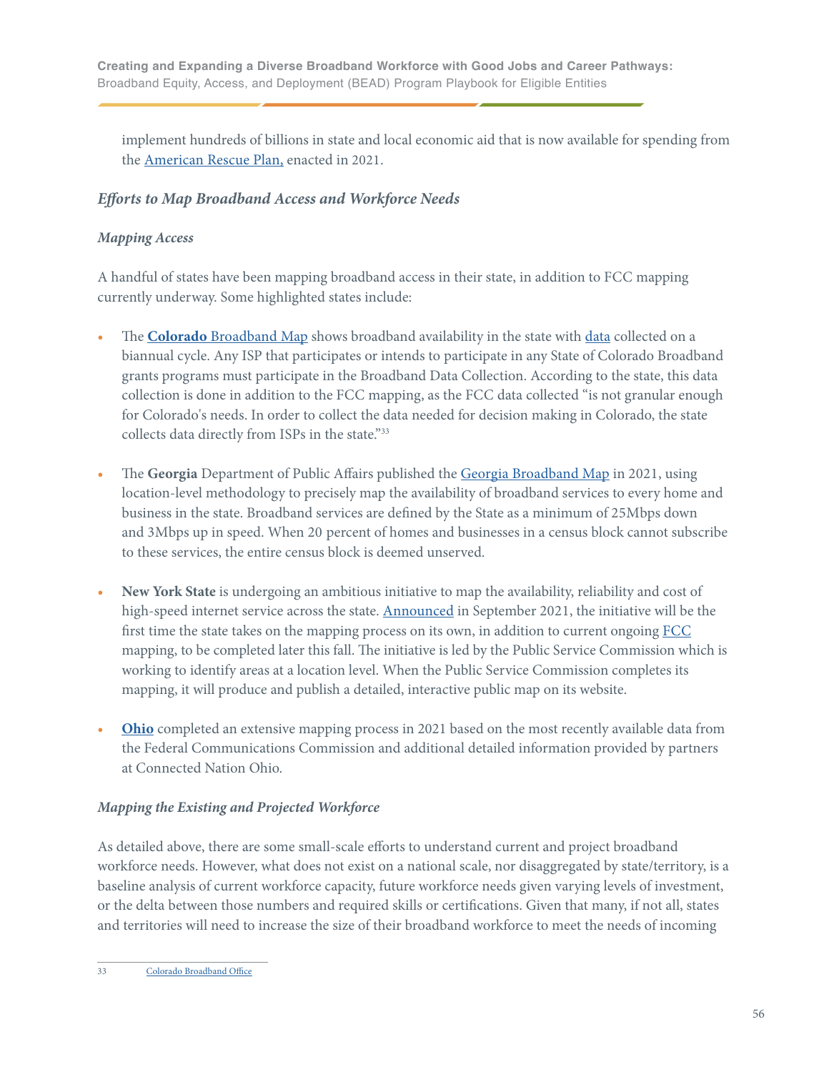implement hundreds of billions in state and local economic aid that is now available for spending from the American Rescue Plan, enacted in 2021.

### *Efforts to Map Broadband Access and Workforce Needs*

#### *Mapping Access*

A handful of states have been mapping broadband access in their state, in addition to FCC mapping currently underway. Some highlighted states include:

- The **Colorado** Broadband Map shows broadband availability in the state with data collected on a biannual cycle. Any ISP that participates or intends to participate in any State of Colorado Broadband grants programs must participate in the Broadband Data Collection. According to the state, this data collection is done in addition to the FCC mapping, as the FCC data collected "is not granular enough for Colorado's needs. In order to collect the data needed for decision making in Colorado, the state collects data directly from ISPs in the state."[33]

- The **Georgia** Department of Public Affairs published the Georgia Broadband Map in 2021, using location-level methodology to precisely map the availability of broadband services to every home and business in the state. Broadband services are defined by the State as a minimum of 25Mbps down and 3Mbps up in speed. When 20 percent of homes and businesses in a census block cannot subscribe to these services, the entire census block is deemed unserved.

- **New York State** is undergoing an ambitious initiative to map the availability, reliability and cost of high-speed internet service across the state. Announced in September 2021, the initiative will be the first time the state takes on the mapping process on its own, in addition to current ongoing FCC mapping, to be completed later this fall. The initiative is led by the Public Service Commission which is working to identify areas at a location level. When the Public Service Commission completes its mapping, it will produce and publish a detailed, interactive public map on its website.

- **Ohio** completed an extensive mapping process in 2021 based on the most recently available data from the Federal Communications Commission and additional detailed information provided by partners at Connected Nation Ohio.

#### *Mapping the Existing and Projected Workforce*

As detailed above, there are some small-scale efforts to understand current and project broadband workforce needs. However, what does not exist on a national scale, nor disaggregated by state/territory, is a baseline analysis of current workforce capacity, future workforce needs given varying levels of investment, or the delta between those numbers and required skills or certifications. Given that many, if not all, states and territories will need to increase the size of their broadband workforce to meet the needs of incoming

---

33 Colorado Broadband Office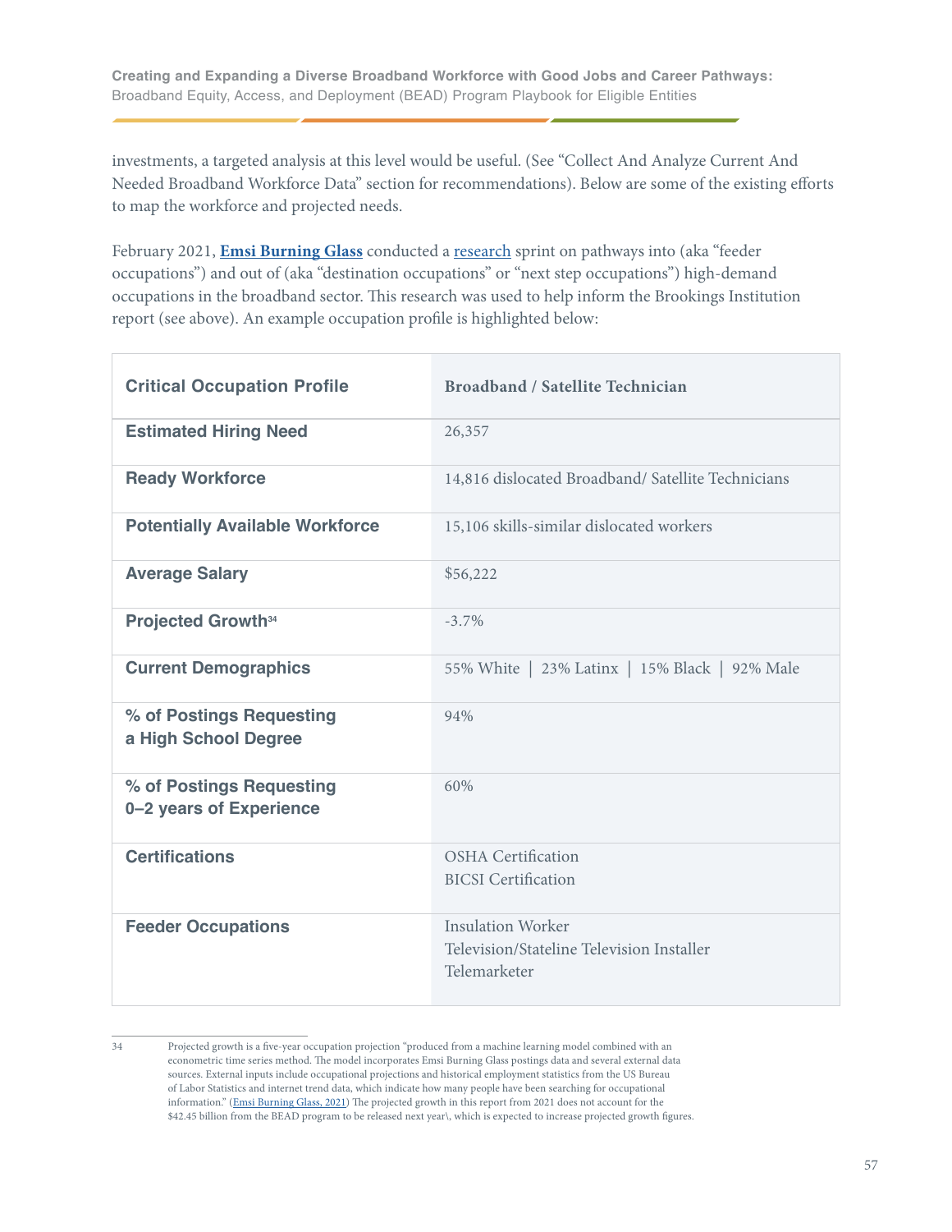investments, a targeted analysis at this level would be useful. (See "Collect And Analyze Current And Needed Broadband Workforce Data" section for recommendations). Below are some of the existing efforts to map the workforce and projected needs.

February 2021, **Emsi Burning Glass** conducted a research sprint on pathways into (aka "feeder occupations") and out of (aka "destination occupations" or "next step occupations") high-demand occupations in the broadband sector. This research was used to help inform the Brookings Institution report (see above). An example occupation profile is highlighted below:

| Critical Occupation Profile | Broadband / Satellite Technician |
|---|---|
| Estimated Hiring Need | 26,357 |
| Ready Workforce | 14,816 dislocated Broadband/ Satellite Technicians |
| Potentially Available Workforce | 15,106 skills-similar dislocated workers |
| Average Salary | $56,222 |
| Projected Growth[34] | -3.7% |
| Current Demographics | 55% White \| 23% Latinx \| 15% Black \| 92% Male |
| % of Postings Requesting a High School Degree | 94% |
| % of Postings Requesting 0–2 years of Experience | 60% |
| Certifications | OSHA Certification<br>BICSI Certification |
| Feeder Occupations | Insulation Worker<br>Television/Stateline Television Installer<br>Telemarketer |

34 Projected growth is a five-year occupation projection "produced from a machine learning model combined with an econometric time series method. The model incorporates Emsi Burning Glass postings data and several external data sources. External inputs include occupational projections and historical employment statistics from the US Bureau of Labor Statistics and internet trend data, which indicate how many people have been searching for occupational information." (Emsi Burning Glass, 2021) The projected growth in this report from 2021 does not account for the $42.45 billion from the BEAD program to be released next year\, which is expected to increase projected growth figures.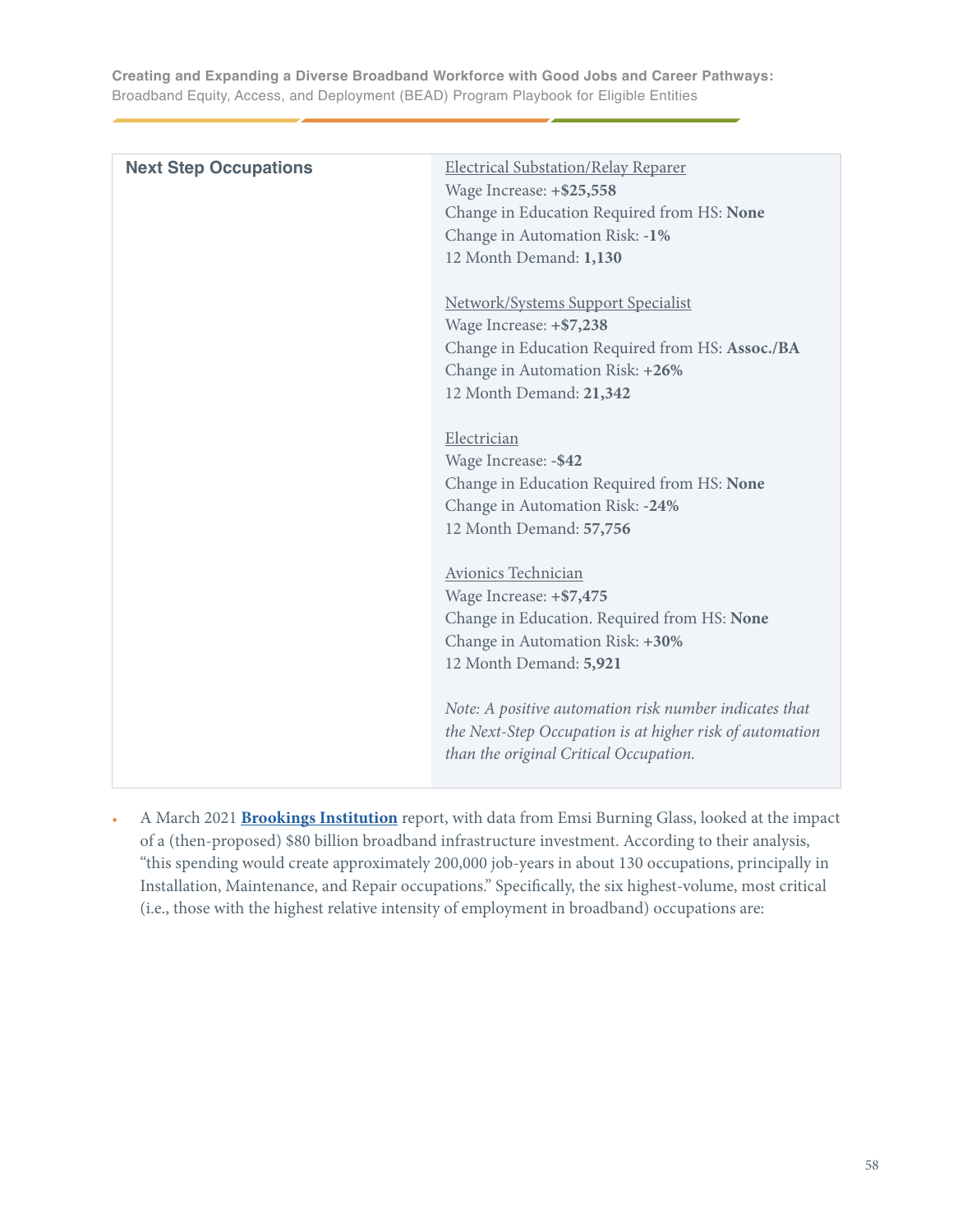| Next Step Occupations | Electrical Substation/Relay Reparer<br>Wage Increase: **+$25,558**<br>Change in Education Required from HS: **None**<br>Change in Automation Risk: **-1%**<br>12 Month Demand: **1,130**<br><br>Network/Systems Support Specialist<br>Wage Increase: **+$7,238**<br>Change in Education Required from HS: **Assoc./BA**<br>Change in Automation Risk: **+26%**<br>12 Month Demand: **21,342**<br><br>Electrician<br>Wage Increase: **-$42**<br>Change in Education Required from HS: **None**<br>Change in Automation Risk: **-24%**<br>12 Month Demand: **57,756**<br><br>Avionics Technician<br>Wage Increase: **+$7,475**<br>Change in Education. Required from HS: **None**<br>Change in Automation Risk: **+30%**<br>12 Month Demand: **5,921**<br><br>*Note: A positive automation risk number indicates that the Next-Step Occupation is at higher risk of automation than the original Critical Occupation.* |
|---|---|

- A March 2021 **Brookings Institution** report, with data from Emsi Burning Glass, looked at the impact of a (then-proposed) $80 billion broadband infrastructure investment. According to their analysis, "this spending would create approximately 200,000 job-years in about 130 occupations, principally in Installation, Maintenance, and Repair occupations." Specifically, the six highest-volume, most critical (i.e., those with the highest relative intensity of employment in broadband) occupations are: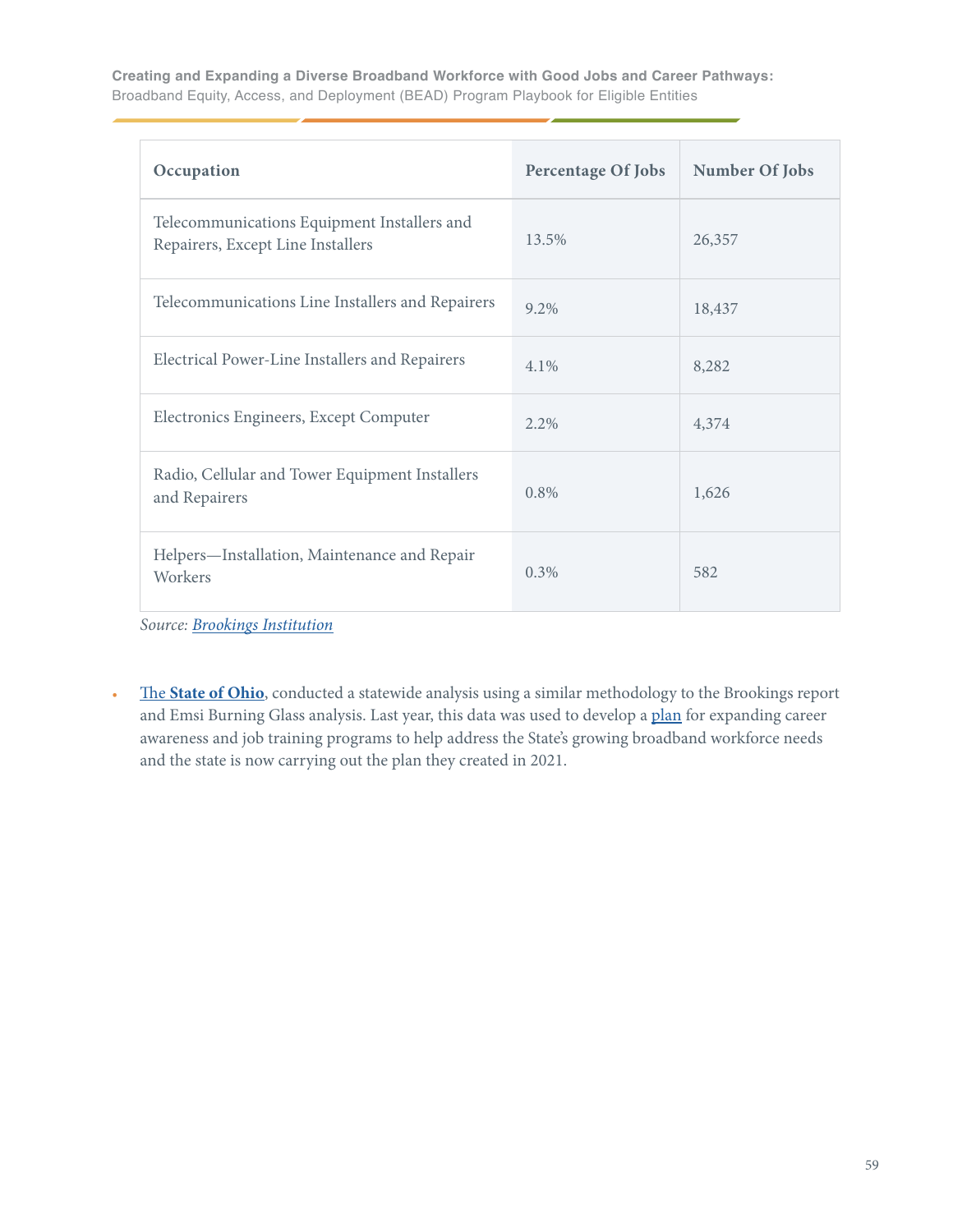| Occupation | Percentage Of Jobs | Number Of Jobs |
| --- | --- | --- |
| Telecommunications Equipment Installers and Repairers, Except Line Installers | 13.5% | 26,357 |
| Telecommunications Line Installers and Repairers | 9.2% | 18,437 |
| Electrical Power-Line Installers and Repairers | 4.1% | 8,282 |
| Electronics Engineers, Except Computer | 2.2% | 4,374 |
| Radio, Cellular and Tower Equipment Installers and Repairers | 0.8% | 1,626 |
| Helpers—Installation, Maintenance and Repair Workers | 0.3% | 582 |

*Source: Brookings Institution*

- The **State of Ohio**, conducted a statewide analysis using a similar methodology to the Brookings report and Emsi Burning Glass analysis. Last year, this data was used to develop a plan for expanding career awareness and job training programs to help address the State's growing broadband workforce needs and the state is now carrying out the plan they created in 2021.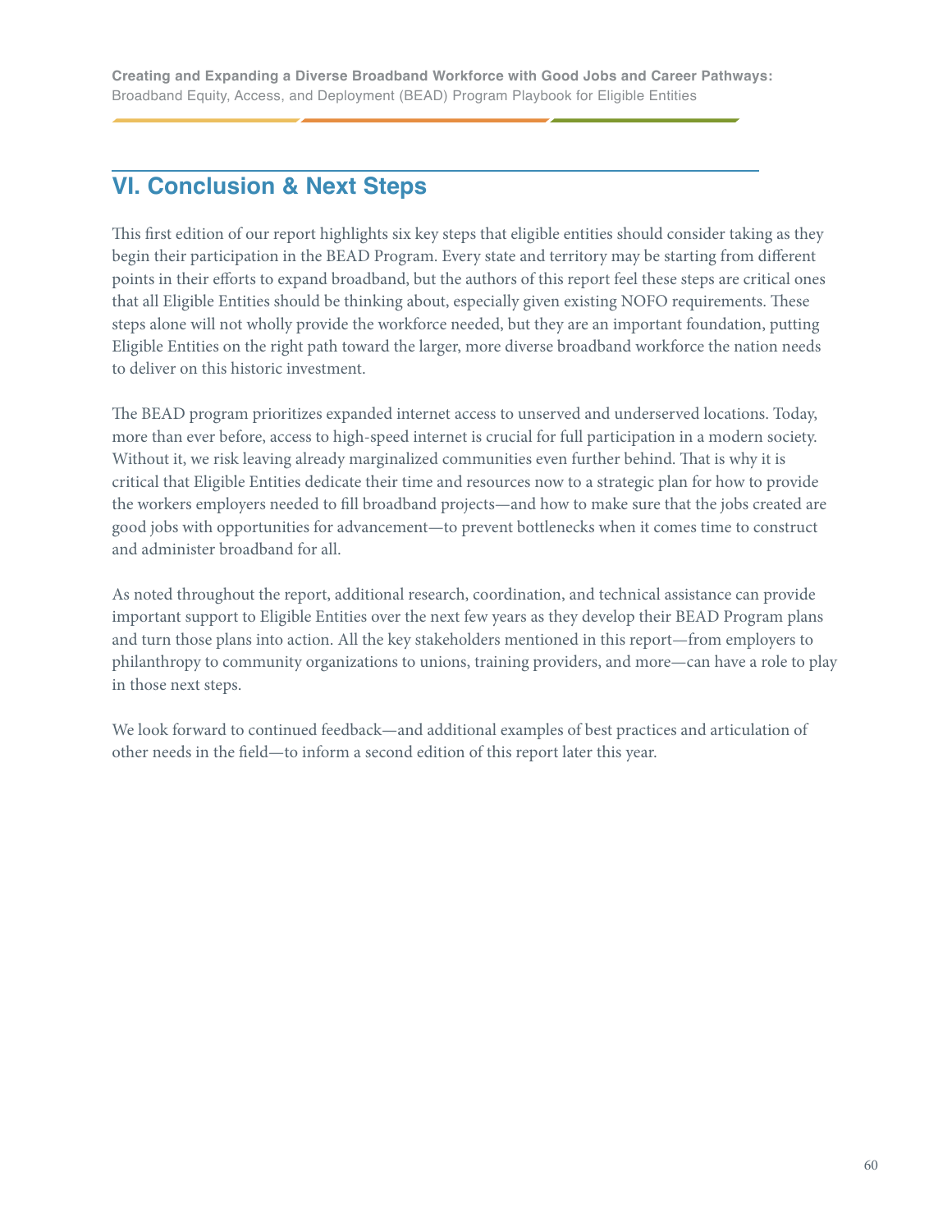## VI. Conclusion & Next Steps

This first edition of our report highlights six key steps that eligible entities should consider taking as they begin their participation in the BEAD Program. Every state and territory may be starting from different points in their efforts to expand broadband, but the authors of this report feel these steps are critical ones that all Eligible Entities should be thinking about, especially given existing NOFO requirements. These steps alone will not wholly provide the workforce needed, but they are an important foundation, putting Eligible Entities on the right path toward the larger, more diverse broadband workforce the nation needs to deliver on this historic investment.

The BEAD program prioritizes expanded internet access to unserved and underserved locations. Today, more than ever before, access to high-speed internet is crucial for full participation in a modern society. Without it, we risk leaving already marginalized communities even further behind. That is why it is critical that Eligible Entities dedicate their time and resources now to a strategic plan for how to provide the workers employers needed to fill broadband projects—and how to make sure that the jobs created are good jobs with opportunities for advancement—to prevent bottlenecks when it comes time to construct and administer broadband for all.

As noted throughout the report, additional research, coordination, and technical assistance can provide important support to Eligible Entities over the next few years as they develop their BEAD Program plans and turn those plans into action. All the key stakeholders mentioned in this report—from employers to philanthropy to community organizations to unions, training providers, and more—can have a role to play in those next steps.

We look forward to continued feedback—and additional examples of best practices and articulation of other needs in the field—to inform a second edition of this report later this year.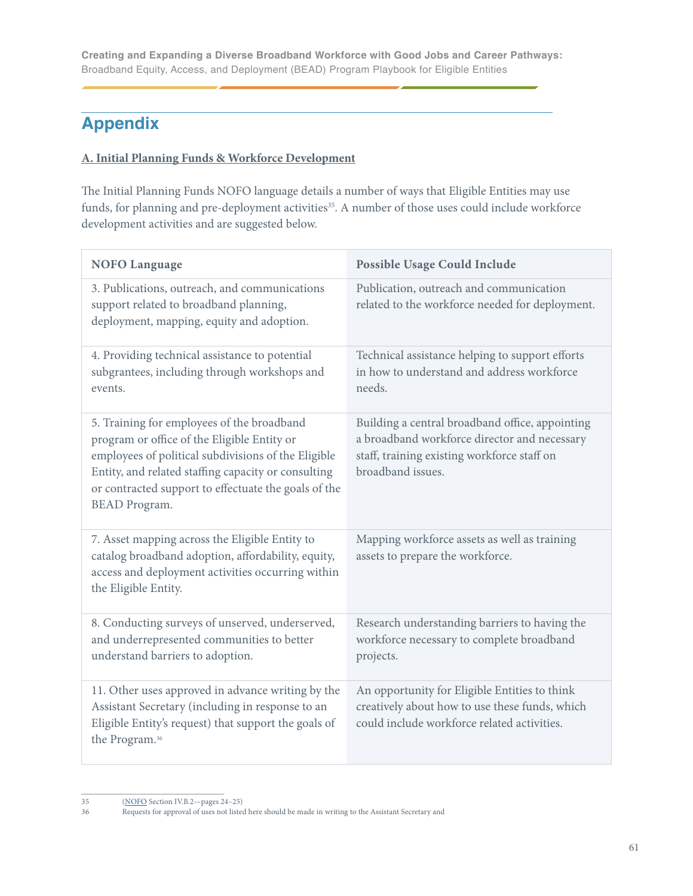## Appendix

### A. Initial Planning Funds & Workforce Development

The Initial Planning Funds NOFO language details a number of ways that Eligible Entities may use funds, for planning and pre-deployment activities[35]. A number of those uses could include workforce development activities and are suggested below.

| NOFO Language | Possible Usage Could Include |
|---|---|
| 3. Publications, outreach, and communications support related to broadband planning, deployment, mapping, equity and adoption. | Publication, outreach and communication related to the workforce needed for deployment. |
| 4. Providing technical assistance to potential subgrantees, including through workshops and events. | Technical assistance helping to support efforts in how to understand and address workforce needs. |
| 5. Training for employees of the broadband program or office of the Eligible Entity or employees of political subdivisions of the Eligible Entity, and related staffing capacity or consulting or contracted support to effectuate the goals of the BEAD Program. | Building a central broadband office, appointing a broadband workforce director and necessary staff, training existing workforce staff on broadband issues. |
| 7. Asset mapping across the Eligible Entity to catalog broadband adoption, affordability, equity, access and deployment activities occurring within the Eligible Entity. | Mapping workforce assets as well as training assets to prepare the workforce. |
| 8. Conducting surveys of unserved, underserved, and underrepresented communities to better understand barriers to adoption. | Research understanding barriers to having the workforce necessary to complete broadband projects. |
| 11. Other uses approved in advance writing by the Assistant Secretary (including in response to an Eligible Entity's request) that support the goals of the Program.[36] | An opportunity for Eligible Entities to think creatively about how to use these funds, which could include workforce related activities. |

35 (NOFO Section IV.B.2—pages 24–25)

36 Requests for approval of uses not listed here should be made in writing to the Assistant Secretary and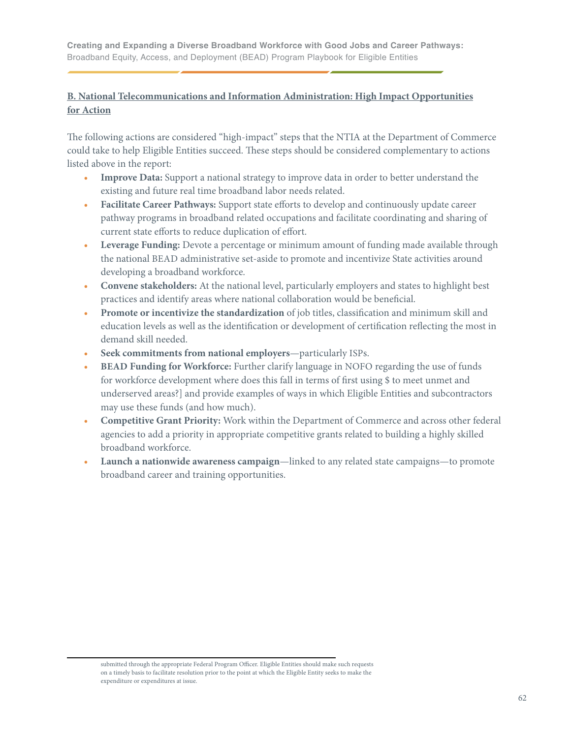## B. National Telecommunications and Information Administration: High Impact Opportunities for Action

The following actions are considered "high-impact" steps that the NTIA at the Department of Commerce could take to help Eligible Entities succeed. These steps should be considered complementary to actions listed above in the report:

- **Improve Data:** Support a national strategy to improve data in order to better understand the existing and future real time broadband labor needs related.
- **Facilitate Career Pathways:** Support state efforts to develop and continuously update career pathway programs in broadband related occupations and facilitate coordinating and sharing of current state efforts to reduce duplication of effort.
- **Leverage Funding:** Devote a percentage or minimum amount of funding made available through the national BEAD administrative set-aside to promote and incentivize State activities around developing a broadband workforce.
- **Convene stakeholders:** At the national level, particularly employers and states to highlight best practices and identify areas where national collaboration would be beneficial.
- **Promote or incentivize the standardization** of job titles, classification and minimum skill and education levels as well as the identification or development of certification reflecting the most in demand skill needed.
- **Seek commitments from national employers**—particularly ISPs.
- **BEAD Funding for Workforce:** Further clarify language in NOFO regarding the use of funds for workforce development where does this fall in terms of first using $ to meet unmet and underserved areas?] and provide examples of ways in which Eligible Entities and subcontractors may use these funds (and how much).
- **Competitive Grant Priority:** Work within the Department of Commerce and across other federal agencies to add a priority in appropriate competitive grants related to building a highly skilled broadband workforce.
- **Launch a nationwide awareness campaign**—linked to any related state campaigns—to promote broadband career and training opportunities.

submitted through the appropriate Federal Program Officer. Eligible Entities should make such requests on a timely basis to facilitate resolution prior to the point at which the Eligible Entity seeks to make the expenditure or expenditures at issue.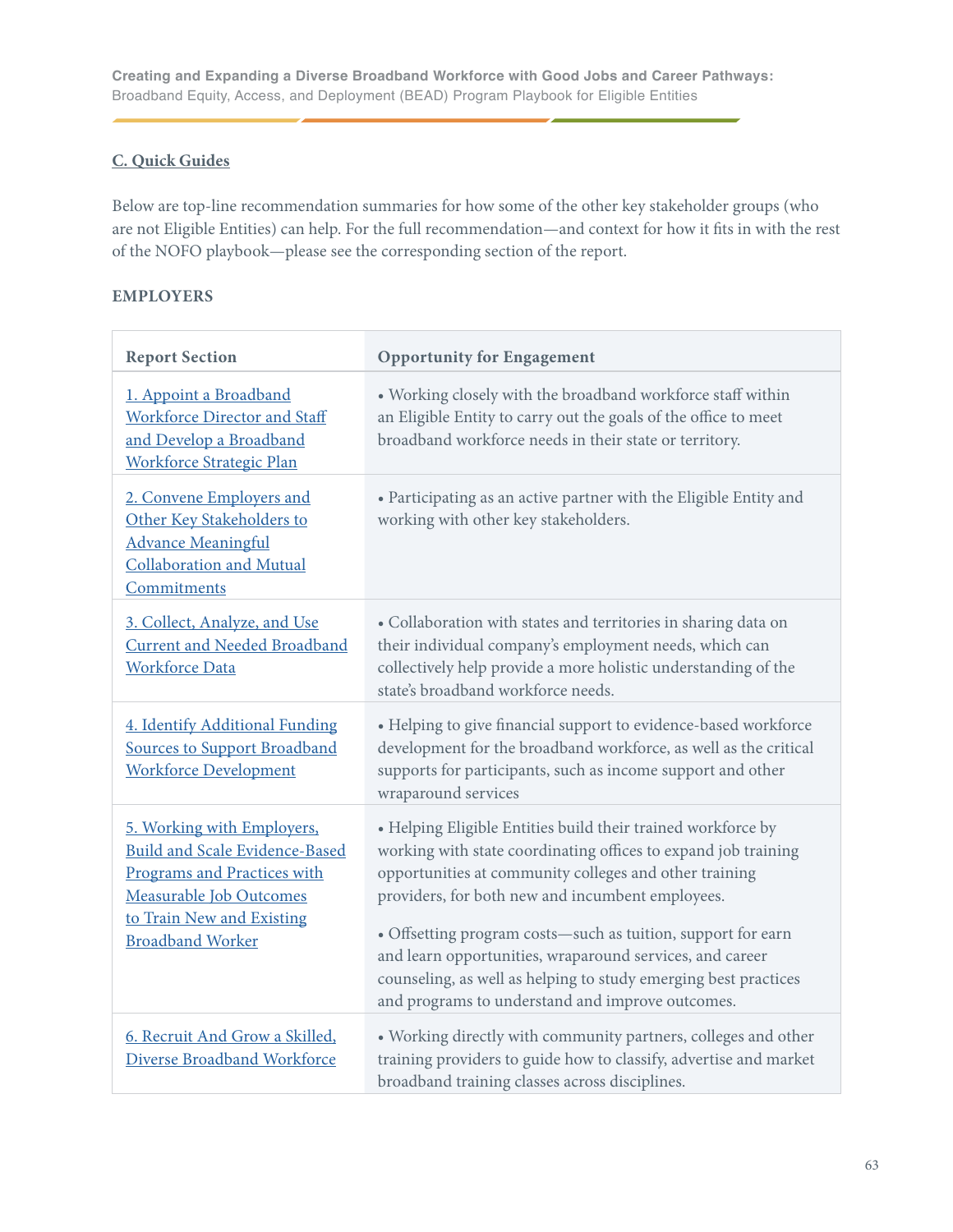## C. Quick Guides

Below are top-line recommendation summaries for how some of the other key stakeholder groups (who are not Eligible Entities) can help. For the full recommendation—and context for how it fits in with the rest of the NOFO playbook—please see the corresponding section of the report.

### EMPLOYERS

| Report Section | Opportunity for Engagement |
| --- | --- |
| 1. Appoint a Broadband Workforce Director and Staff and Develop a Broadband Workforce Strategic Plan | • Working closely with the broadband workforce staff within an Eligible Entity to carry out the goals of the office to meet broadband workforce needs in their state or territory. |
| 2. Convene Employers and Other Key Stakeholders to Advance Meaningful Collaboration and Mutual Commitments | • Participating as an active partner with the Eligible Entity and working with other key stakeholders. |
| 3. Collect, Analyze, and Use Current and Needed Broadband Workforce Data | • Collaboration with states and territories in sharing data on their individual company's employment needs, which can collectively help provide a more holistic understanding of the state's broadband workforce needs. |
| 4. Identify Additional Funding Sources to Support Broadband Workforce Development | • Helping to give financial support to evidence-based workforce development for the broadband workforce, as well as the critical supports for participants, such as income support and other wraparound services |
| 5. Working with Employers, Build and Scale Evidence-Based Programs and Practices with Measurable Job Outcomes to Train New and Existing Broadband Worker | • Helping Eligible Entities build their trained workforce by working with state coordinating offices to expand job training opportunities at community colleges and other training providers, for both new and incumbent employees.<br><br>• Offsetting program costs—such as tuition, support for earn and learn opportunities, wraparound services, and career counseling, as well as helping to study emerging best practices and programs to understand and improve outcomes. |
| 6. Recruit And Grow a Skilled, Diverse Broadband Workforce | • Working directly with community partners, colleges and other training providers to guide how to classify, advertise and market broadband training classes across disciplines. |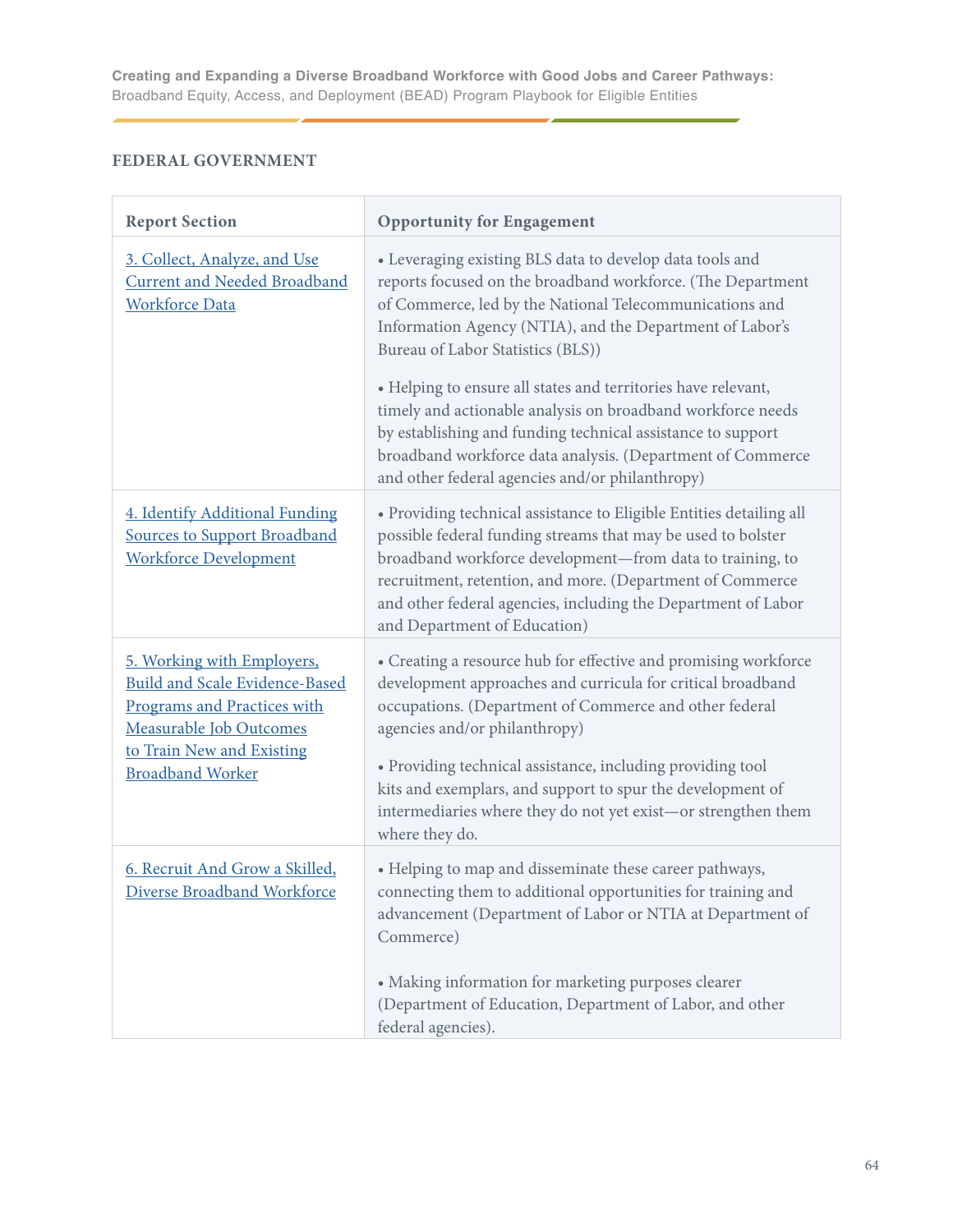## FEDERAL GOVERNMENT

| Report Section | Opportunity for Engagement |
| --- | --- |
| 3. Collect, Analyze, and Use Current and Needed Broadband Workforce Data | • Leveraging existing BLS data to develop data tools and reports focused on the broadband workforce. (The Department of Commerce, led by the National Telecommunications and Information Agency (NTIA), and the Department of Labor's Bureau of Labor Statistics (BLS))<br><br>• Helping to ensure all states and territories have relevant, timely and actionable analysis on broadband workforce needs by establishing and funding technical assistance to support broadband workforce data analysis. (Department of Commerce and other federal agencies and/or philanthropy) |
| 4. Identify Additional Funding Sources to Support Broadband Workforce Development | • Providing technical assistance to Eligible Entities detailing all possible federal funding streams that may be used to bolster broadband workforce development—from data to training, to recruitment, retention, and more. (Department of Commerce and other federal agencies, including the Department of Labor and Department of Education) |
| 5. Working with Employers, Build and Scale Evidence-Based Programs and Practices with Measurable Job Outcomes to Train New and Existing Broadband Worker | • Creating a resource hub for effective and promising workforce development approaches and curricula for critical broadband occupations. (Department of Commerce and other federal agencies and/or philanthropy)<br><br>• Providing technical assistance, including providing tool kits and exemplars, and support to spur the development of intermediaries where they do not yet exist—or strengthen them where they do. |
| 6. Recruit And Grow a Skilled, Diverse Broadband Workforce | • Helping to map and disseminate these career pathways, connecting them to additional opportunities for training and advancement (Department of Labor or NTIA at Department of Commerce)<br><br>• Making information for marketing purposes clearer (Department of Education, Department of Labor, and other federal agencies). |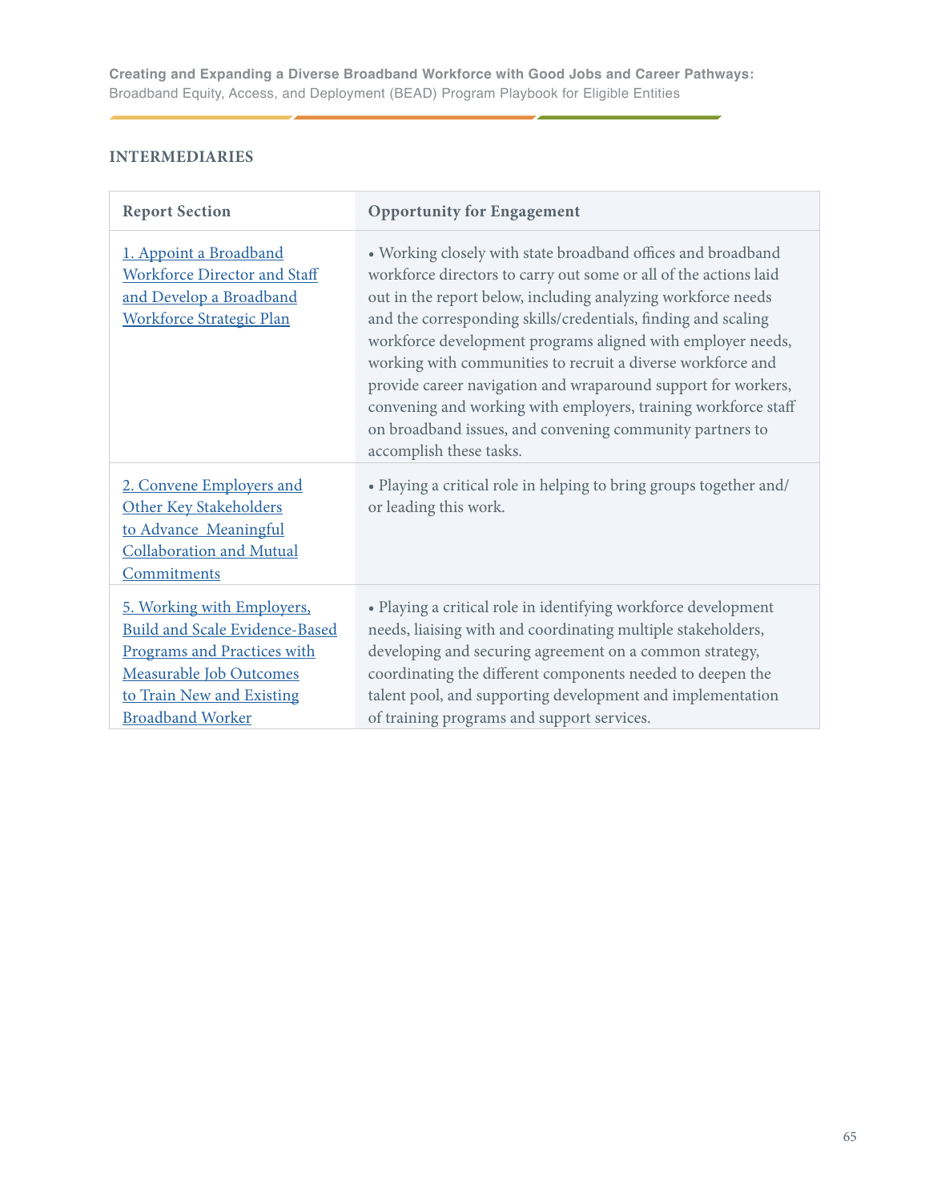### INTERMEDIARIES

| Report Section | Opportunity for Engagement |
| --- | --- |
| 1. Appoint a Broadband Workforce Director and Staff and Develop a Broadband Workforce Strategic Plan | • Working closely with state broadband offices and broadband workforce directors to carry out some or all of the actions laid out in the report below, including analyzing workforce needs and the corresponding skills/credentials, finding and scaling workforce development programs aligned with employer needs, working with communities to recruit a diverse workforce and provide career navigation and wraparound support for workers, convening and working with employers, training workforce staff on broadband issues, and convening community partners to accomplish these tasks. |
| 2. Convene Employers and Other Key Stakeholders to Advance Meaningful Collaboration and Mutual Commitments | • Playing a critical role in helping to bring groups together and/or leading this work. |
| 5. Working with Employers, Build and Scale Evidence-Based Programs and Practices with Measurable Job Outcomes to Train New and Existing Broadband Worker | • Playing a critical role in identifying workforce development needs, liaising with and coordinating multiple stakeholders, developing and securing agreement on a common strategy, coordinating the different components needed to deepen the talent pool, and supporting development and implementation of training programs and support services. |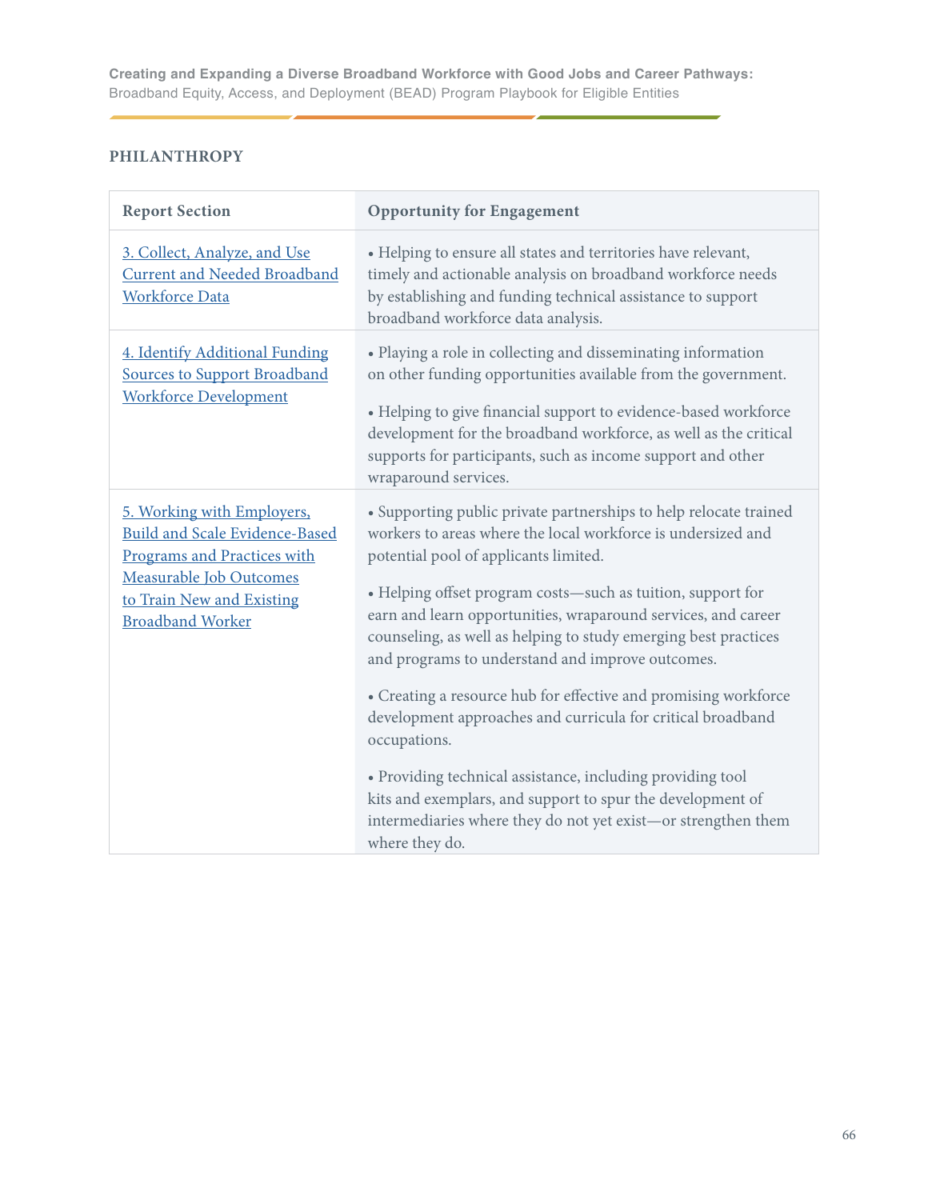### PHILANTHROPY

| Report Section | Opportunity for Engagement |
| --- | --- |
| [3. Collect, Analyze, and Use Current and Needed Broadband Workforce Data]() | • Helping to ensure all states and territories have relevant, timely and actionable analysis on broadband workforce needs by establishing and funding technical assistance to support broadband workforce data analysis. |
| [4. Identify Additional Funding Sources to Support Broadband Workforce Development]() | • Playing a role in collecting and disseminating information on other funding opportunities available from the government.<br><br>• Helping to give financial support to evidence-based workforce development for the broadband workforce, as well as the critical supports for participants, such as income support and other wraparound services. |
| [5. Working with Employers, Build and Scale Evidence-Based Programs and Practices with Measurable Job Outcomes to Train New and Existing Broadband Worker]() | • Supporting public private partnerships to help relocate trained workers to areas where the local workforce is undersized and potential pool of applicants limited.<br><br>• Helping offset program costs—such as tuition, support for earn and learn opportunities, wraparound services, and career counseling, as well as helping to study emerging best practices and programs to understand and improve outcomes.<br><br>• Creating a resource hub for effective and promising workforce development approaches and curricula for critical broadband occupations.<br><br>• Providing technical assistance, including providing tool kits and exemplars, and support to spur the development of intermediaries where they do not yet exist—or strengthen them where they do. |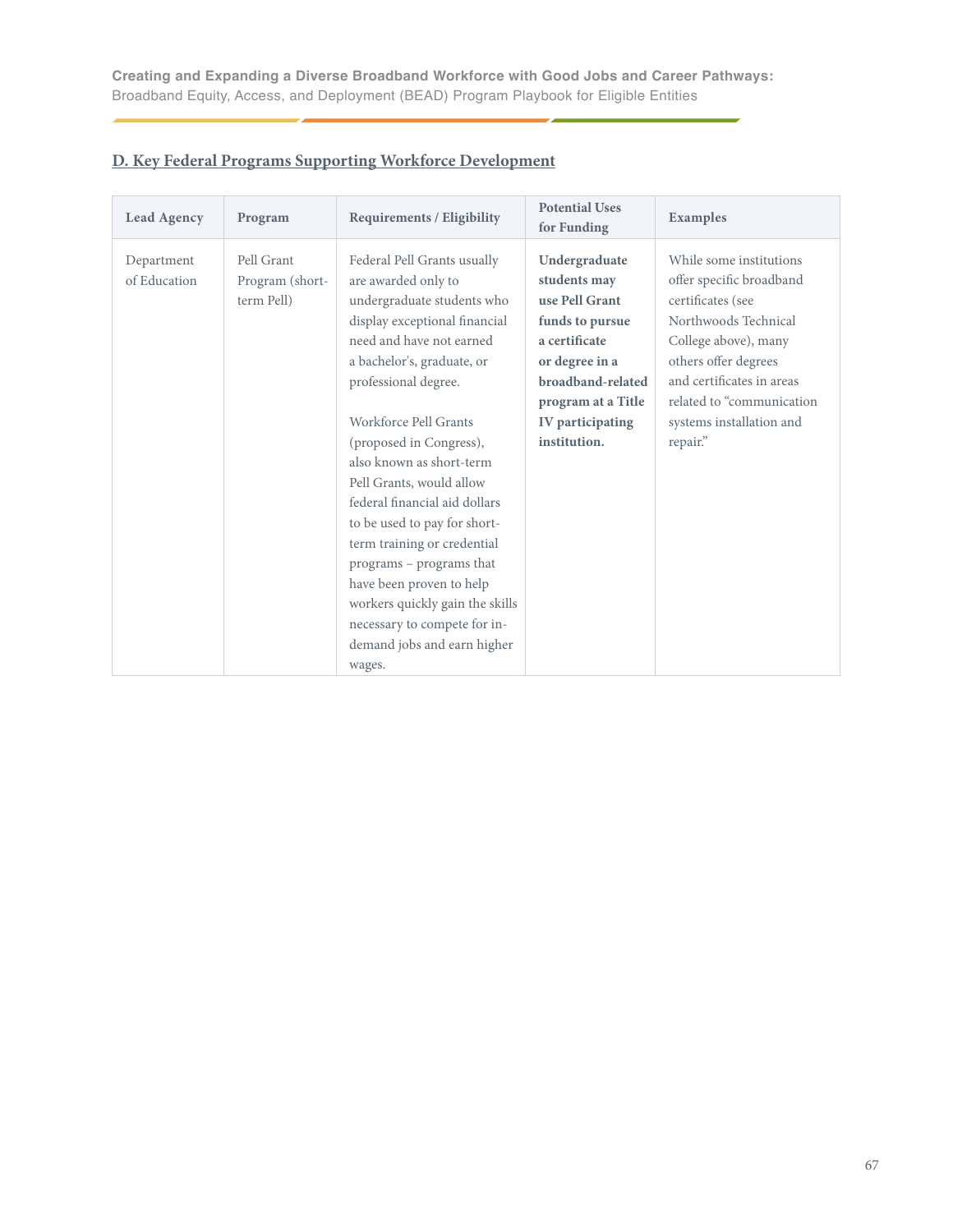## D. Key Federal Programs Supporting Workforce Development

| Lead Agency | Program | Requirements / Eligibility | Potential Uses for Funding | Examples |
|---|---|---|---|---|
| Department of Education | Pell Grant Program (short-term Pell) | Federal Pell Grants usually are awarded only to undergraduate students who display exceptional financial need and have not earned a bachelor's, graduate, or professional degree.<br><br>Workforce Pell Grants (proposed in Congress), also known as short-term Pell Grants, would allow federal financial aid dollars to be used to pay for short-term training or credential programs – programs that have been proven to help workers quickly gain the skills necessary to compete for in-demand jobs and earn higher wages. | **Undergraduate students may use Pell Grant funds to pursue a certificate or degree in a broadband-related program at a Title IV participating institution.** | While some institutions offer specific broadband certificates (see Northwoods Technical College above), many others offer degrees and certificates in areas related to "communication systems installation and repair." |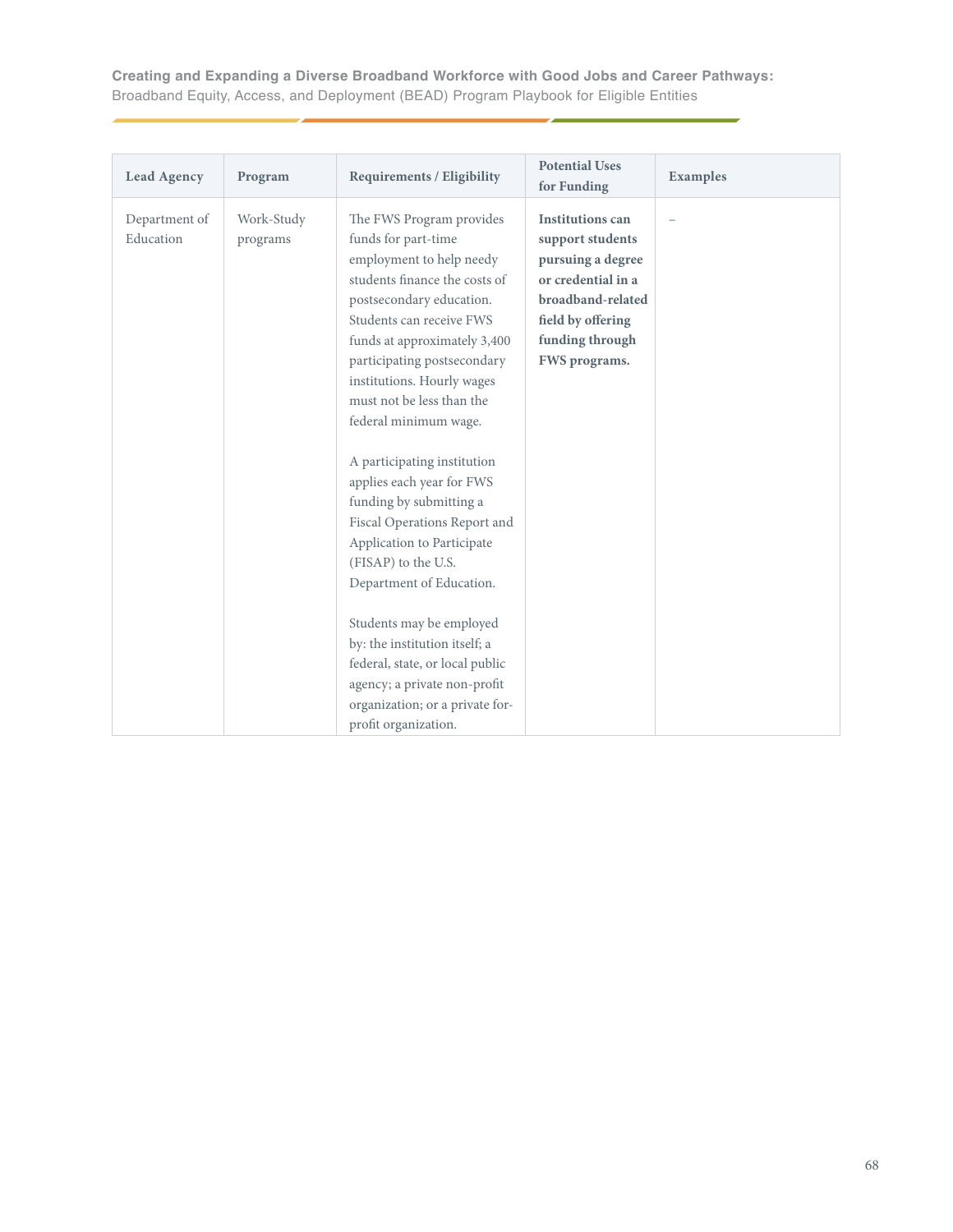| Lead Agency | Program | Requirements / Eligibility | Potential Uses for Funding | Examples |
|---|---|---|---|---|
| Department of Education | Work-Study programs | The FWS Program provides funds for part-time employment to help needy students finance the costs of postsecondary education. Students can receive FWS funds at approximately 3,400 participating postsecondary institutions. Hourly wages must not be less than the federal minimum wage.<br><br>A participating institution applies each year for FWS funding by submitting a Fiscal Operations Report and Application to Participate (FISAP) to the U.S. Department of Education.<br><br>Students may be employed by: the institution itself; a federal, state, or local public agency; a private non-profit organization; or a private for-profit organization. | **Institutions can support students pursuing a degree or credential in a broadband-related field by offering funding through FWS programs.** | – |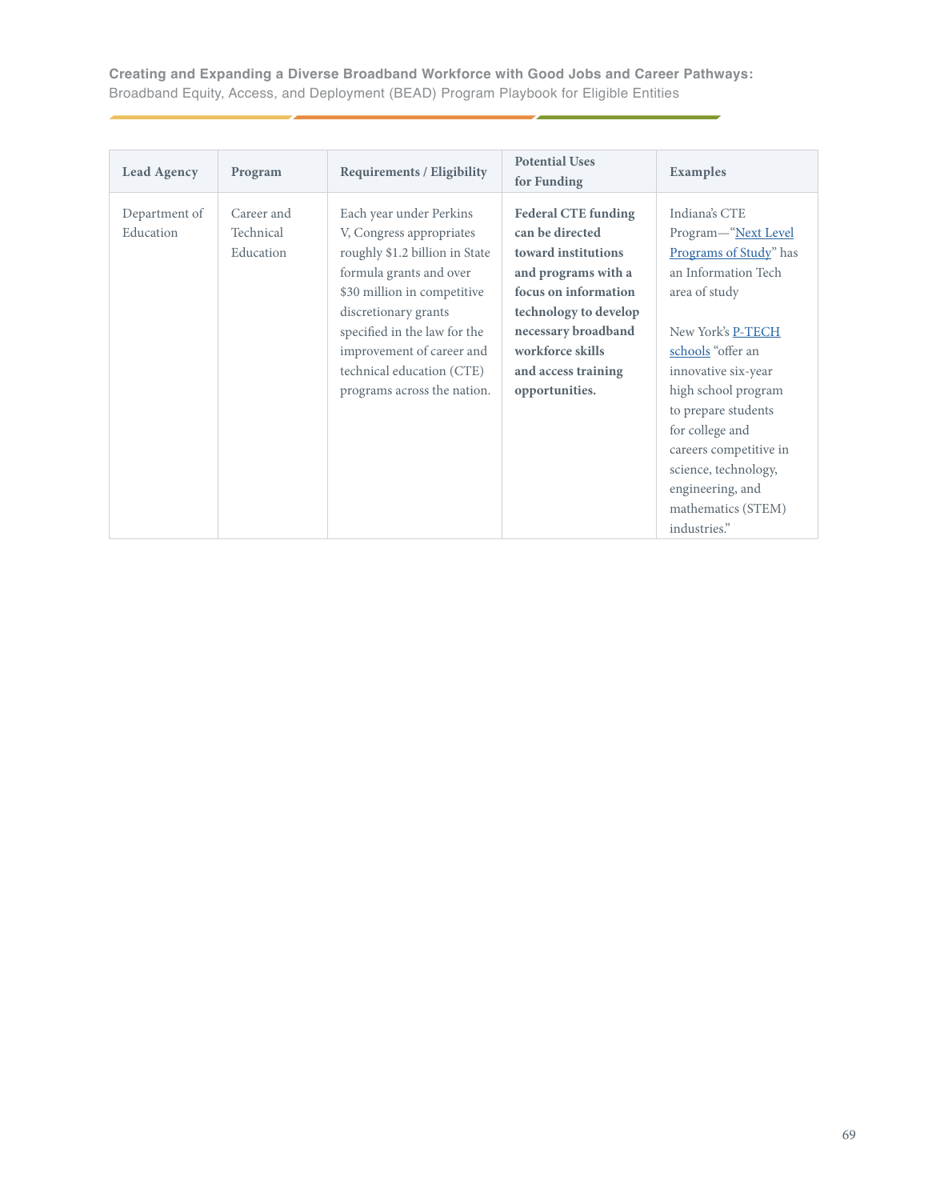| Lead Agency | Program | Requirements / Eligibility | Potential Uses for Funding | Examples |
|---|---|---|---|---|
| Department of Education | Career and Technical Education | Each year under Perkins V, Congress appropriates roughly $1.2 billion in State formula grants and over $30 million in competitive discretionary grants specified in the law for the improvement of career and technical education (CTE) programs across the nation. | **Federal CTE funding can be directed toward institutions and programs with a focus on information technology to develop necessary broadband workforce skills and access training opportunities.** | Indiana's CTE Program—"Next Level Programs of Study" has an Information Tech area of study<br><br>New York's P-TECH schools "offer an innovative six-year high school program to prepare students for college and careers competitive in science, technology, engineering, and mathematics (STEM) industries." |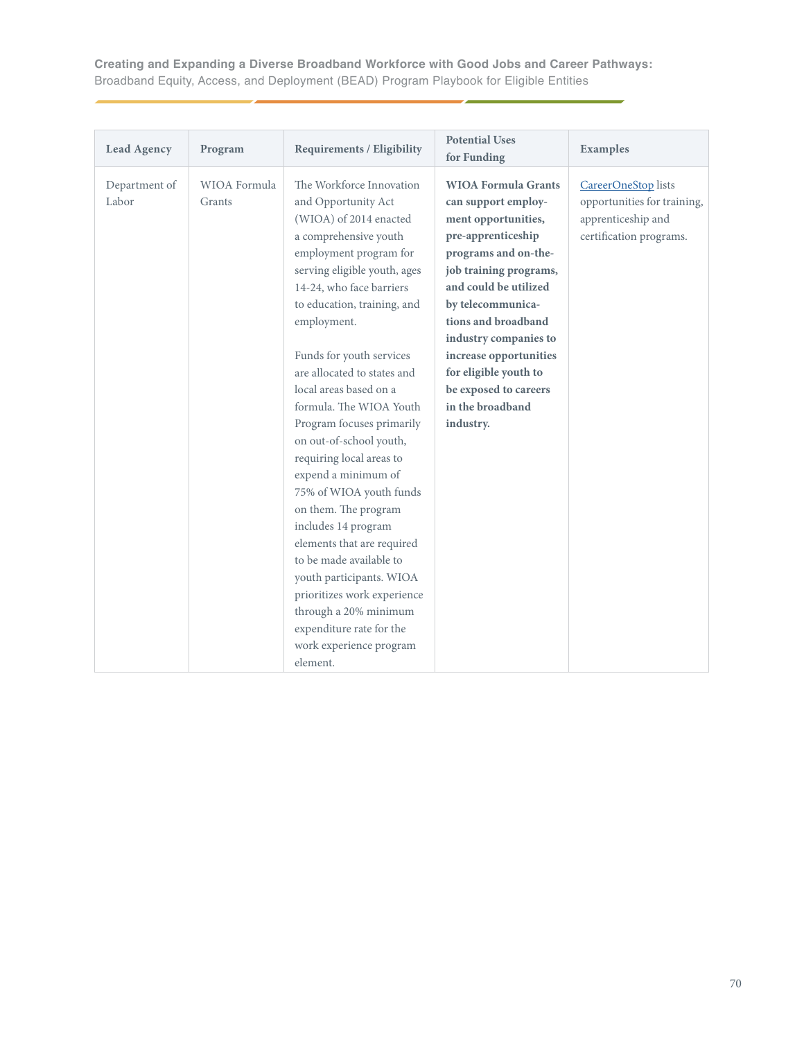| Lead Agency | Program | Requirements / Eligibility | Potential Uses for Funding | Examples |
| --- | --- | --- | --- | --- |
| Department of Labor | WIOA Formula Grants | The Workforce Innovation and Opportunity Act (WIOA) of 2014 enacted a comprehensive youth employment program for serving eligible youth, ages 14-24, who face barriers to education, training, and employment.<br><br>Funds for youth services are allocated to states and local areas based on a formula. The WIOA Youth Program focuses primarily on out-of-school youth, requiring local areas to expend a minimum of 75% of WIOA youth funds on them. The program includes 14 program elements that are required to be made available to youth participants. WIOA prioritizes work experience through a 20% minimum expenditure rate for the work experience program element. | **WIOA Formula Grants can support employment opportunities, pre-apprenticeship programs and on-the-job training programs, and could be utilized by telecommunications and broadband industry companies to increase opportunities for eligible youth to be exposed to careers in the broadband industry.** | CareerOneStop lists opportunities for training, apprenticeship and certification programs. |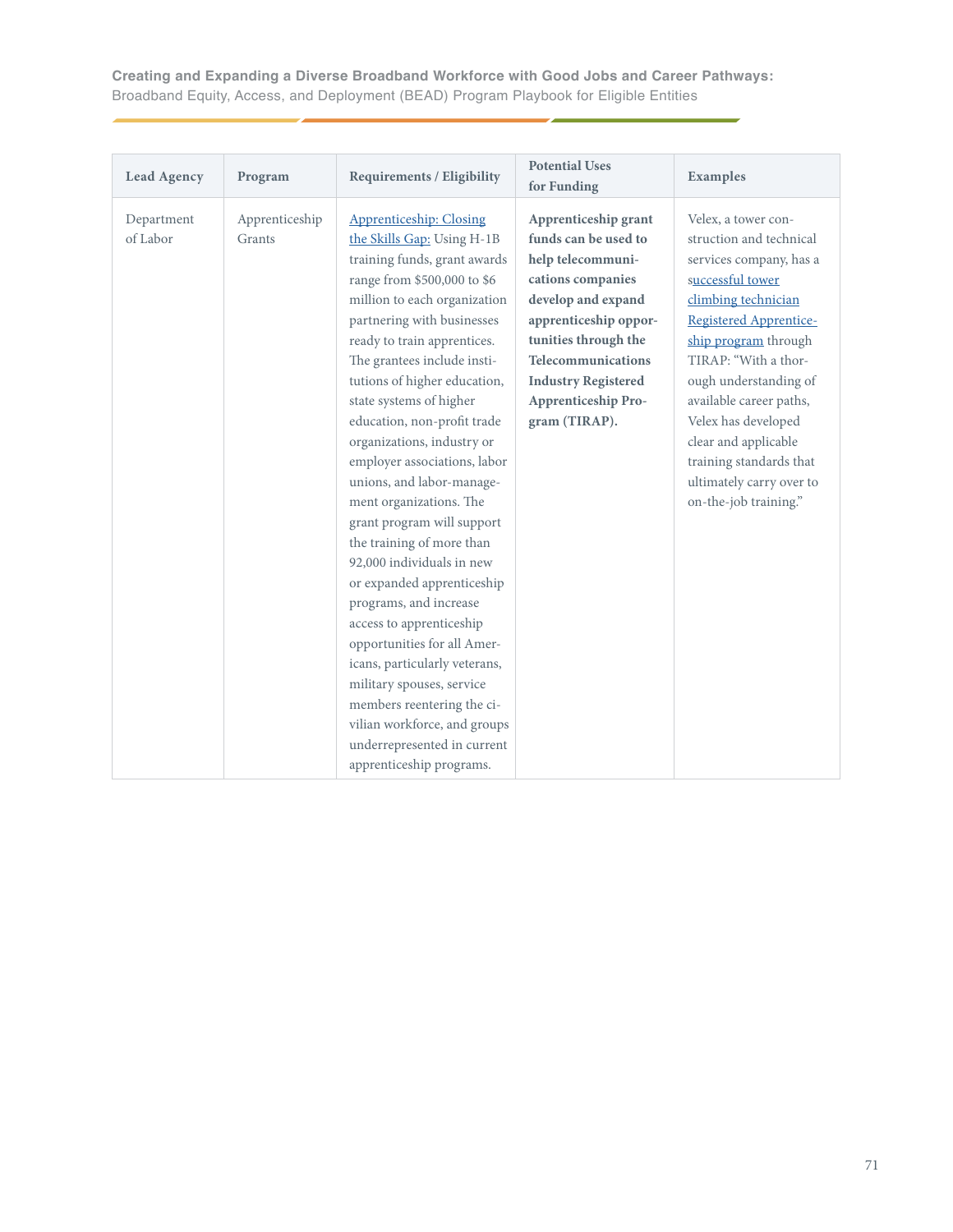| Lead Agency | Program | Requirements / Eligibility | Potential Uses for Funding | Examples |
|---|---|---|---|---|
| Department of Labor | Apprenticeship Grants | Apprenticeship: Closing the Skills Gap: Using H-1B training funds, grant awards range from $500,000 to $6 million to each organization partnering with businesses ready to train apprentices. The grantees include institutions of higher education, state systems of higher education, non-profit trade organizations, industry or employer associations, labor unions, and labor-management organizations. The grant program will support the training of more than 92,000 individuals in new or expanded apprenticeship programs, and increase access to apprenticeship opportunities for all Americans, particularly veterans, military spouses, service members reentering the civilian workforce, and groups underrepresented in current apprenticeship programs. | **Apprenticeship grant funds can be used to help telecommunications companies develop and expand apprenticeship opportunities through the Telecommunications Industry Registered Apprenticeship Program (TIRAP).** | Velex, a tower construction and technical services company, has a successful tower climbing technician Registered Apprenticeship program through TIRAP: "With a thorough understanding of available career paths, Velex has developed clear and applicable training standards that ultimately carry over to on-the-job training." |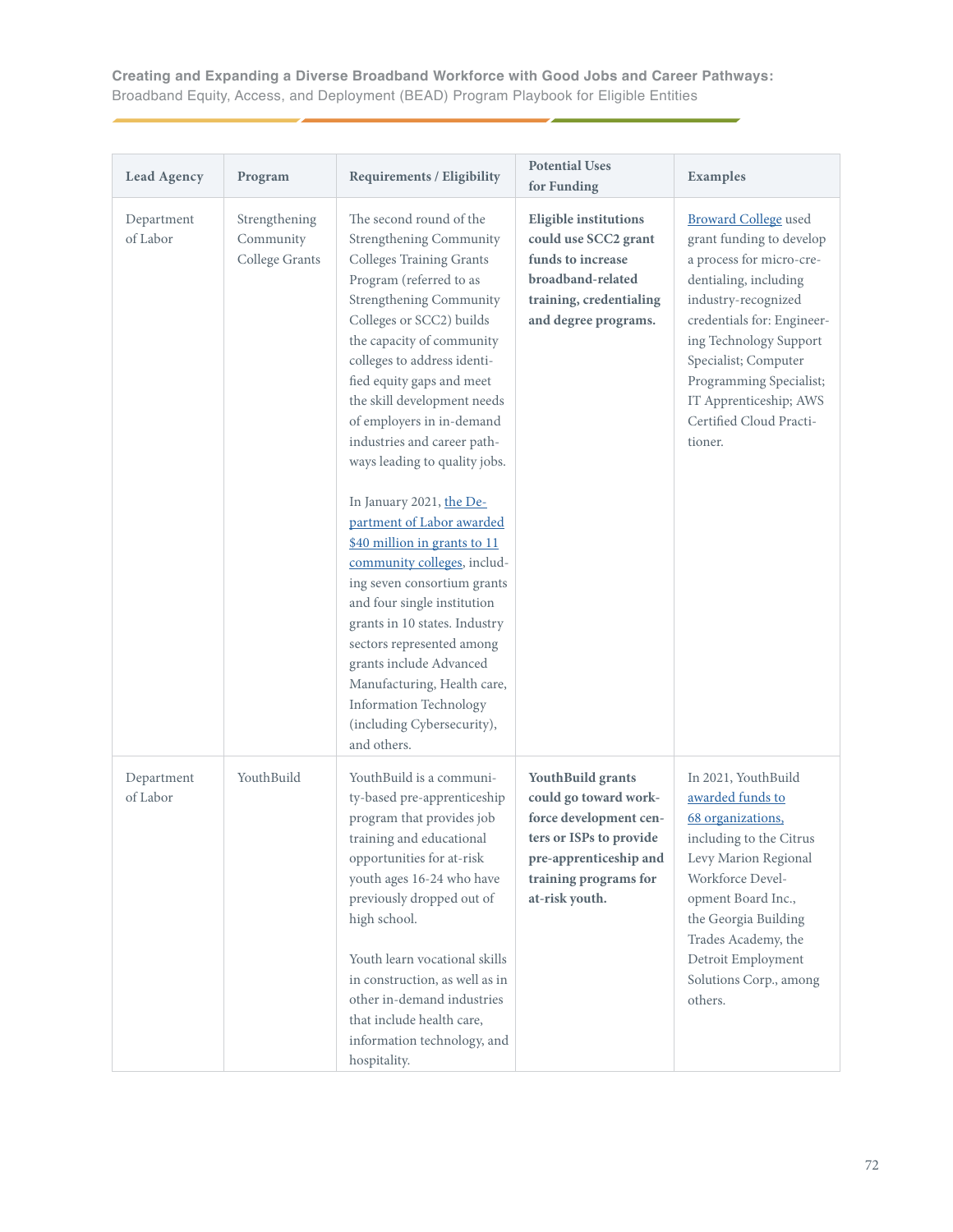| Lead Agency | Program | Requirements / Eligibility | Potential Uses for Funding | Examples |
| --- | --- | --- | --- | --- |
| Department of Labor | Strengthening Community College Grants | The second round of the Strengthening Community Colleges Training Grants Program (referred to as Strengthening Community Colleges or SCC2) builds the capacity of community colleges to address identified equity gaps and meet the skill development needs of employers in in-demand industries and career pathways leading to quality jobs.<br><br>In January 2021, the Department of Labor awarded $40 million in grants to 11 community colleges, including seven consortium grants and four single institution grants in 10 states. Industry sectors represented among grants include Advanced Manufacturing, Health care, Information Technology (including Cybersecurity), and others. | **Eligible institutions could use SCC2 grant funds to increase broadband-related training, credentialing and degree programs.** | Broward College used grant funding to develop a process for micro-credentialing, including industry-recognized credentials for: Engineering Technology Support Specialist; Computer Programming Specialist; IT Apprenticeship; AWS Certified Cloud Practitioner. |
| Department of Labor | YouthBuild | YouthBuild is a community-based pre-apprenticeship program that provides job training and educational opportunities for at-risk youth ages 16-24 who have previously dropped out of high school.<br><br>Youth learn vocational skills in construction, as well as in other in-demand industries that include health care, information technology, and hospitality. | **YouthBuild grants could go toward workforce development centers or ISPs to provide pre-apprenticeship and training programs for at-risk youth.** | In 2021, YouthBuild awarded funds to 68 organizations, including to the Citrus Levy Marion Regional Workforce Development Board Inc., the Georgia Building Trades Academy, the Detroit Employment Solutions Corp., among others. |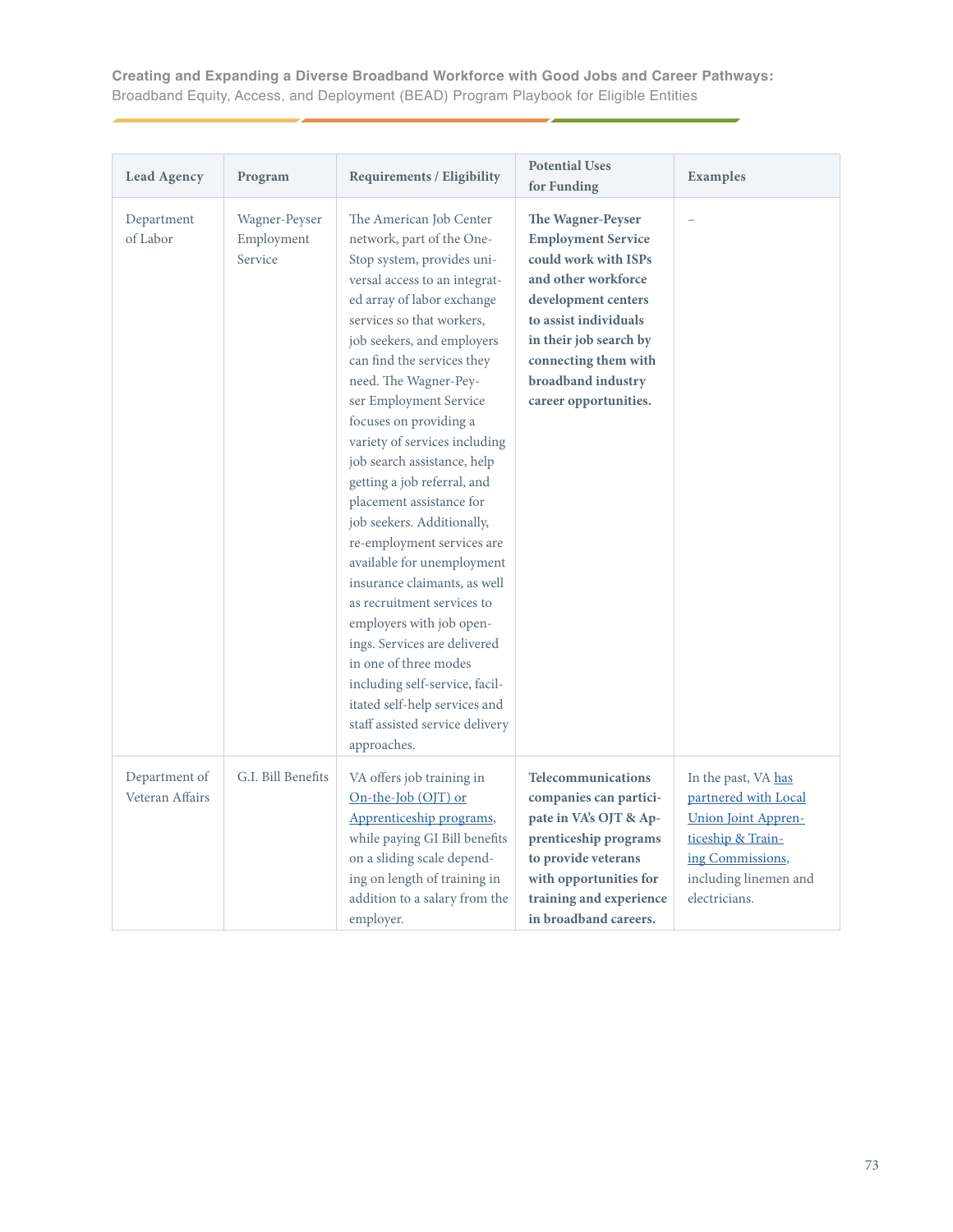| Lead Agency | Program | Requirements / Eligibility | Potential Uses for Funding | Examples |
|---|---|---|---|---|
| Department of Labor | Wagner-Peyser Employment Service | The American Job Center network, part of the One-Stop system, provides universal access to an integrated array of labor exchange services so that workers, job seekers, and employers can find the services they need. The Wagner-Peyser Employment Service focuses on providing a variety of services including job search assistance, help getting a job referral, and placement assistance for job seekers. Additionally, re-employment services are available for unemployment insurance claimants, as well as recruitment services to employers with job openings. Services are delivered in one of three modes including self-service, facilitated self-help services and staff assisted service delivery approaches. | **The Wagner-Peyser Employment Service could work with ISPs and other workforce development centers to assist individuals in their job search by connecting them with broadband industry career opportunities.** | – |
| Department of Veteran Affairs | G.I. Bill Benefits | VA offers job training in On-the-Job (OJT) or Apprenticeship programs, while paying GI Bill benefits on a sliding scale depending on length of training in addition to a salary from the employer. | **Telecommunications companies can participate in VA's OJT & Apprenticeship programs to provide veterans with opportunities for training and experience in broadband careers.** | In the past, VA has partnered with Local Union Joint Apprenticeship & Training Commissions, including linemen and electricians. |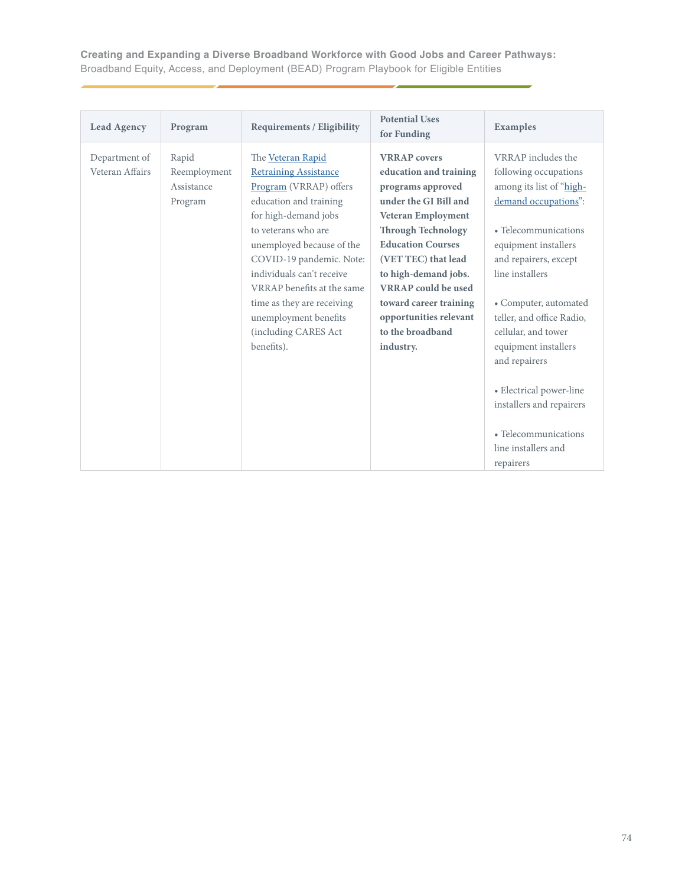| Lead Agency | Program | Requirements / Eligibility | Potential Uses for Funding | Examples |
|---|---|---|---|---|
| Department of Veteran Affairs | Rapid Reemployment Assistance Program | The Veteran Rapid Retraining Assistance Program (VRRAP) offers education and training for high-demand jobs to veterans who are unemployed because of the COVID-19 pandemic. Note: individuals can't receive VRRAP benefits at the same time as they are receiving unemployment benefits (including CARES Act benefits). | **VRRAP covers education and training programs approved under the GI Bill and Veteran Employment Through Technology Education Courses (VET TEC) that lead to high-demand jobs. VRRAP could be used toward career training opportunities relevant to the broadband industry.** | VRRAP includes the following occupations among its list of "high-demand occupations":<br><br>• Telecommunications equipment installers and repairers, except line installers<br><br>• Computer, automated teller, and office Radio, cellular, and tower equipment installers and repairers<br><br>• Electrical power-line installers and repairers<br><br>• Telecommunications line installers and repairers |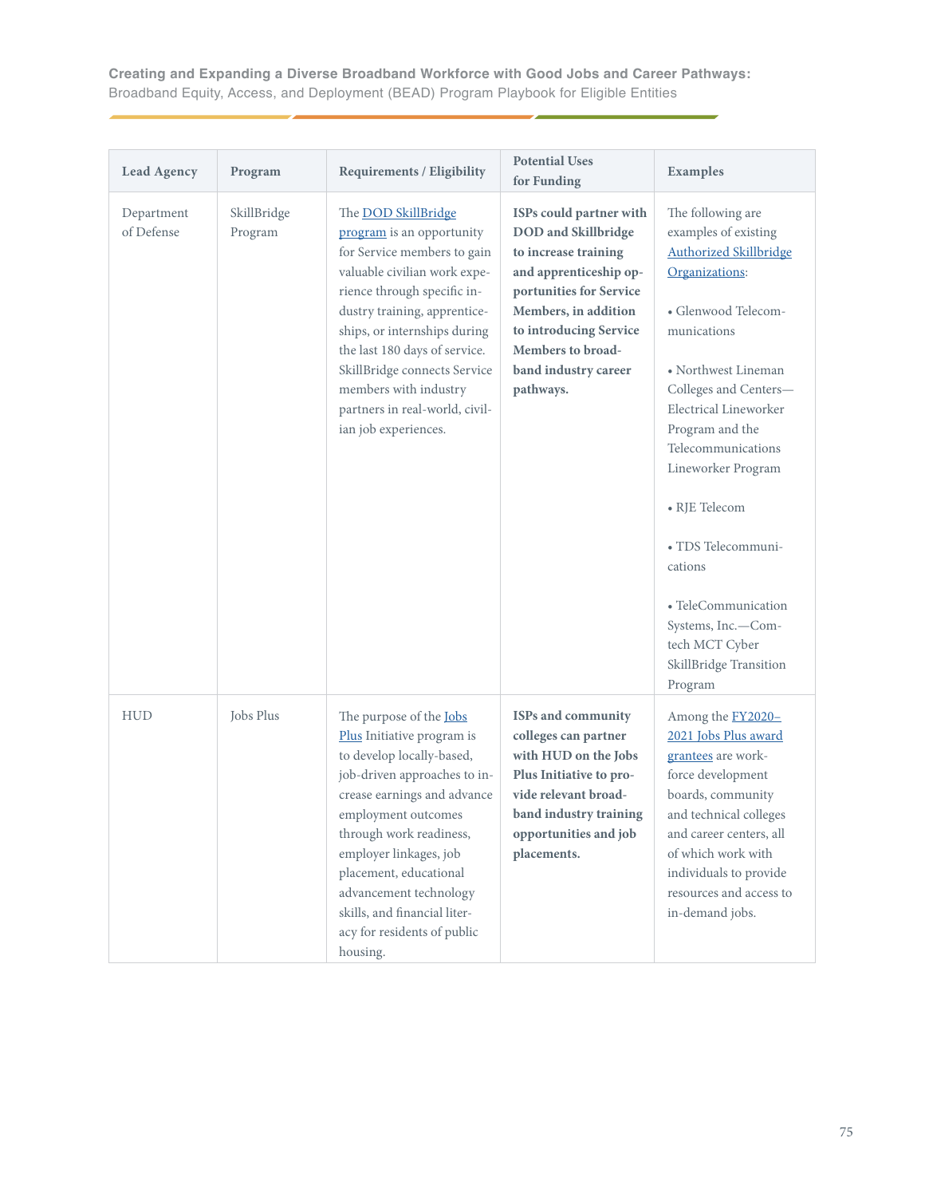| Lead Agency | Program | Requirements / Eligibility | Potential Uses for Funding | Examples |
|---|---|---|---|---|
| Department of Defense | SkillBridge Program | The DOD SkillBridge program is an opportunity for Service members to gain valuable civilian work experience through specific industry training, apprenticeships, or internships during the last 180 days of service. SkillBridge connects Service members with industry partners in real-world, civilian job experiences. | **ISPs could partner with DOD and Skillbridge to increase training and apprenticeship opportunities for Service Members, in addition to introducing Service Members to broadband industry career pathways.** | The following are examples of existing Authorized Skillbridge Organizations:<br><br>• Glenwood Telecommunications<br><br>• Northwest Lineman Colleges and Centers—Electrical Lineworker Program and the Telecommunications Lineworker Program<br><br>• RJE Telecom<br><br>• TDS Telecommunications<br><br>• TeleCommunication Systems, Inc.—Comtech MCT Cyber SkillBridge Transition Program |
| HUD | Jobs Plus | The purpose of the Jobs Plus Initiative program is to develop locally-based, job-driven approaches to increase earnings and advance employment outcomes through work readiness, employer linkages, job placement, educational advancement technology skills, and financial literacy for residents of public housing. | **ISPs and community colleges can partner with HUD on the Jobs Plus Initiative to provide relevant broadband industry training opportunities and job placements.** | Among the FY2020–2021 Jobs Plus award grantees are workforce development boards, community and technical colleges and career centers, all of which work with individuals to provide resources and access to in-demand jobs. |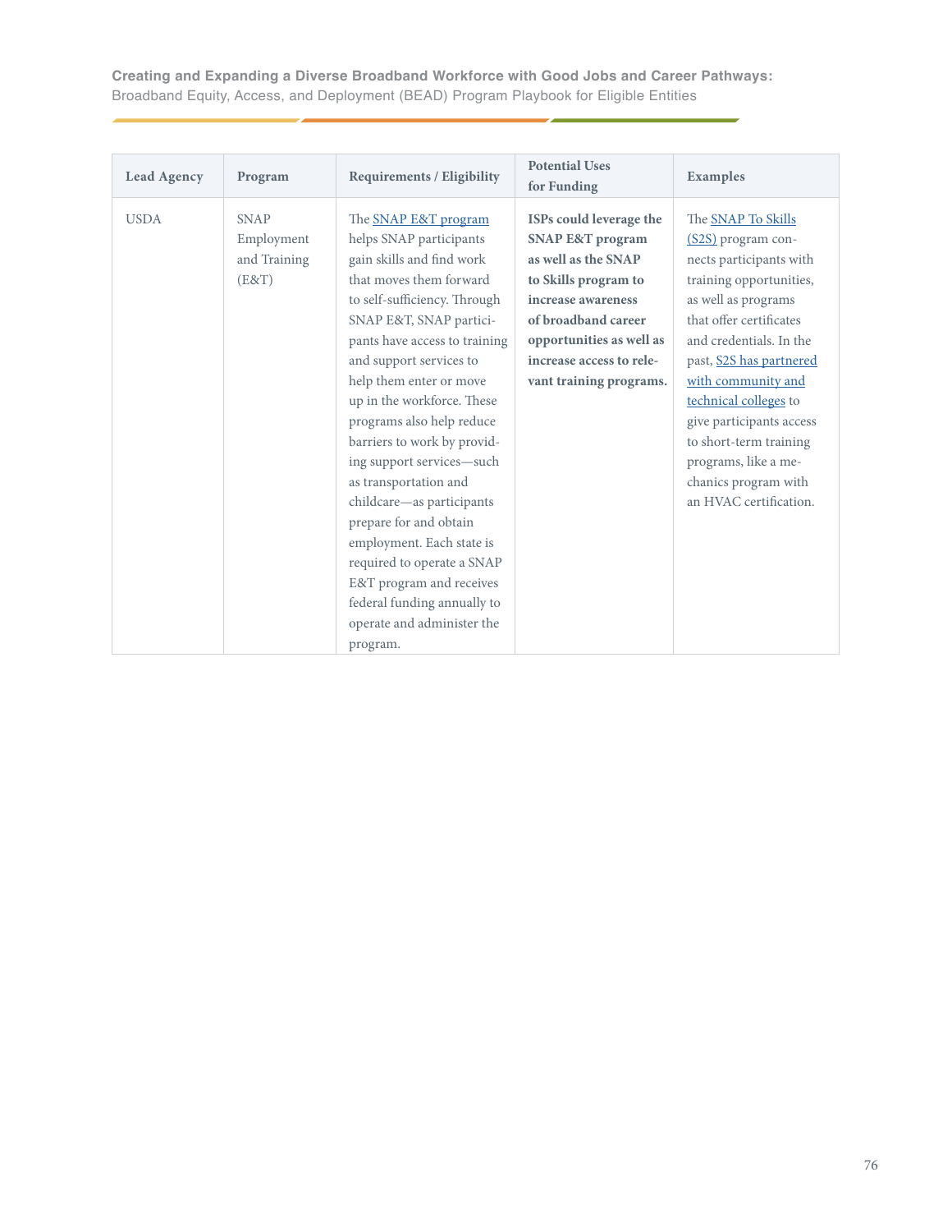| Lead Agency | Program | Requirements / Eligibility | Potential Uses for Funding | Examples |
|---|---|---|---|---|
| USDA | SNAP Employment and Training (E&T) | The SNAP E&T program helps SNAP participants gain skills and find work that moves them forward to self-sufficiency. Through SNAP E&T, SNAP participants have access to training and support services to help them enter or move up in the workforce. These programs also help reduce barriers to work by providing support services—such as transportation and childcare—as participants prepare for and obtain employment. Each state is required to operate a SNAP E&T program and receives federal funding annually to operate and administer the program. | **ISPs could leverage the SNAP E&T program as well as the SNAP to Skills program to increase awareness of broadband career opportunities as well as increase access to relevant training programs.** | The SNAP To Skills (S2S) program connects participants with training opportunities, as well as programs that offer certificates and credentials. In the past, S2S has partnered with community and technical colleges to give participants access to short-term training programs, like a mechanics program with an HVAC certification. |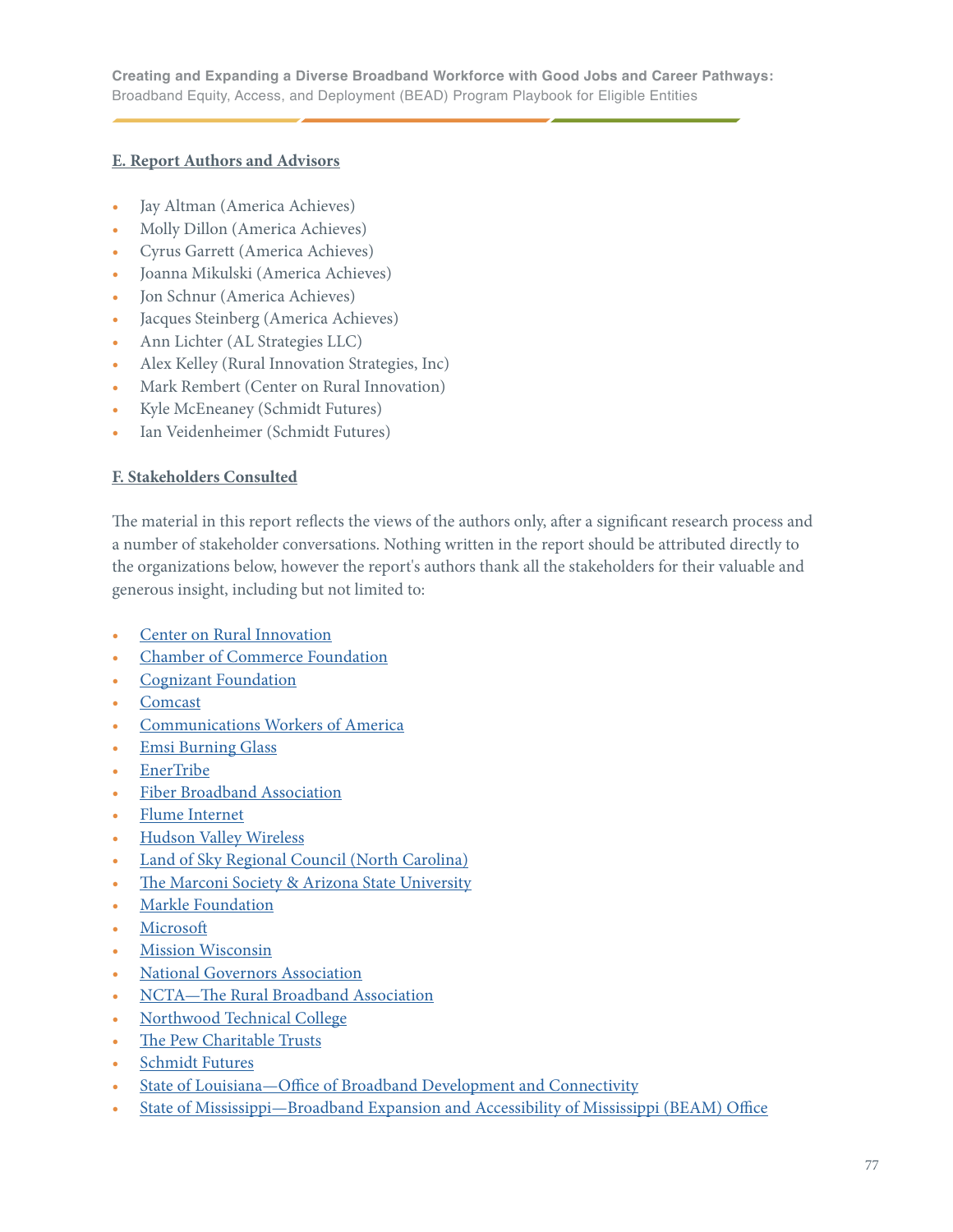## E. Report Authors and Advisors

- Jay Altman (America Achieves)
- Molly Dillon (America Achieves)
- Cyrus Garrett (America Achieves)
- Joanna Mikulski (America Achieves)
- Jon Schnur (America Achieves)
- Jacques Steinberg (America Achieves)
- Ann Lichter (AL Strategies LLC)
- Alex Kelley (Rural Innovation Strategies, Inc)
- Mark Rembert (Center on Rural Innovation)
- Kyle McEneaney (Schmidt Futures)
- Ian Veidenheimer (Schmidt Futures)

## F. Stakeholders Consulted

The material in this report reflects the views of the authors only, after a significant research process and a number of stakeholder conversations. Nothing written in the report should be attributed directly to the organizations below, however the report's authors thank all the stakeholders for their valuable and generous insight, including but not limited to:

- Center on Rural Innovation
- Chamber of Commerce Foundation
- Cognizant Foundation
- Comcast
- Communications Workers of America
- Emsi Burning Glass
- EnerTribe
- Fiber Broadband Association
- Flume Internet
- Hudson Valley Wireless
- Land of Sky Regional Council (North Carolina)
- The Marconi Society & Arizona State University
- Markle Foundation
- Microsoft
- Mission Wisconsin
- National Governors Association
- NCTA—The Rural Broadband Association
- Northwood Technical College
- The Pew Charitable Trusts
- Schmidt Futures
- State of Louisiana—Office of Broadband Development and Connectivity
- State of Mississippi—Broadband Expansion and Accessibility of Mississippi (BEAM) Office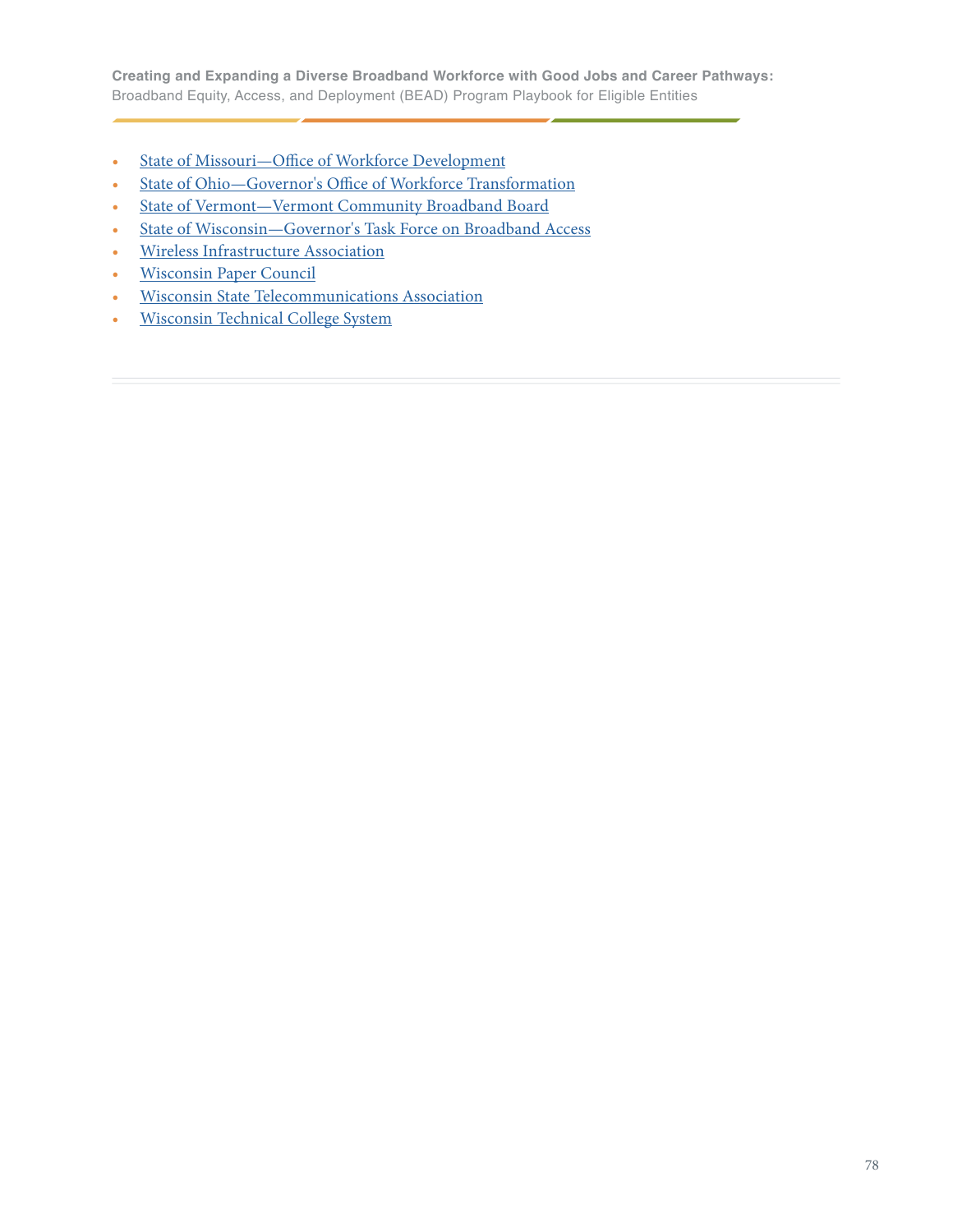- State of Missouri—Office of Workforce Development
- State of Ohio—Governor's Office of Workforce Transformation
- State of Vermont—Vermont Community Broadband Board
- State of Wisconsin—Governor's Task Force on Broadband Access
- Wireless Infrastructure Association
- Wisconsin Paper Council
- Wisconsin State Telecommunications Association
- Wisconsin Technical College System